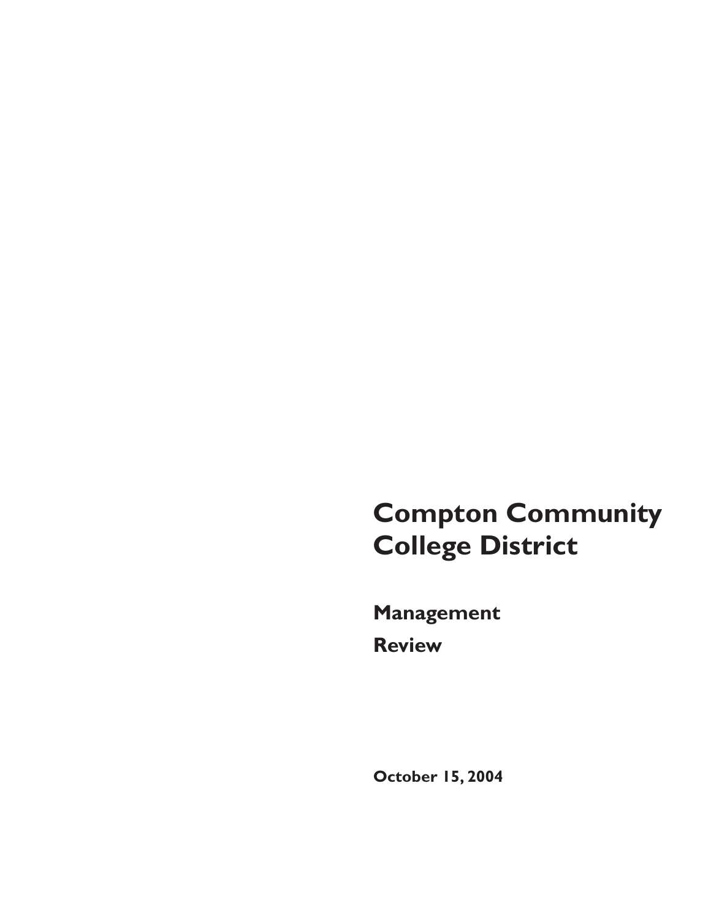# Compton Community College District

## Management Review

**October 15, 2004**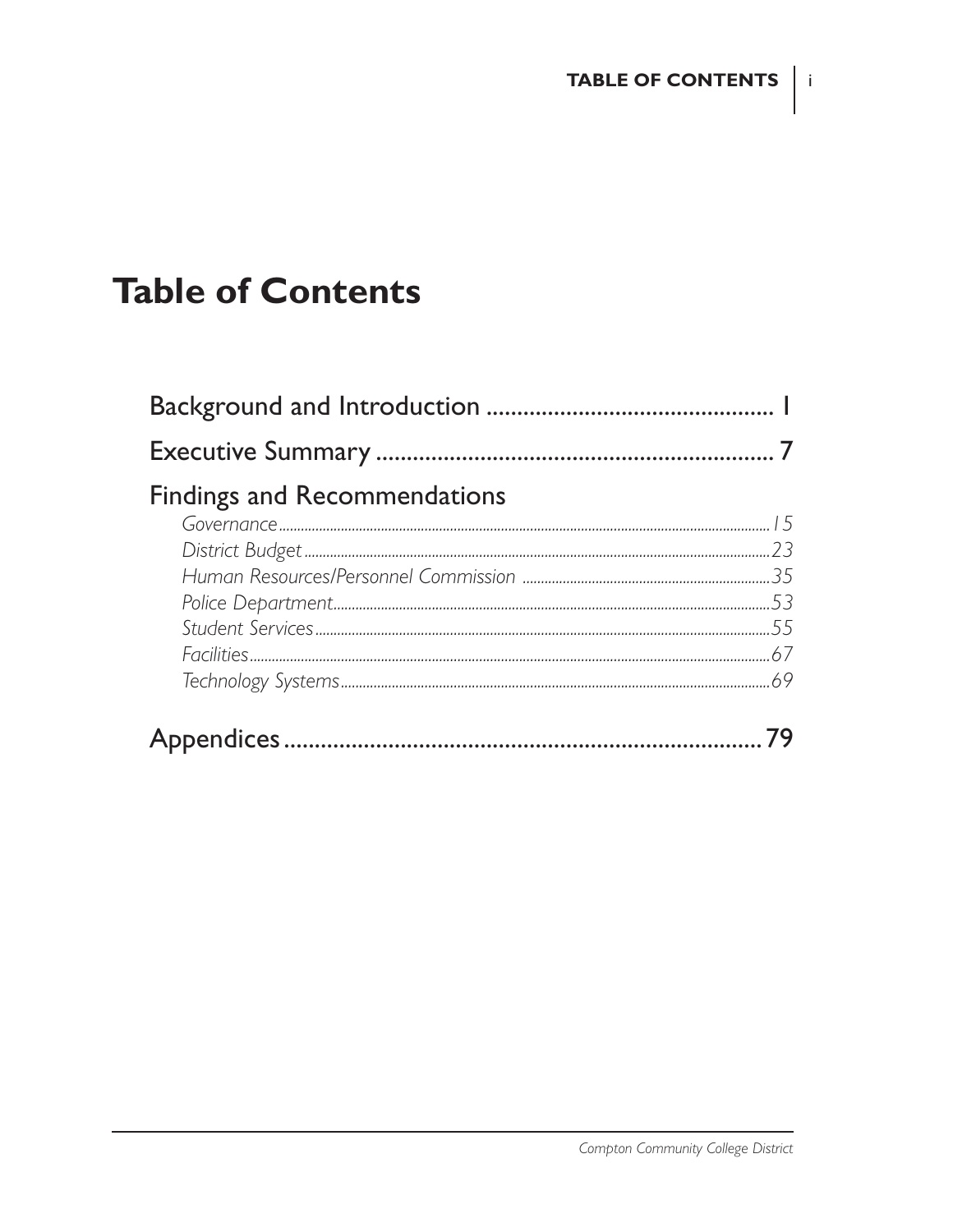# Table of Contents

Background and Introduction ............................................... 1

Executive Summary ................................................................ 7

Findings and Recommendations

*Governance* ........................................................................................................ *15*

*District Budget* ................................................................................................ *23*

*Human Resources/Personnel Commission* ........................................................ *35*

*Police Department* ........................................................................................... *53*

*Student Services* .............................................................................................. *55*

*Facilities* .......................................................................................................... *67*

*Technology Systems* ......................................................................................... *69*

Appendices ............................................................................ 79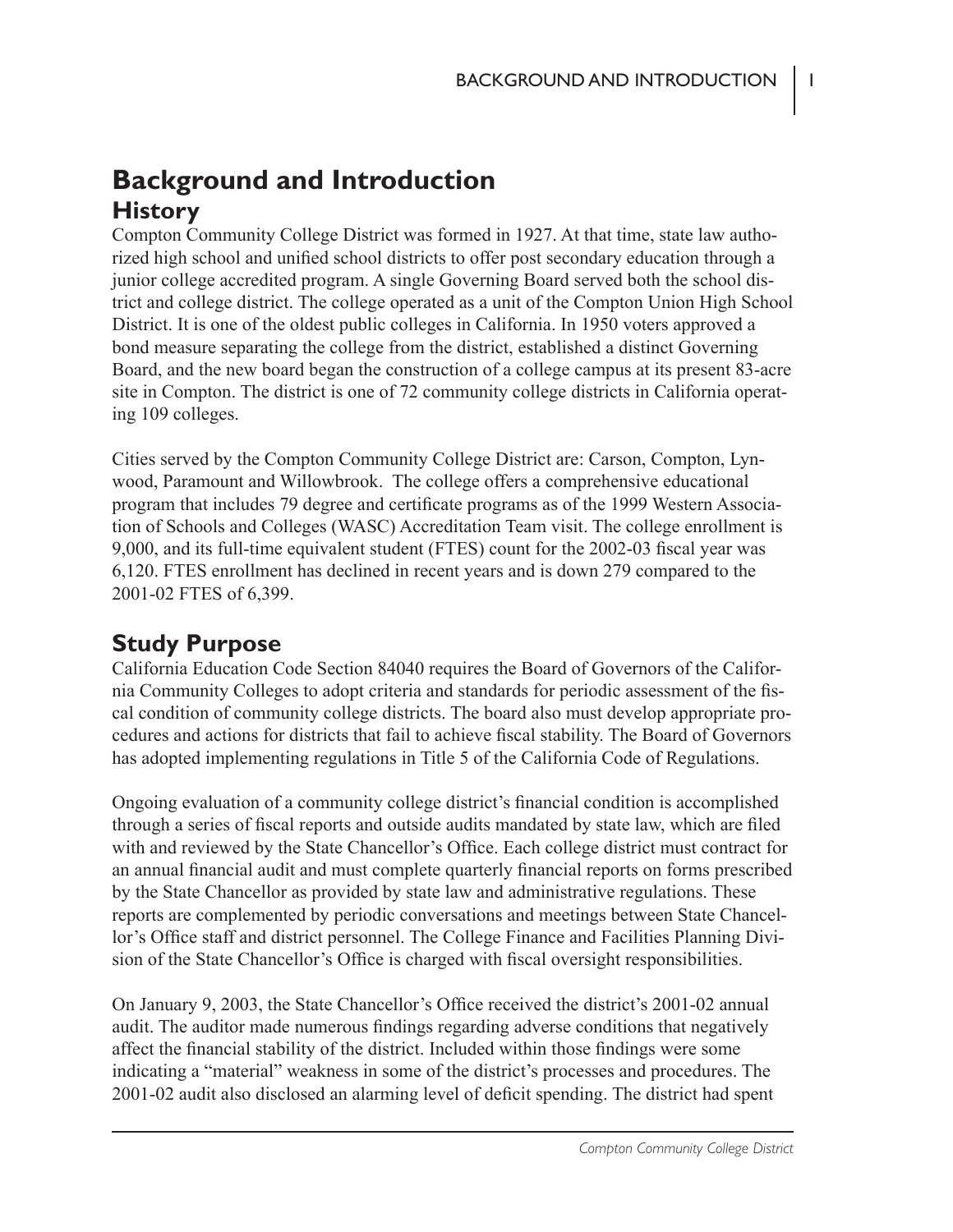# Background and Introduction

## History

Compton Community College District was formed in 1927. At that time, state law authorized high school and unified school districts to offer post secondary education through a junior college accredited program. A single Governing Board served both the school district and college district. The college operated as a unit of the Compton Union High School District. It is one of the oldest public colleges in California. In 1950 voters approved a bond measure separating the college from the district, established a distinct Governing Board, and the new board began the construction of a college campus at its present 83-acre site in Compton. The district is one of 72 community college districts in California operating 109 colleges.

Cities served by the Compton Community College District are: Carson, Compton, Lynwood, Paramount and Willowbrook. The college offers a comprehensive educational program that includes 79 degree and certificate programs as of the 1999 Western Association of Schools and Colleges (WASC) Accreditation Team visit. The college enrollment is 9,000, and its full-time equivalent student (FTES) count for the 2002-03 fiscal year was 6,120. FTES enrollment has declined in recent years and is down 279 compared to the 2001-02 FTES of 6,399.

## Study Purpose

California Education Code Section 84040 requires the Board of Governors of the California Community Colleges to adopt criteria and standards for periodic assessment of the fiscal condition of community college districts. The board also must develop appropriate procedures and actions for districts that fail to achieve fiscal stability. The Board of Governors has adopted implementing regulations in Title 5 of the California Code of Regulations.

Ongoing evaluation of a community college district's financial condition is accomplished through a series of fiscal reports and outside audits mandated by state law, which are filed with and reviewed by the State Chancellor's Office. Each college district must contract for an annual financial audit and must complete quarterly financial reports on forms prescribed by the State Chancellor as provided by state law and administrative regulations. These reports are complemented by periodic conversations and meetings between State Chancellor's Office staff and district personnel. The College Finance and Facilities Planning Division of the State Chancellor's Office is charged with fiscal oversight responsibilities.

On January 9, 2003, the State Chancellor's Office received the district's 2001-02 annual audit. The auditor made numerous findings regarding adverse conditions that negatively affect the financial stability of the district. Included within those findings were some indicating a "material" weakness in some of the district's processes and procedures. The 2001-02 audit also disclosed an alarming level of deficit spending. The district had spent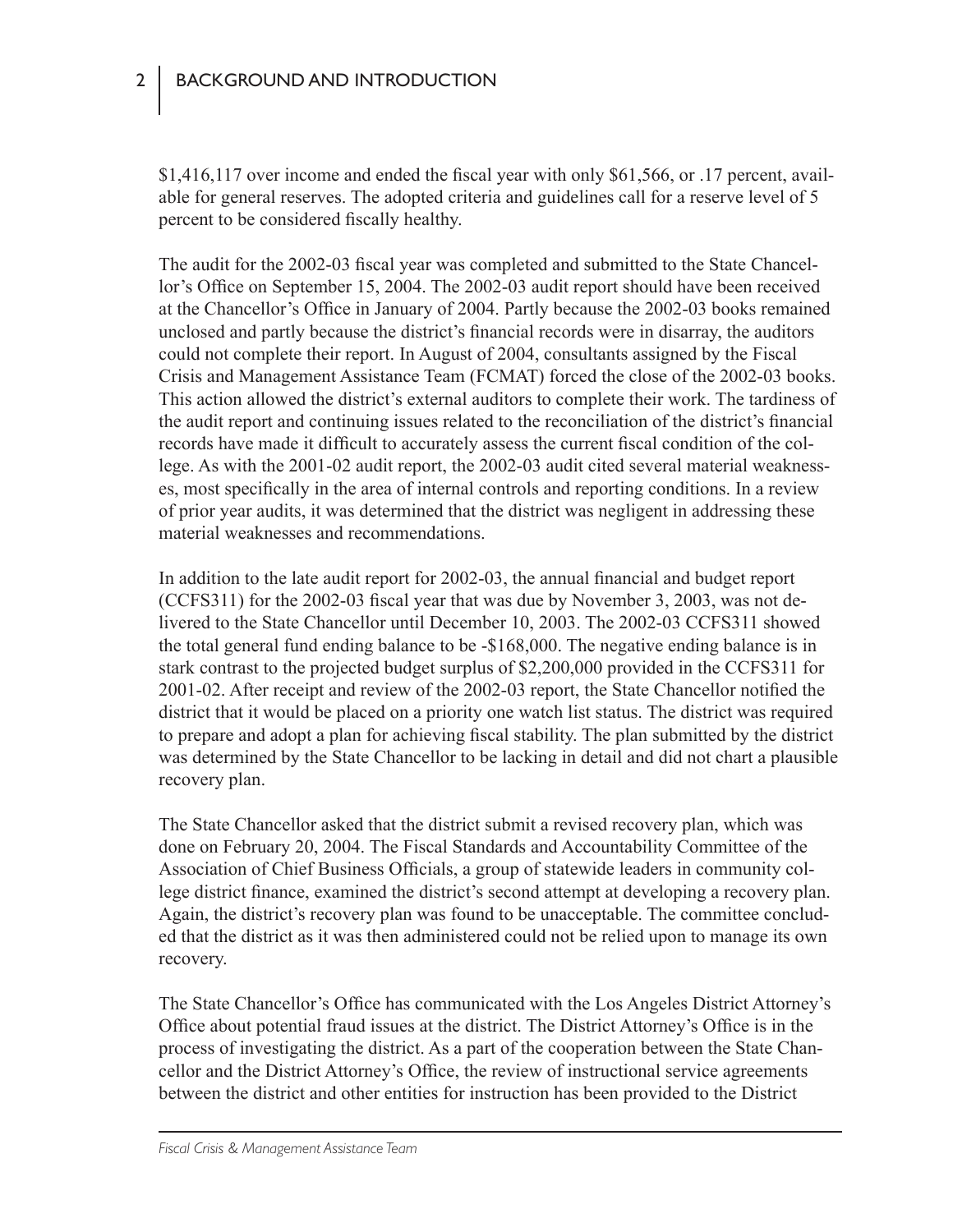$1,416,117 over income and ended the fiscal year with only $61,566, or .17 percent, available for general reserves. The adopted criteria and guidelines call for a reserve level of 5 percent to be considered fiscally healthy.

The audit for the 2002-03 fiscal year was completed and submitted to the State Chancellor's Office on September 15, 2004. The 2002-03 audit report should have been received at the Chancellor's Office in January of 2004. Partly because the 2002-03 books remained unclosed and partly because the district's financial records were in disarray, the auditors could not complete their report. In August of 2004, consultants assigned by the Fiscal Crisis and Management Assistance Team (FCMAT) forced the close of the 2002-03 books. This action allowed the district's external auditors to complete their work. The tardiness of the audit report and continuing issues related to the reconciliation of the district's financial records have made it difficult to accurately assess the current fiscal condition of the college. As with the 2001-02 audit report, the 2002-03 audit cited several material weaknesses, most specifically in the area of internal controls and reporting conditions. In a review of prior year audits, it was determined that the district was negligent in addressing these material weaknesses and recommendations.

In addition to the late audit report for 2002-03, the annual financial and budget report (CCFS311) for the 2002-03 fiscal year that was due by November 3, 2003, was not delivered to the State Chancellor until December 10, 2003. The 2002-03 CCFS311 showed the total general fund ending balance to be -$168,000. The negative ending balance is in stark contrast to the projected budget surplus of $2,200,000 provided in the CCFS311 for 2001-02. After receipt and review of the 2002-03 report, the State Chancellor notified the district that it would be placed on a priority one watch list status. The district was required to prepare and adopt a plan for achieving fiscal stability. The plan submitted by the district was determined by the State Chancellor to be lacking in detail and did not chart a plausible recovery plan.

The State Chancellor asked that the district submit a revised recovery plan, which was done on February 20, 2004. The Fiscal Standards and Accountability Committee of the Association of Chief Business Officials, a group of statewide leaders in community college district finance, examined the district's second attempt at developing a recovery plan. Again, the district's recovery plan was found to be unacceptable. The committee concluded that the district as it was then administered could not be relied upon to manage its own recovery.

The State Chancellor's Office has communicated with the Los Angeles District Attorney's Office about potential fraud issues at the district. The District Attorney's Office is in the process of investigating the district. As a part of the cooperation between the State Chancellor and the District Attorney's Office, the review of instructional service agreements between the district and other entities for instruction has been provided to the District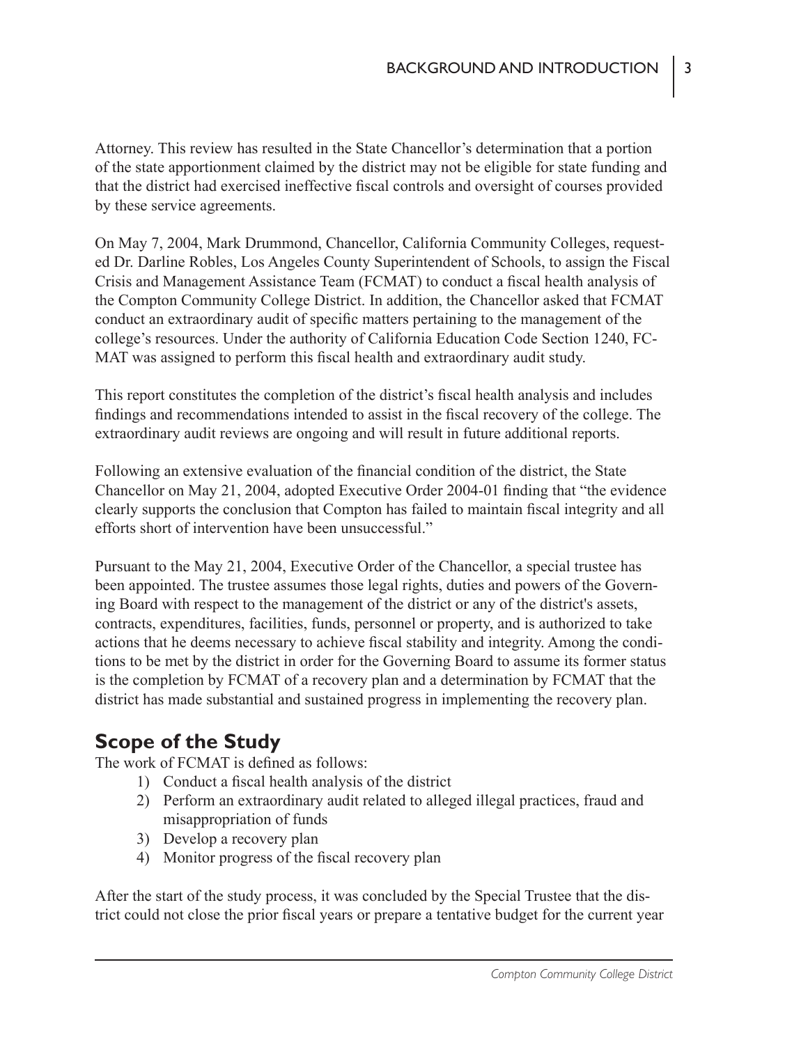Attorney. This review has resulted in the State Chancellor's determination that a portion of the state apportionment claimed by the district may not be eligible for state funding and that the district had exercised ineffective fiscal controls and oversight of courses provided by these service agreements.

On May 7, 2004, Mark Drummond, Chancellor, California Community Colleges, requested Dr. Darline Robles, Los Angeles County Superintendent of Schools, to assign the Fiscal Crisis and Management Assistance Team (FCMAT) to conduct a fiscal health analysis of the Compton Community College District. In addition, the Chancellor asked that FCMAT conduct an extraordinary audit of specific matters pertaining to the management of the college's resources. Under the authority of California Education Code Section 1240, FCMAT was assigned to perform this fiscal health and extraordinary audit study.

This report constitutes the completion of the district's fiscal health analysis and includes findings and recommendations intended to assist in the fiscal recovery of the college. The extraordinary audit reviews are ongoing and will result in future additional reports.

Following an extensive evaluation of the financial condition of the district, the State Chancellor on May 21, 2004, adopted Executive Order 2004-01 finding that "the evidence clearly supports the conclusion that Compton has failed to maintain fiscal integrity and all efforts short of intervention have been unsuccessful."

Pursuant to the May 21, 2004, Executive Order of the Chancellor, a special trustee has been appointed. The trustee assumes those legal rights, duties and powers of the Governing Board with respect to the management of the district or any of the district's assets, contracts, expenditures, facilities, funds, personnel or property, and is authorized to take actions that he deems necessary to achieve fiscal stability and integrity. Among the conditions to be met by the district in order for the Governing Board to assume its former status is the completion by FCMAT of a recovery plan and a determination by FCMAT that the district has made substantial and sustained progress in implementing the recovery plan.

## Scope of the Study

The work of FCMAT is defined as follows:

1) Conduct a fiscal health analysis of the district
2) Perform an extraordinary audit related to alleged illegal practices, fraud and misappropriation of funds
3) Develop a recovery plan
4) Monitor progress of the fiscal recovery plan

After the start of the study process, it was concluded by the Special Trustee that the district could not close the prior fiscal years or prepare a tentative budget for the current year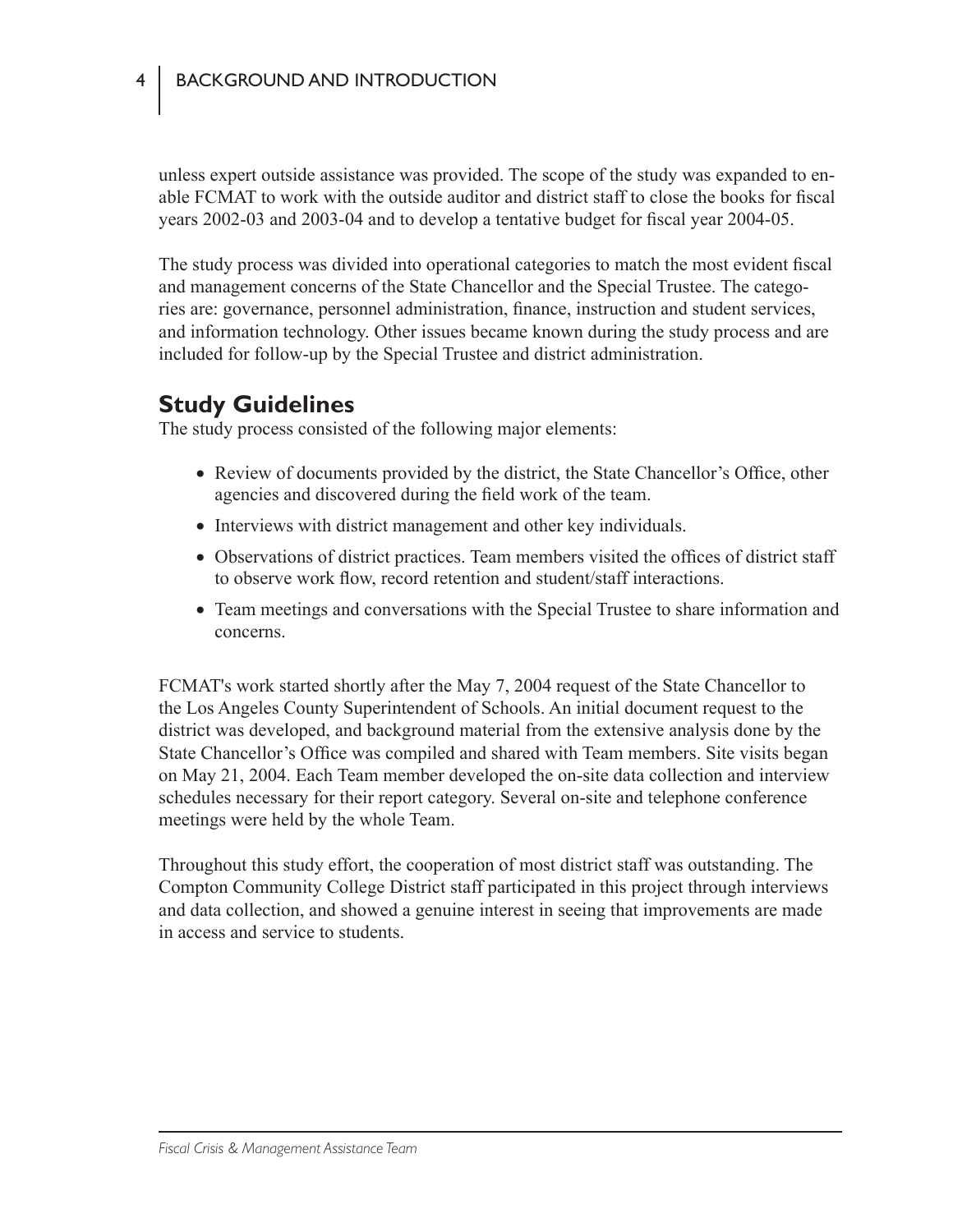unless expert outside assistance was provided. The scope of the study was expanded to enable FCMAT to work with the outside auditor and district staff to close the books for fiscal years 2002-03 and 2003-04 and to develop a tentative budget for fiscal year 2004-05.

The study process was divided into operational categories to match the most evident fiscal and management concerns of the State Chancellor and the Special Trustee. The categories are: governance, personnel administration, finance, instruction and student services, and information technology. Other issues became known during the study process and are included for follow-up by the Special Trustee and district administration.

## Study Guidelines

The study process consisted of the following major elements:

- Review of documents provided by the district, the State Chancellor's Office, other agencies and discovered during the field work of the team.
- Interviews with district management and other key individuals.
- Observations of district practices. Team members visited the offices of district staff to observe work flow, record retention and student/staff interactions.
- Team meetings and conversations with the Special Trustee to share information and concerns.

FCMAT's work started shortly after the May 7, 2004 request of the State Chancellor to the Los Angeles County Superintendent of Schools. An initial document request to the district was developed, and background material from the extensive analysis done by the State Chancellor's Office was compiled and shared with Team members. Site visits began on May 21, 2004. Each Team member developed the on-site data collection and interview schedules necessary for their report category. Several on-site and telephone conference meetings were held by the whole Team.

Throughout this study effort, the cooperation of most district staff was outstanding. The Compton Community College District staff participated in this project through interviews and data collection, and showed a genuine interest in seeing that improvements are made in access and service to students.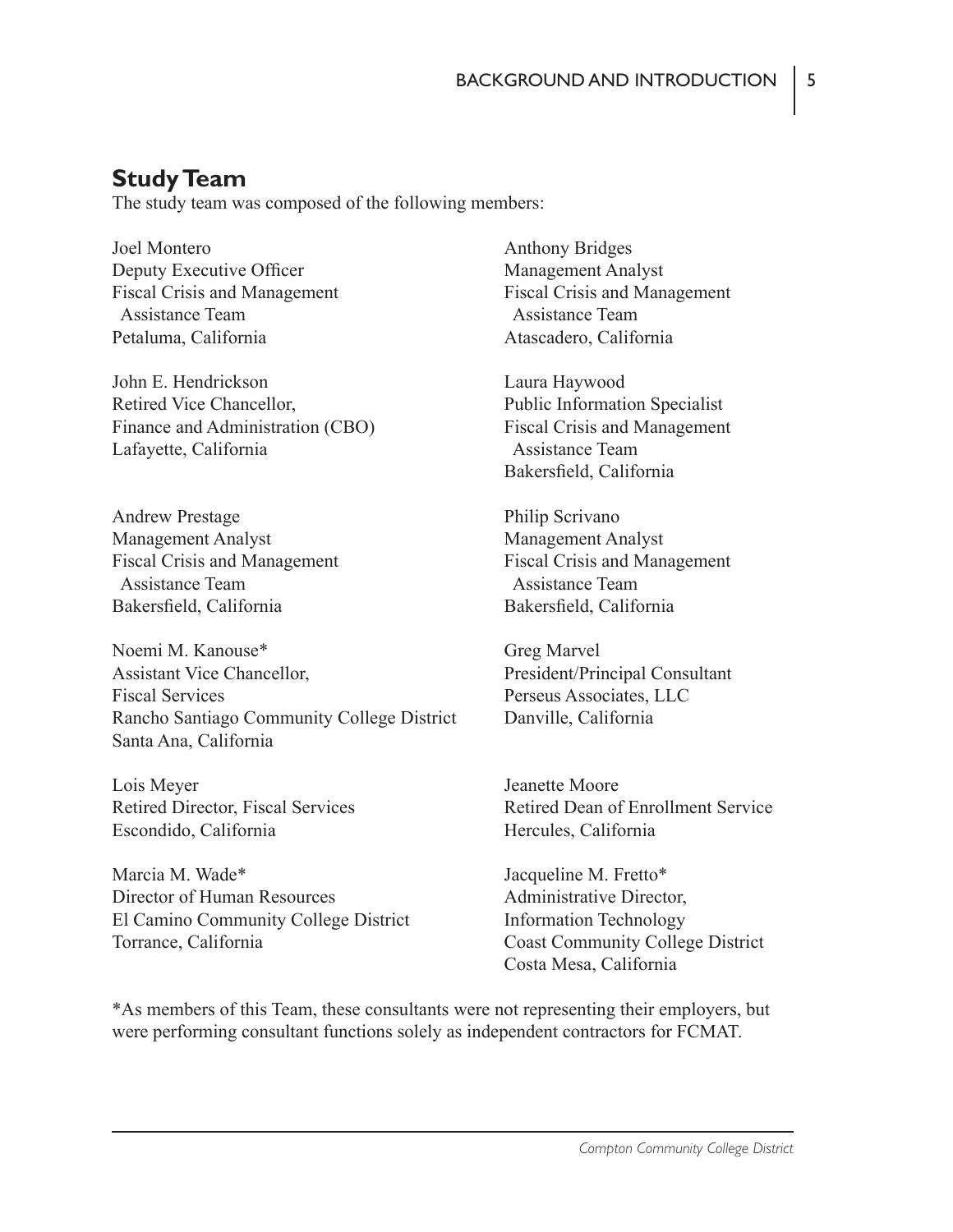## Study Team

The study team was composed of the following members:

Joel Montero
Deputy Executive Officer
Fiscal Crisis and Management Assistance Team
Petaluma, California

Anthony Bridges
Management Analyst
Fiscal Crisis and Management Assistance Team
Atascadero, California

John E. Hendrickson
Retired Vice Chancellor,
Finance and Administration (CBO)
Lafayette, California

Laura Haywood
Public Information Specialist
Fiscal Crisis and Management Assistance Team
Bakersfield, California

Andrew Prestage
Management Analyst
Fiscal Crisis and Management Assistance Team
Bakersfield, California

Philip Scrivano
Management Analyst
Fiscal Crisis and Management Assistance Team
Bakersfield, California

Noemi M. Kanouse*
Assistant Vice Chancellor,
Fiscal Services
Rancho Santiago Community College District
Santa Ana, California

Greg Marvel
President/Principal Consultant
Perseus Associates, LLC
Danville, California

Lois Meyer
Retired Director, Fiscal Services
Escondido, California

Jeanette Moore
Retired Dean of Enrollment Service
Hercules, California

Marcia M. Wade*
Director of Human Resources
El Camino Community College District
Torrance, California

Jacqueline M. Fretto*
Administrative Director,
Information Technology
Coast Community College District
Costa Mesa, California

*As members of this Team, these consultants were not representing their employers, but were performing consultant functions solely as independent contractors for FCMAT.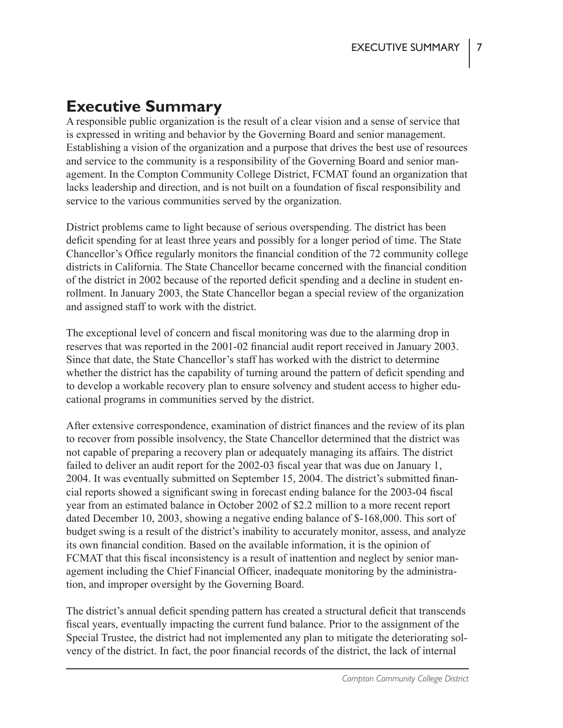# Executive Summary

A responsible public organization is the result of a clear vision and a sense of service that is expressed in writing and behavior by the Governing Board and senior management. Establishing a vision of the organization and a purpose that drives the best use of resources and service to the community is a responsibility of the Governing Board and senior management. In the Compton Community College District, FCMAT found an organization that lacks leadership and direction, and is not built on a foundation of fiscal responsibility and service to the various communities served by the organization.

District problems came to light because of serious overspending. The district has been deficit spending for at least three years and possibly for a longer period of time. The State Chancellor's Office regularly monitors the financial condition of the 72 community college districts in California. The State Chancellor became concerned with the financial condition of the district in 2002 because of the reported deficit spending and a decline in student enrollment. In January 2003, the State Chancellor began a special review of the organization and assigned staff to work with the district.

The exceptional level of concern and fiscal monitoring was due to the alarming drop in reserves that was reported in the 2001-02 financial audit report received in January 2003. Since that date, the State Chancellor's staff has worked with the district to determine whether the district has the capability of turning around the pattern of deficit spending and to develop a workable recovery plan to ensure solvency and student access to higher educational programs in communities served by the district.

After extensive correspondence, examination of district finances and the review of its plan to recover from possible insolvency, the State Chancellor determined that the district was not capable of preparing a recovery plan or adequately managing its affairs. The district failed to deliver an audit report for the 2002-03 fiscal year that was due on January 1, 2004. It was eventually submitted on September 15, 2004. The district's submitted financial reports showed a significant swing in forecast ending balance for the 2003-04 fiscal year from an estimated balance in October 2002 of $2.2 million to a more recent report dated December 10, 2003, showing a negative ending balance of $-168,000. This sort of budget swing is a result of the district's inability to accurately monitor, assess, and analyze its own financial condition. Based on the available information, it is the opinion of FCMAT that this fiscal inconsistency is a result of inattention and neglect by senior management including the Chief Financial Officer, inadequate monitoring by the administration, and improper oversight by the Governing Board.

The district's annual deficit spending pattern has created a structural deficit that transcends fiscal years, eventually impacting the current fund balance. Prior to the assignment of the Special Trustee, the district had not implemented any plan to mitigate the deteriorating solvency of the district. In fact, the poor financial records of the district, the lack of internal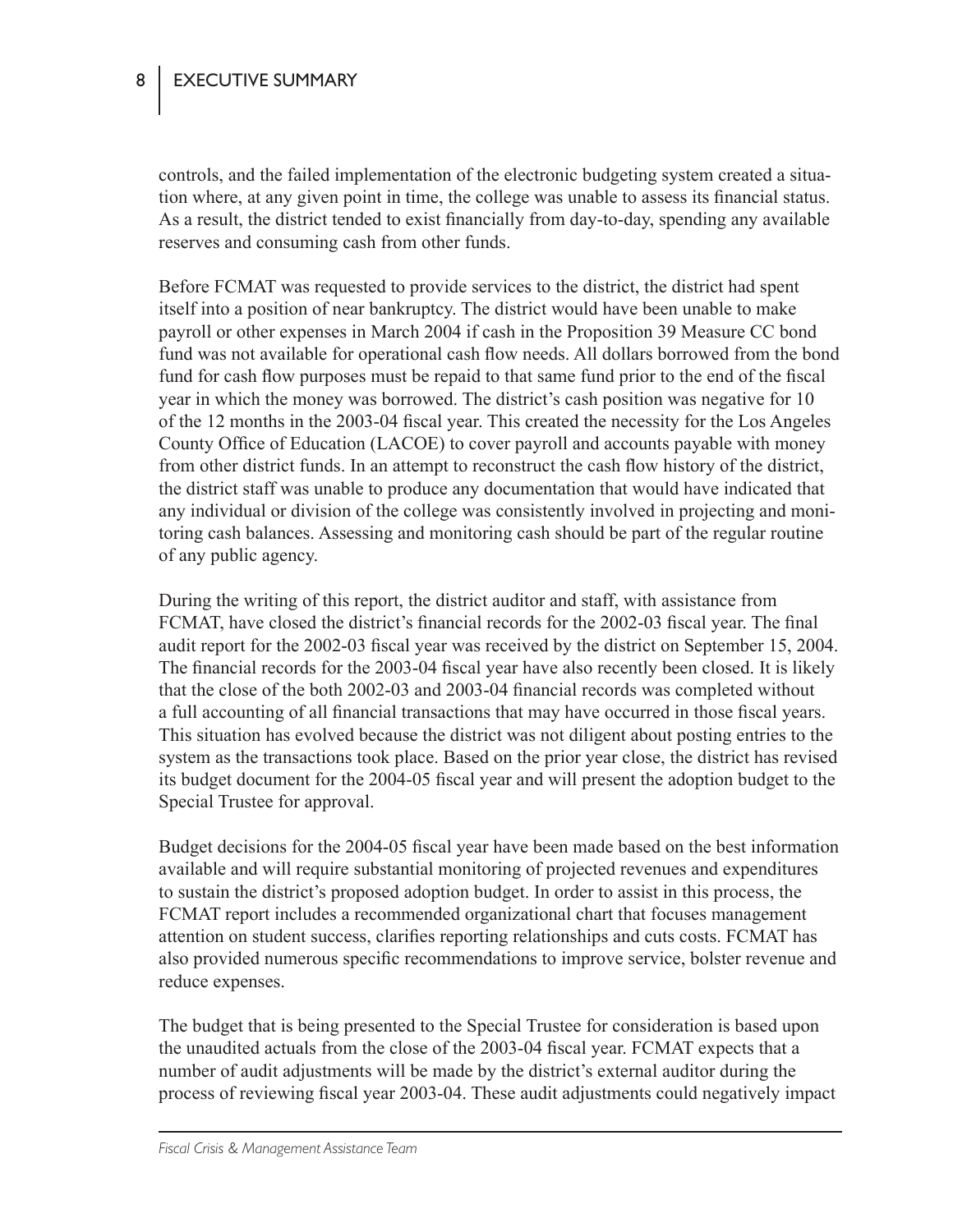controls, and the failed implementation of the electronic budgeting system created a situation where, at any given point in time, the college was unable to assess its financial status. As a result, the district tended to exist financially from day-to-day, spending any available reserves and consuming cash from other funds.

Before FCMAT was requested to provide services to the district, the district had spent itself into a position of near bankruptcy. The district would have been unable to make payroll or other expenses in March 2004 if cash in the Proposition 39 Measure CC bond fund was not available for operational cash flow needs. All dollars borrowed from the bond fund for cash flow purposes must be repaid to that same fund prior to the end of the fiscal year in which the money was borrowed. The district's cash position was negative for 10 of the 12 months in the 2003-04 fiscal year. This created the necessity for the Los Angeles County Office of Education (LACOE) to cover payroll and accounts payable with money from other district funds. In an attempt to reconstruct the cash flow history of the district, the district staff was unable to produce any documentation that would have indicated that any individual or division of the college was consistently involved in projecting and monitoring cash balances. Assessing and monitoring cash should be part of the regular routine of any public agency.

During the writing of this report, the district auditor and staff, with assistance from FCMAT, have closed the district's financial records for the 2002-03 fiscal year. The final audit report for the 2002-03 fiscal year was received by the district on September 15, 2004. The financial records for the 2003-04 fiscal year have also recently been closed. It is likely that the close of the both 2002-03 and 2003-04 financial records was completed without a full accounting of all financial transactions that may have occurred in those fiscal years. This situation has evolved because the district was not diligent about posting entries to the system as the transactions took place. Based on the prior year close, the district has revised its budget document for the 2004-05 fiscal year and will present the adoption budget to the Special Trustee for approval.

Budget decisions for the 2004-05 fiscal year have been made based on the best information available and will require substantial monitoring of projected revenues and expenditures to sustain the district's proposed adoption budget. In order to assist in this process, the FCMAT report includes a recommended organizational chart that focuses management attention on student success, clarifies reporting relationships and cuts costs. FCMAT has also provided numerous specific recommendations to improve service, bolster revenue and reduce expenses.

The budget that is being presented to the Special Trustee for consideration is based upon the unaudited actuals from the close of the 2003-04 fiscal year. FCMAT expects that a number of audit adjustments will be made by the district's external auditor during the process of reviewing fiscal year 2003-04. These audit adjustments could negatively impact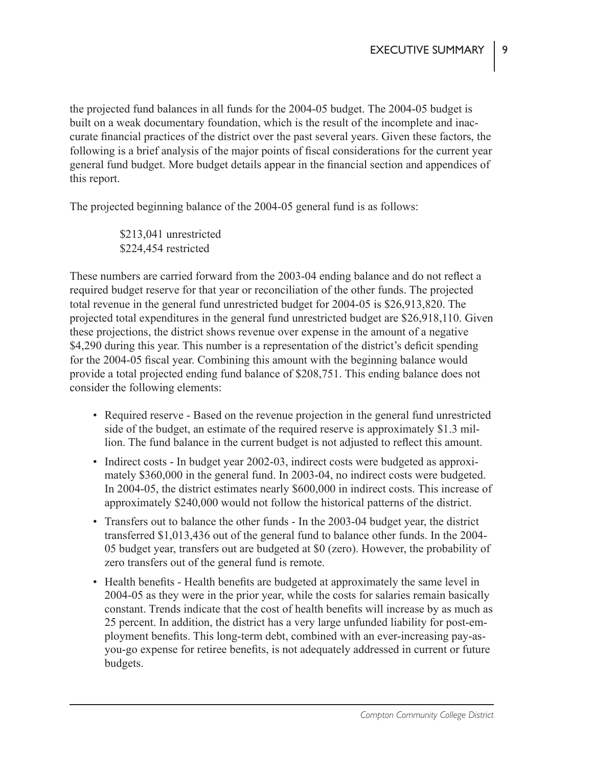the projected fund balances in all funds for the 2004-05 budget. The 2004-05 budget is built on a weak documentary foundation, which is the result of the incomplete and inaccurate financial practices of the district over the past several years. Given these factors, the following is a brief analysis of the major points of fiscal considerations for the current year general fund budget. More budget details appear in the financial section and appendices of this report.

The projected beginning balance of the 2004-05 general fund is as follows:

> $213,041 unrestricted
> $224,454 restricted

These numbers are carried forward from the 2003-04 ending balance and do not reflect a required budget reserve for that year or reconciliation of the other funds. The projected total revenue in the general fund unrestricted budget for 2004-05 is $26,913,820. The projected total expenditures in the general fund unrestricted budget are $26,918,110. Given these projections, the district shows revenue over expense in the amount of a negative $4,290 during this year. This number is a representation of the district's deficit spending for the 2004-05 fiscal year. Combining this amount with the beginning balance would provide a total projected ending fund balance of $208,751. This ending balance does not consider the following elements:

- Required reserve - Based on the revenue projection in the general fund unrestricted side of the budget, an estimate of the required reserve is approximately $1.3 million. The fund balance in the current budget is not adjusted to reflect this amount.
- Indirect costs - In budget year 2002-03, indirect costs were budgeted as approximately $360,000 in the general fund. In 2003-04, no indirect costs were budgeted. In 2004-05, the district estimates nearly $600,000 in indirect costs. This increase of approximately $240,000 would not follow the historical patterns of the district.
- Transfers out to balance the other funds - In the 2003-04 budget year, the district transferred $1,013,436 out of the general fund to balance other funds. In the 2004-05 budget year, transfers out are budgeted at $0 (zero). However, the probability of zero transfers out of the general fund is remote.
- Health benefits - Health benefits are budgeted at approximately the same level in 2004-05 as they were in the prior year, while the costs for salaries remain basically constant. Trends indicate that the cost of health benefits will increase by as much as 25 percent. In addition, the district has a very large unfunded liability for post-employment benefits. This long-term debt, combined with an ever-increasing pay-as-you-go expense for retiree benefits, is not adequately addressed in current or future budgets.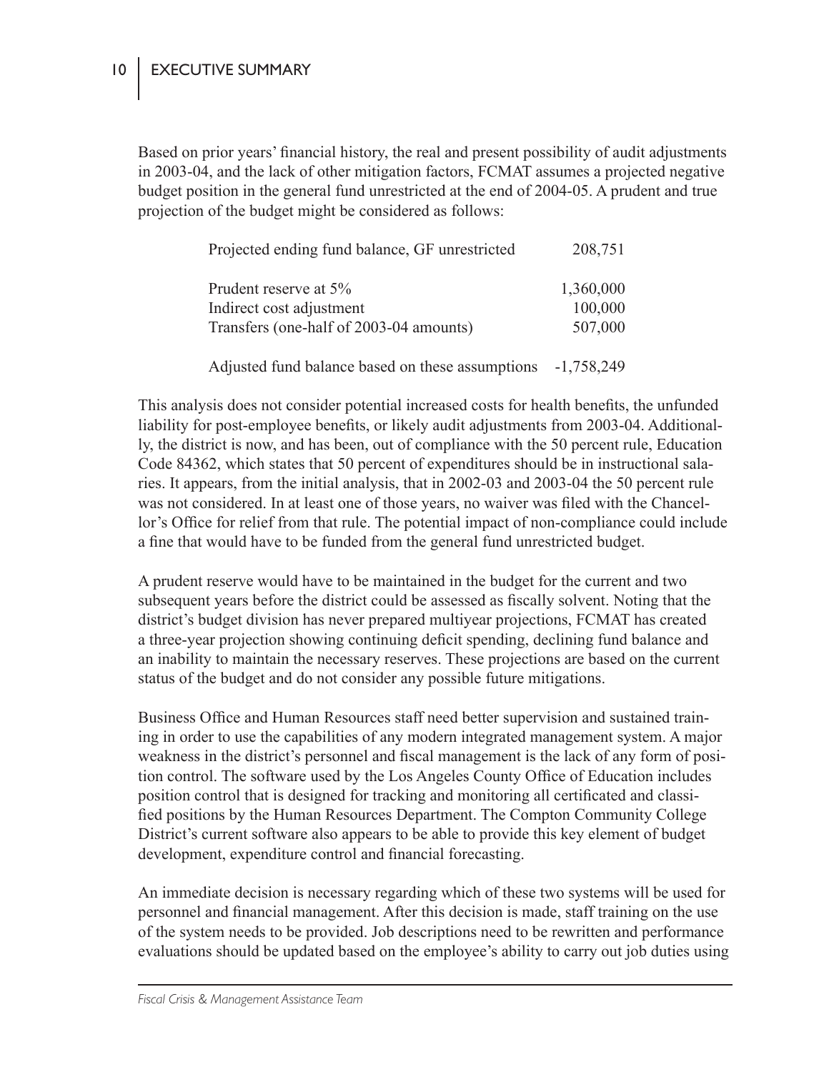Based on prior years' financial history, the real and present possibility of audit adjustments in 2003-04, and the lack of other mitigation factors, FCMAT assumes a projected negative budget position in the general fund unrestricted at the end of 2004-05. A prudent and true projection of the budget might be considered as follows:

| | |
|---|---|
| Projected ending fund balance, GF unrestricted | 208,751 |
| Prudent reserve at 5% | 1,360,000 |
| Indirect cost adjustment | 100,000 |
| Transfers (one-half of 2003-04 amounts) | 507,000 |
| Adjusted fund balance based on these assumptions | -1,758,249 |

This analysis does not consider potential increased costs for health benefits, the unfunded liability for post-employee benefits, or likely audit adjustments from 2003-04. Additionally, the district is now, and has been, out of compliance with the 50 percent rule, Education Code 84362, which states that 50 percent of expenditures should be in instructional salaries. It appears, from the initial analysis, that in 2002-03 and 2003-04 the 50 percent rule was not considered. In at least one of those years, no waiver was filed with the Chancellor's Office for relief from that rule. The potential impact of non-compliance could include a fine that would have to be funded from the general fund unrestricted budget.

A prudent reserve would have to be maintained in the budget for the current and two subsequent years before the district could be assessed as fiscally solvent. Noting that the district's budget division has never prepared multiyear projections, FCMAT has created a three-year projection showing continuing deficit spending, declining fund balance and an inability to maintain the necessary reserves. These projections are based on the current status of the budget and do not consider any possible future mitigations.

Business Office and Human Resources staff need better supervision and sustained training in order to use the capabilities of any modern integrated management system. A major weakness in the district's personnel and fiscal management is the lack of any form of position control. The software used by the Los Angeles County Office of Education includes position control that is designed for tracking and monitoring all certificated and classified positions by the Human Resources Department. The Compton Community College District's current software also appears to be able to provide this key element of budget development, expenditure control and financial forecasting.

An immediate decision is necessary regarding which of these two systems will be used for personnel and financial management. After this decision is made, staff training on the use of the system needs to be provided. Job descriptions need to be rewritten and performance evaluations should be updated based on the employee's ability to carry out job duties using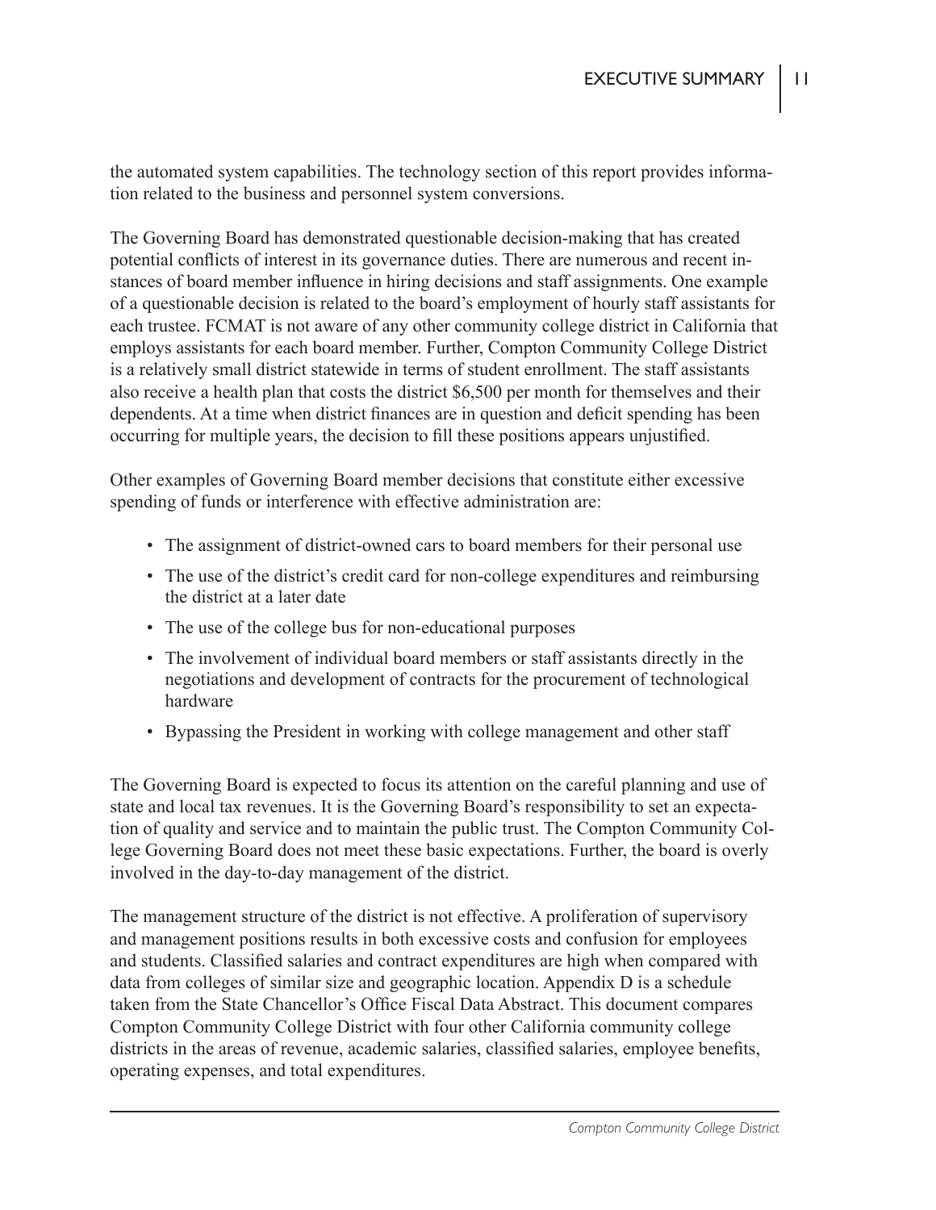the automated system capabilities. The technology section of this report provides information related to the business and personnel system conversions.

The Governing Board has demonstrated questionable decision-making that has created potential conflicts of interest in its governance duties. There are numerous and recent instances of board member influence in hiring decisions and staff assignments. One example of a questionable decision is related to the board's employment of hourly staff assistants for each trustee. FCMAT is not aware of any other community college district in California that employs assistants for each board member. Further, Compton Community College District is a relatively small district statewide in terms of student enrollment. The staff assistants also receive a health plan that costs the district $6,500 per month for themselves and their dependents. At a time when district finances are in question and deficit spending has been occurring for multiple years, the decision to fill these positions appears unjustified.

Other examples of Governing Board member decisions that constitute either excessive spending of funds or interference with effective administration are:

- The assignment of district-owned cars to board members for their personal use
- The use of the district's credit card for non-college expenditures and reimbursing the district at a later date
- The use of the college bus for non-educational purposes
- The involvement of individual board members or staff assistants directly in the negotiations and development of contracts for the procurement of technological hardware
- Bypassing the President in working with college management and other staff

The Governing Board is expected to focus its attention on the careful planning and use of state and local tax revenues. It is the Governing Board's responsibility to set an expectation of quality and service and to maintain the public trust. The Compton Community College Governing Board does not meet these basic expectations. Further, the board is overly involved in the day-to-day management of the district.

The management structure of the district is not effective. A proliferation of supervisory and management positions results in both excessive costs and confusion for employees and students. Classified salaries and contract expenditures are high when compared with data from colleges of similar size and geographic location. Appendix D is a schedule taken from the State Chancellor's Office Fiscal Data Abstract. This document compares Compton Community College District with four other California community college districts in the areas of revenue, academic salaries, classified salaries, employee benefits, operating expenses, and total expenditures.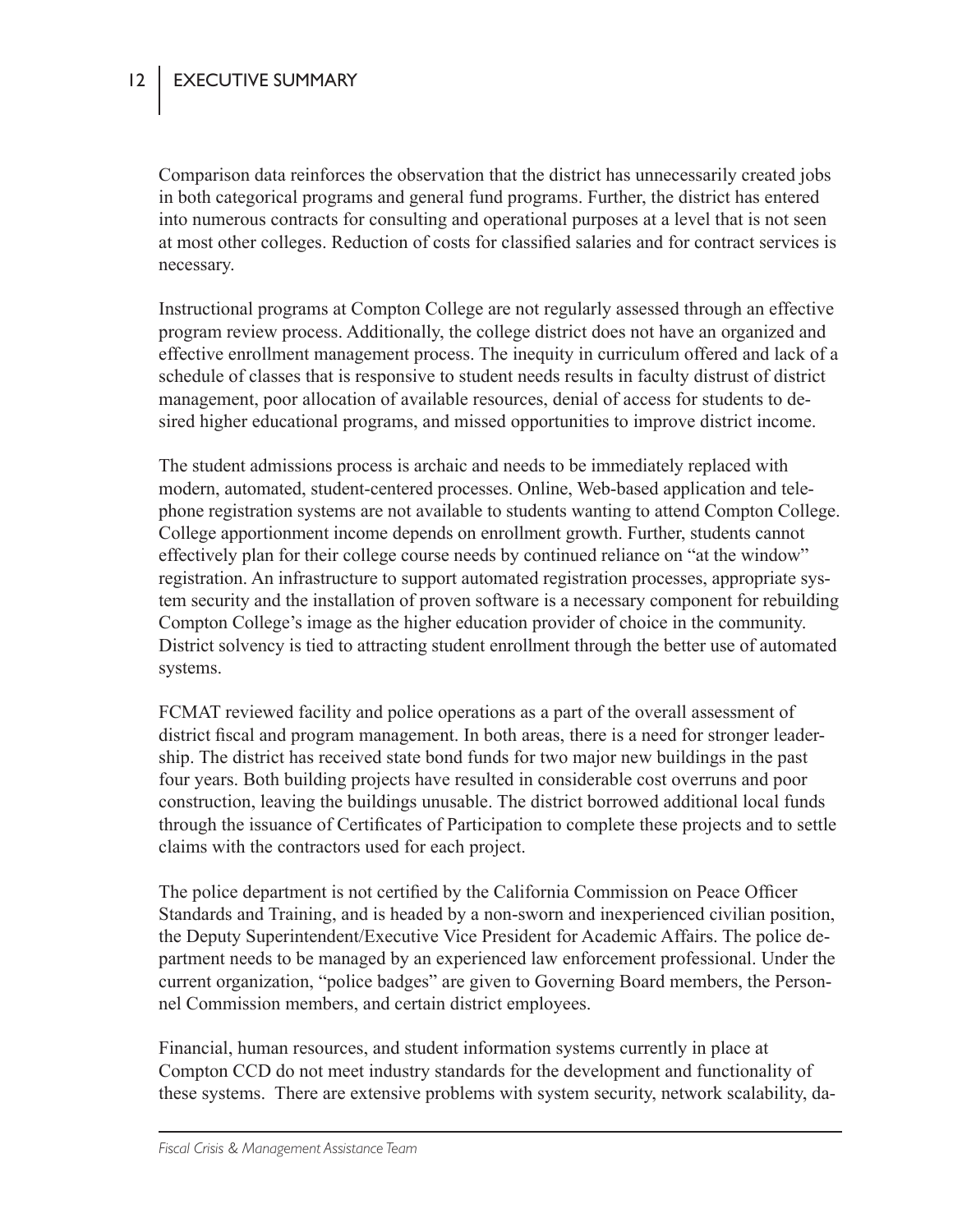Comparison data reinforces the observation that the district has unnecessarily created jobs in both categorical programs and general fund programs. Further, the district has entered into numerous contracts for consulting and operational purposes at a level that is not seen at most other colleges. Reduction of costs for classified salaries and for contract services is necessary.

Instructional programs at Compton College are not regularly assessed through an effective program review process. Additionally, the college district does not have an organized and effective enrollment management process. The inequity in curriculum offered and lack of a schedule of classes that is responsive to student needs results in faculty distrust of district management, poor allocation of available resources, denial of access for students to desired higher educational programs, and missed opportunities to improve district income.

The student admissions process is archaic and needs to be immediately replaced with modern, automated, student-centered processes. Online, Web-based application and telephone registration systems are not available to students wanting to attend Compton College. College apportionment income depends on enrollment growth. Further, students cannot effectively plan for their college course needs by continued reliance on "at the window" registration. An infrastructure to support automated registration processes, appropriate system security and the installation of proven software is a necessary component for rebuilding Compton College's image as the higher education provider of choice in the community. District solvency is tied to attracting student enrollment through the better use of automated systems.

FCMAT reviewed facility and police operations as a part of the overall assessment of district fiscal and program management. In both areas, there is a need for stronger leadership. The district has received state bond funds for two major new buildings in the past four years. Both building projects have resulted in considerable cost overruns and poor construction, leaving the buildings unusable. The district borrowed additional local funds through the issuance of Certificates of Participation to complete these projects and to settle claims with the contractors used for each project.

The police department is not certified by the California Commission on Peace Officer Standards and Training, and is headed by a non-sworn and inexperienced civilian position, the Deputy Superintendent/Executive Vice President for Academic Affairs. The police department needs to be managed by an experienced law enforcement professional. Under the current organization, "police badges" are given to Governing Board members, the Personnel Commission members, and certain district employees.

Financial, human resources, and student information systems currently in place at Compton CCD do not meet industry standards for the development and functionality of these systems. There are extensive problems with system security, network scalability, da-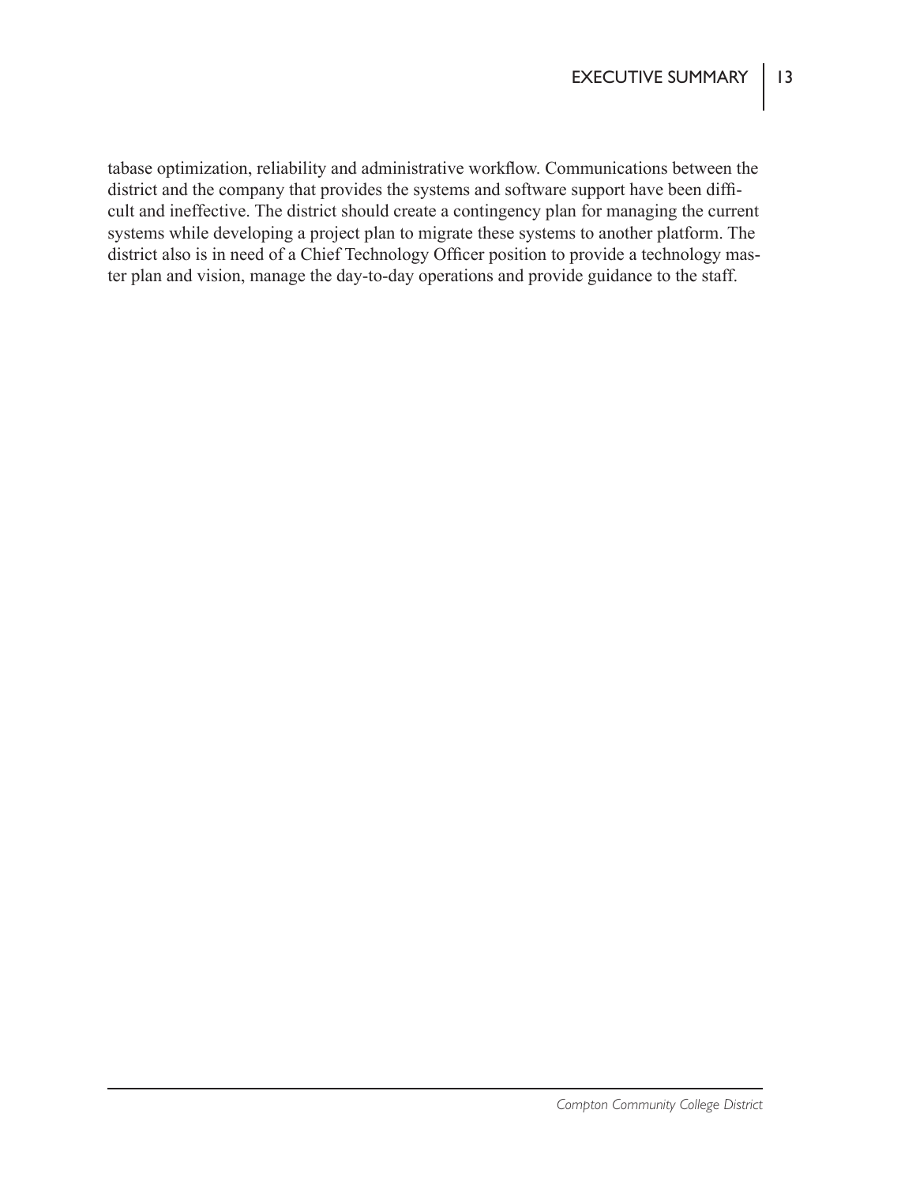tabase optimization, reliability and administrative workflow. Communications between the district and the company that provides the systems and software support have been difficult and ineffective. The district should create a contingency plan for managing the current systems while developing a project plan to migrate these systems to another platform. The district also is in need of a Chief Technology Officer position to provide a technology master plan and vision, manage the day-to-day operations and provide guidance to the staff.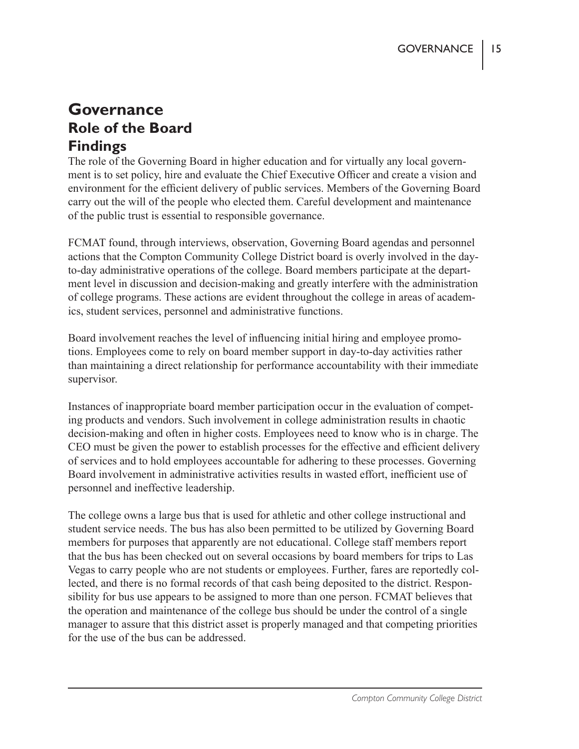# Governance

## Role of the Board

## Findings

The role of the Governing Board in higher education and for virtually any local government is to set policy, hire and evaluate the Chief Executive Officer and create a vision and environment for the efficient delivery of public services. Members of the Governing Board carry out the will of the people who elected them. Careful development and maintenance of the public trust is essential to responsible governance.

FCMAT found, through interviews, observation, Governing Board agendas and personnel actions that the Compton Community College District board is overly involved in the day-to-day administrative operations of the college. Board members participate at the department level in discussion and decision-making and greatly interfere with the administration of college programs. These actions are evident throughout the college in areas of academics, student services, personnel and administrative functions.

Board involvement reaches the level of influencing initial hiring and employee promotions. Employees come to rely on board member support in day-to-day activities rather than maintaining a direct relationship for performance accountability with their immediate supervisor.

Instances of inappropriate board member participation occur in the evaluation of competing products and vendors. Such involvement in college administration results in chaotic decision-making and often in higher costs. Employees need to know who is in charge. The CEO must be given the power to establish processes for the effective and efficient delivery of services and to hold employees accountable for adhering to these processes. Governing Board involvement in administrative activities results in wasted effort, inefficient use of personnel and ineffective leadership.

The college owns a large bus that is used for athletic and other college instructional and student service needs. The bus has also been permitted to be utilized by Governing Board members for purposes that apparently are not educational. College staff members report that the bus has been checked out on several occasions by board members for trips to Las Vegas to carry people who are not students or employees. Further, fares are reportedly collected, and there is no formal records of that cash being deposited to the district. Responsibility for bus use appears to be assigned to more than one person. FCMAT believes that the operation and maintenance of the college bus should be under the control of a single manager to assure that this district asset is properly managed and that competing priorities for the use of the bus can be addressed.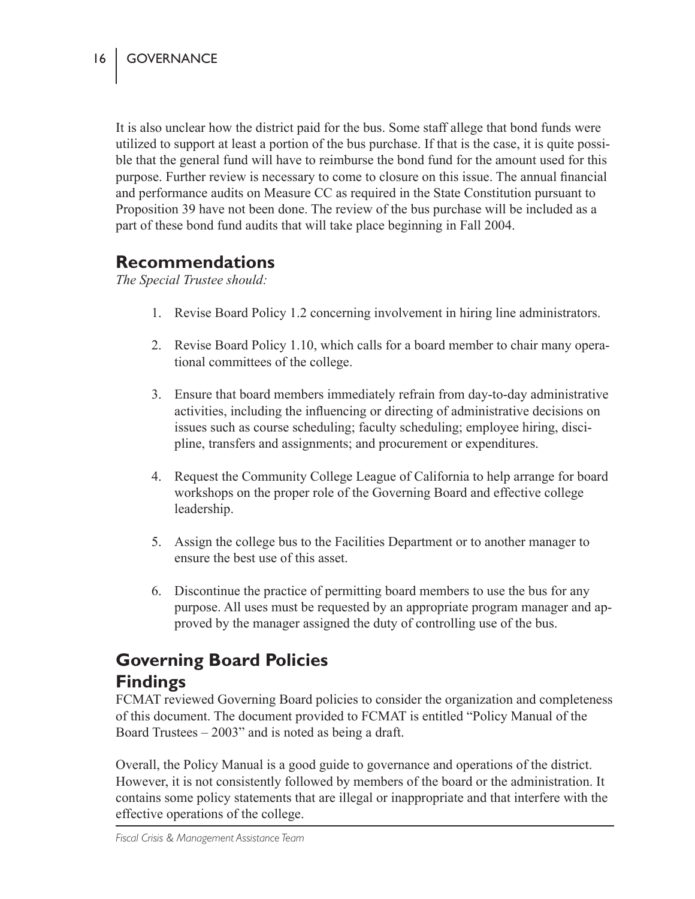It is also unclear how the district paid for the bus. Some staff allege that bond funds were utilized to support at least a portion of the bus purchase. If that is the case, it is quite possible that the general fund will have to reimburse the bond fund for the amount used for this purpose. Further review is necessary to come to closure on this issue. The annual financial and performance audits on Measure CC as required in the State Constitution pursuant to Proposition 39 have not been done. The review of the bus purchase will be included as a part of these bond fund audits that will take place beginning in Fall 2004.

## Recommendations

*The Special Trustee should:*

1. Revise Board Policy 1.2 concerning involvement in hiring line administrators.
2. Revise Board Policy 1.10, which calls for a board member to chair many operational committees of the college.
3. Ensure that board members immediately refrain from day-to-day administrative activities, including the influencing or directing of administrative decisions on issues such as course scheduling; faculty scheduling; employee hiring, discipline, transfers and assignments; and procurement or expenditures.
4. Request the Community College League of California to help arrange for board workshops on the proper role of the Governing Board and effective college leadership.
5. Assign the college bus to the Facilities Department or to another manager to ensure the best use of this asset.
6. Discontinue the practice of permitting board members to use the bus for any purpose. All uses must be requested by an appropriate program manager and approved by the manager assigned the duty of controlling use of the bus.

## Governing Board Policies

## Findings

FCMAT reviewed Governing Board policies to consider the organization and completeness of this document. The document provided to FCMAT is entitled "Policy Manual of the Board Trustees – 2003" and is noted as being a draft.

Overall, the Policy Manual is a good guide to governance and operations of the district. However, it is not consistently followed by members of the board or the administration. It contains some policy statements that are illegal or inappropriate and that interfere with the effective operations of the college.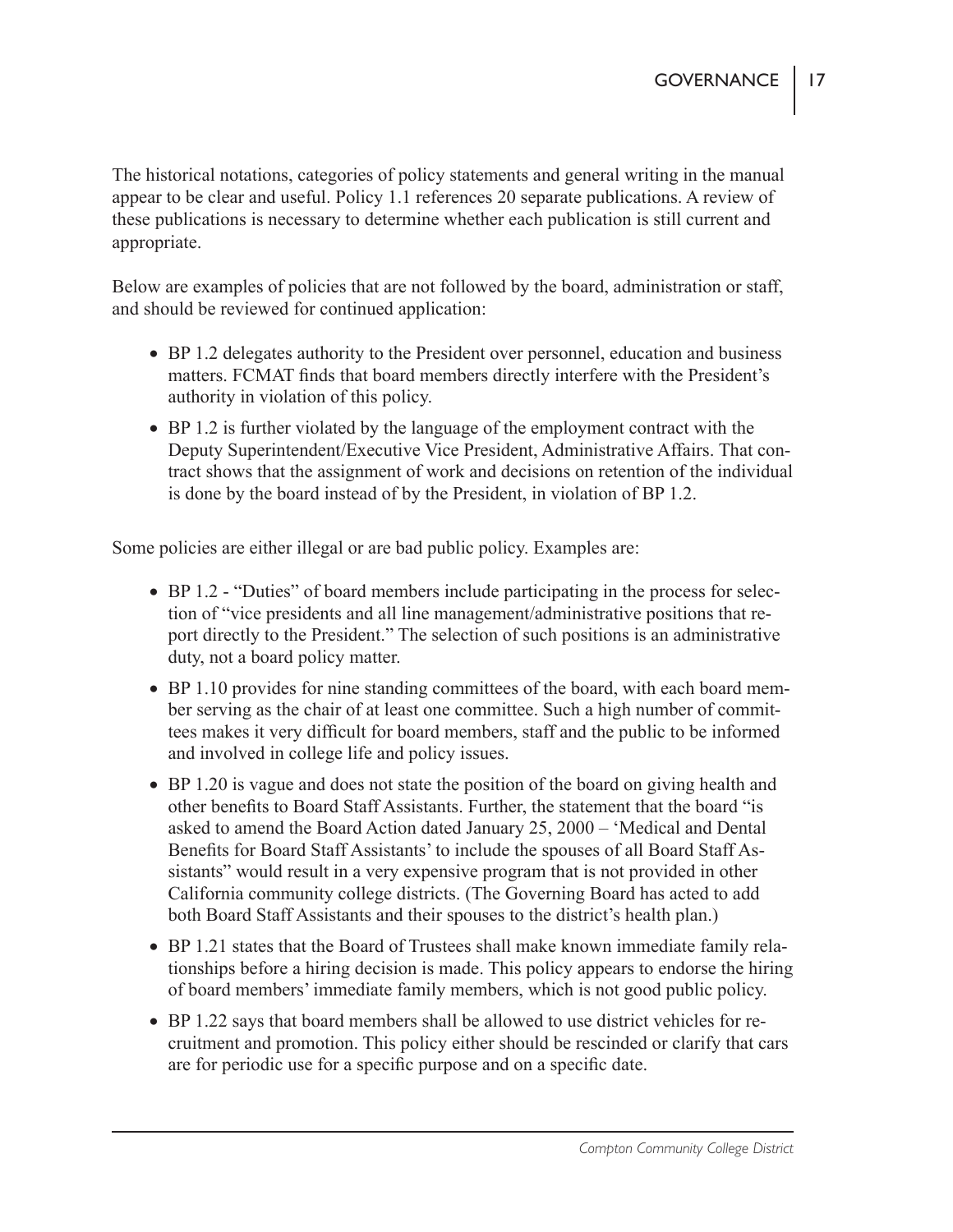The historical notations, categories of policy statements and general writing in the manual appear to be clear and useful. Policy 1.1 references 20 separate publications. A review of these publications is necessary to determine whether each publication is still current and appropriate.

Below are examples of policies that are not followed by the board, administration or staff, and should be reviewed for continued application:

- BP 1.2 delegates authority to the President over personnel, education and business matters. FCMAT finds that board members directly interfere with the President's authority in violation of this policy.
- BP 1.2 is further violated by the language of the employment contract with the Deputy Superintendent/Executive Vice President, Administrative Affairs. That contract shows that the assignment of work and decisions on retention of the individual is done by the board instead of by the President, in violation of BP 1.2.

Some policies are either illegal or are bad public policy. Examples are:

- BP 1.2 - "Duties" of board members include participating in the process for selection of "vice presidents and all line management/administrative positions that report directly to the President." The selection of such positions is an administrative duty, not a board policy matter.
- BP 1.10 provides for nine standing committees of the board, with each board member serving as the chair of at least one committee. Such a high number of committees makes it very difficult for board members, staff and the public to be informed and involved in college life and policy issues.
- BP 1.20 is vague and does not state the position of the board on giving health and other benefits to Board Staff Assistants. Further, the statement that the board "is asked to amend the Board Action dated January 25, 2000 – 'Medical and Dental Benefits for Board Staff Assistants' to include the spouses of all Board Staff Assistants" would result in a very expensive program that is not provided in other California community college districts. (The Governing Board has acted to add both Board Staff Assistants and their spouses to the district's health plan.)
- BP 1.21 states that the Board of Trustees shall make known immediate family relationships before a hiring decision is made. This policy appears to endorse the hiring of board members' immediate family members, which is not good public policy.
- BP 1.22 says that board members shall be allowed to use district vehicles for recruitment and promotion. This policy either should be rescinded or clarify that cars are for periodic use for a specific purpose and on a specific date.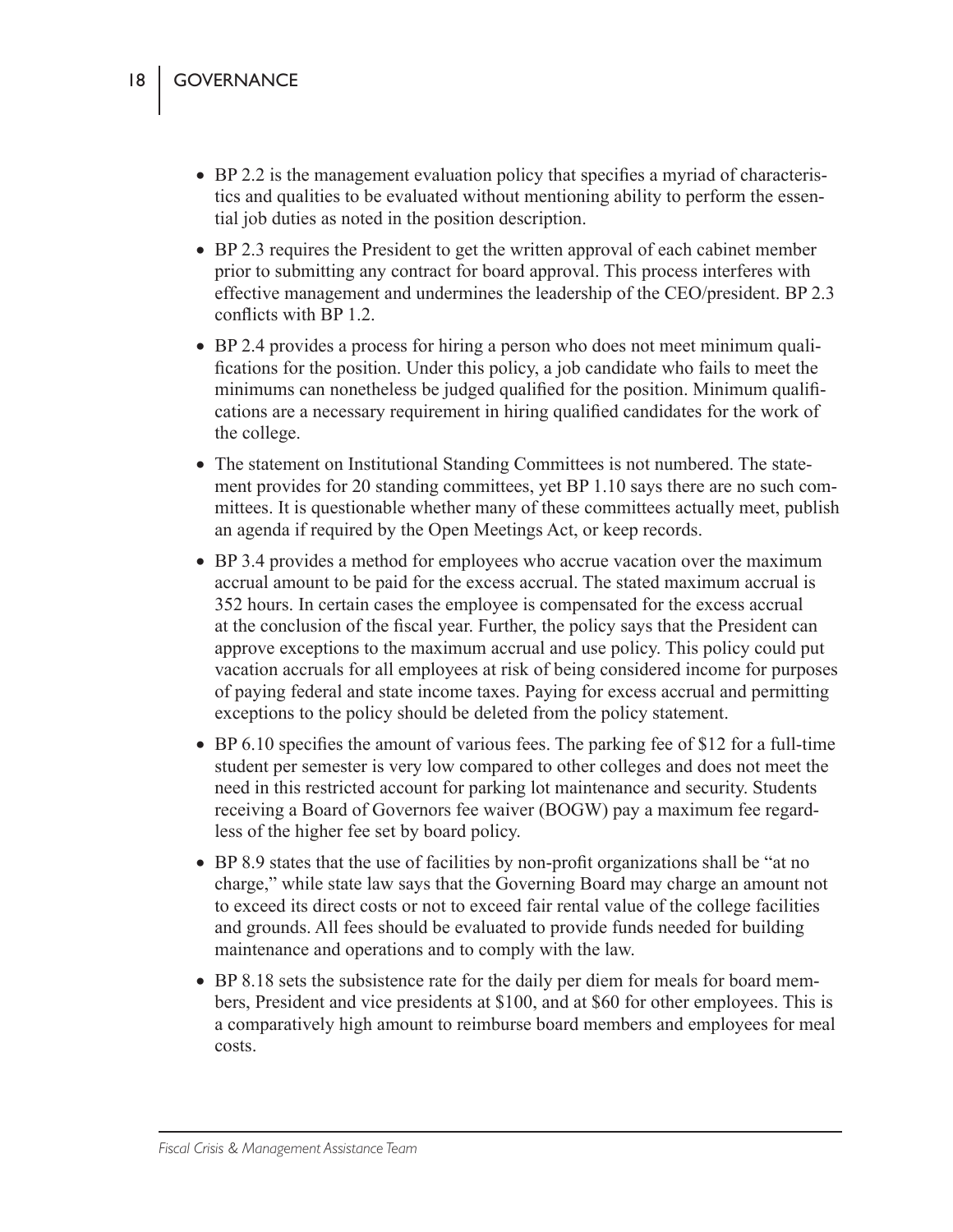- BP 2.2 is the management evaluation policy that specifies a myriad of characteristics and qualities to be evaluated without mentioning ability to perform the essential job duties as noted in the position description.
- BP 2.3 requires the President to get the written approval of each cabinet member prior to submitting any contract for board approval. This process interferes with effective management and undermines the leadership of the CEO/president. BP 2.3 conflicts with BP 1.2.
- BP 2.4 provides a process for hiring a person who does not meet minimum qualifications for the position. Under this policy, a job candidate who fails to meet the minimums can nonetheless be judged qualified for the position. Minimum qualifications are a necessary requirement in hiring qualified candidates for the work of the college.
- The statement on Institutional Standing Committees is not numbered. The statement provides for 20 standing committees, yet BP 1.10 says there are no such committees. It is questionable whether many of these committees actually meet, publish an agenda if required by the Open Meetings Act, or keep records.
- BP 3.4 provides a method for employees who accrue vacation over the maximum accrual amount to be paid for the excess accrual. The stated maximum accrual is 352 hours. In certain cases the employee is compensated for the excess accrual at the conclusion of the fiscal year. Further, the policy says that the President can approve exceptions to the maximum accrual and use policy. This policy could put vacation accruals for all employees at risk of being considered income for purposes of paying federal and state income taxes. Paying for excess accrual and permitting exceptions to the policy should be deleted from the policy statement.
- BP 6.10 specifies the amount of various fees. The parking fee of $12 for a full-time student per semester is very low compared to other colleges and does not meet the need in this restricted account for parking lot maintenance and security. Students receiving a Board of Governors fee waiver (BOGW) pay a maximum fee regardless of the higher fee set by board policy.
- BP 8.9 states that the use of facilities by non-profit organizations shall be "at no charge," while state law says that the Governing Board may charge an amount not to exceed its direct costs or not to exceed fair rental value of the college facilities and grounds. All fees should be evaluated to provide funds needed for building maintenance and operations and to comply with the law.
- BP 8.18 sets the subsistence rate for the daily per diem for meals for board members, President and vice presidents at $100, and at $60 for other employees. This is a comparatively high amount to reimburse board members and employees for meal costs.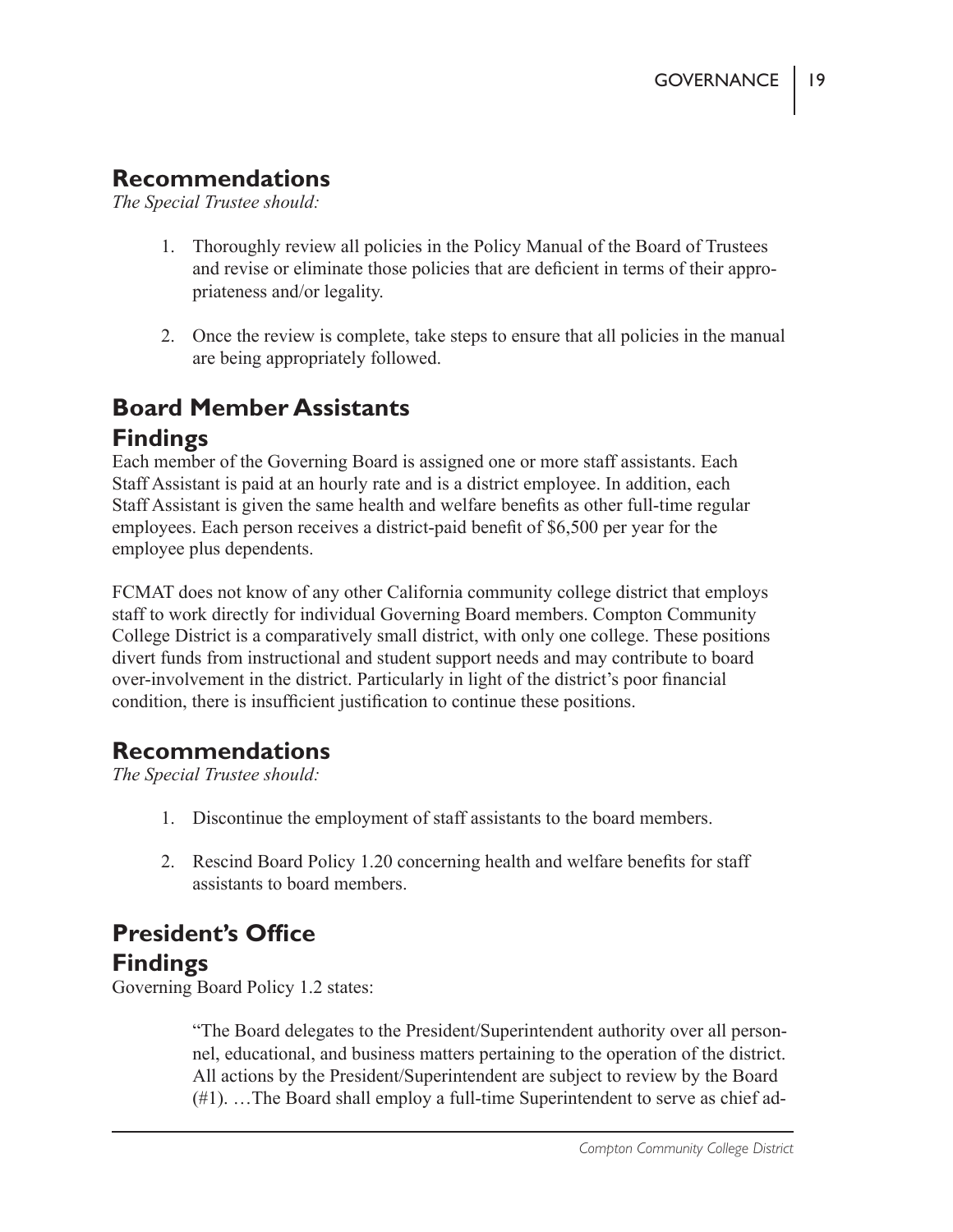## Recommendations

*The Special Trustee should:*

1. Thoroughly review all policies in the Policy Manual of the Board of Trustees and revise or eliminate those policies that are deficient in terms of their appropriateness and/or legality.
2. Once the review is complete, take steps to ensure that all policies in the manual are being appropriately followed.

## Board Member Assistants

## Findings

Each member of the Governing Board is assigned one or more staff assistants. Each Staff Assistant is paid at an hourly rate and is a district employee. In addition, each Staff Assistant is given the same health and welfare benefits as other full-time regular employees. Each person receives a district-paid benefit of $6,500 per year for the employee plus dependents.

FCMAT does not know of any other California community college district that employs staff to work directly for individual Governing Board members. Compton Community College District is a comparatively small district, with only one college. These positions divert funds from instructional and student support needs and may contribute to board over-involvement in the district. Particularly in light of the district's poor financial condition, there is insufficient justification to continue these positions.

## Recommendations

*The Special Trustee should:*

1. Discontinue the employment of staff assistants to the board members.
2. Rescind Board Policy 1.20 concerning health and welfare benefits for staff assistants to board members.

## President's Office

## Findings

Governing Board Policy 1.2 states:

> "The Board delegates to the President/Superintendent authority over all personnel, educational, and business matters pertaining to the operation of the district. All actions by the President/Superintendent are subject to review by the Board (#1). …The Board shall employ a full-time Superintendent to serve as chief ad-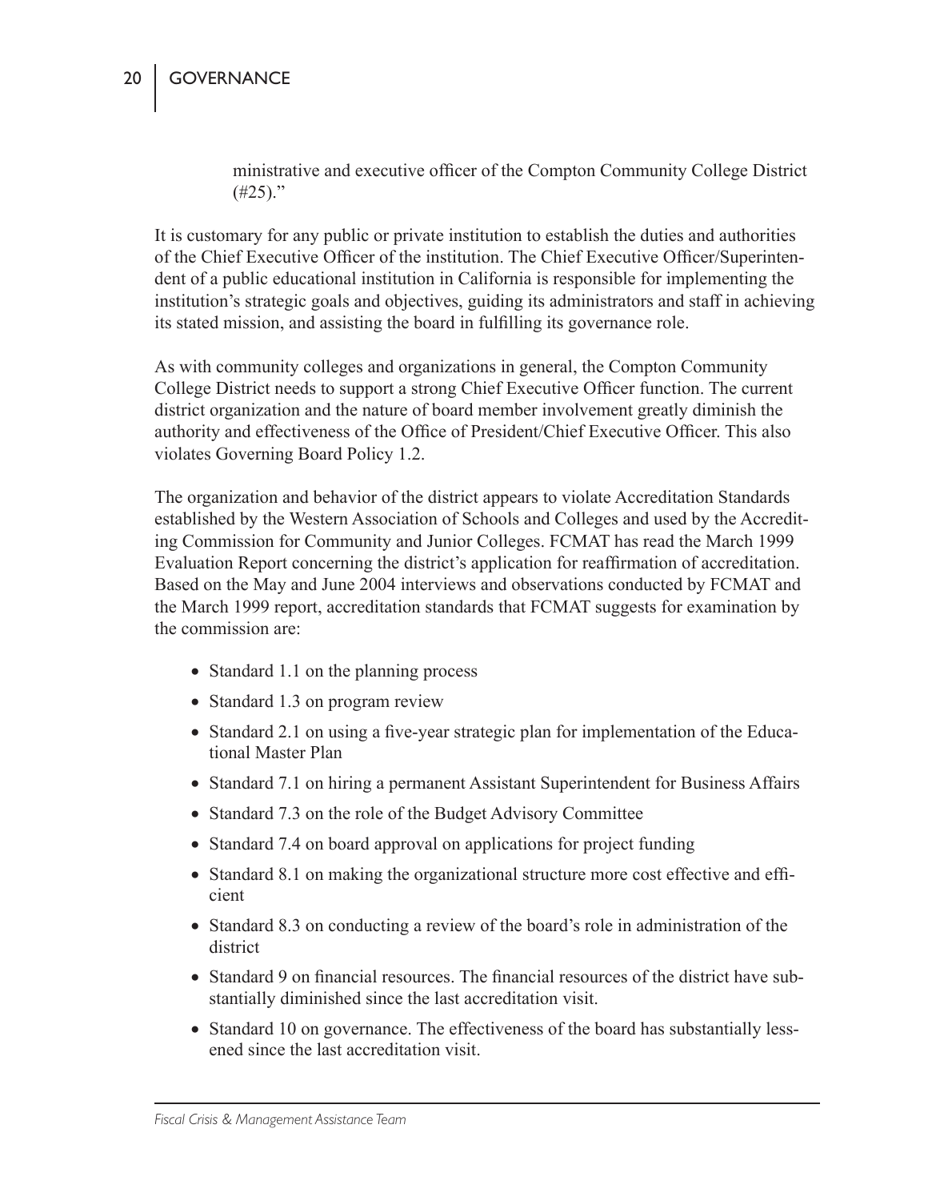ministrative and executive officer of the Compton Community College District (#25)."

It is customary for any public or private institution to establish the duties and authorities of the Chief Executive Officer of the institution. The Chief Executive Officer/Superintendent of a public educational institution in California is responsible for implementing the institution's strategic goals and objectives, guiding its administrators and staff in achieving its stated mission, and assisting the board in fulfilling its governance role.

As with community colleges and organizations in general, the Compton Community College District needs to support a strong Chief Executive Officer function. The current district organization and the nature of board member involvement greatly diminish the authority and effectiveness of the Office of President/Chief Executive Officer. This also violates Governing Board Policy 1.2.

The organization and behavior of the district appears to violate Accreditation Standards established by the Western Association of Schools and Colleges and used by the Accrediting Commission for Community and Junior Colleges. FCMAT has read the March 1999 Evaluation Report concerning the district's application for reaffirmation of accreditation. Based on the May and June 2004 interviews and observations conducted by FCMAT and the March 1999 report, accreditation standards that FCMAT suggests for examination by the commission are:

- Standard 1.1 on the planning process
- Standard 1.3 on program review
- Standard 2.1 on using a five-year strategic plan for implementation of the Educational Master Plan
- Standard 7.1 on hiring a permanent Assistant Superintendent for Business Affairs
- Standard 7.3 on the role of the Budget Advisory Committee
- Standard 7.4 on board approval on applications for project funding
- Standard 8.1 on making the organizational structure more cost effective and efficient
- Standard 8.3 on conducting a review of the board's role in administration of the district
- Standard 9 on financial resources. The financial resources of the district have substantially diminished since the last accreditation visit.
- Standard 10 on governance. The effectiveness of the board has substantially lessened since the last accreditation visit.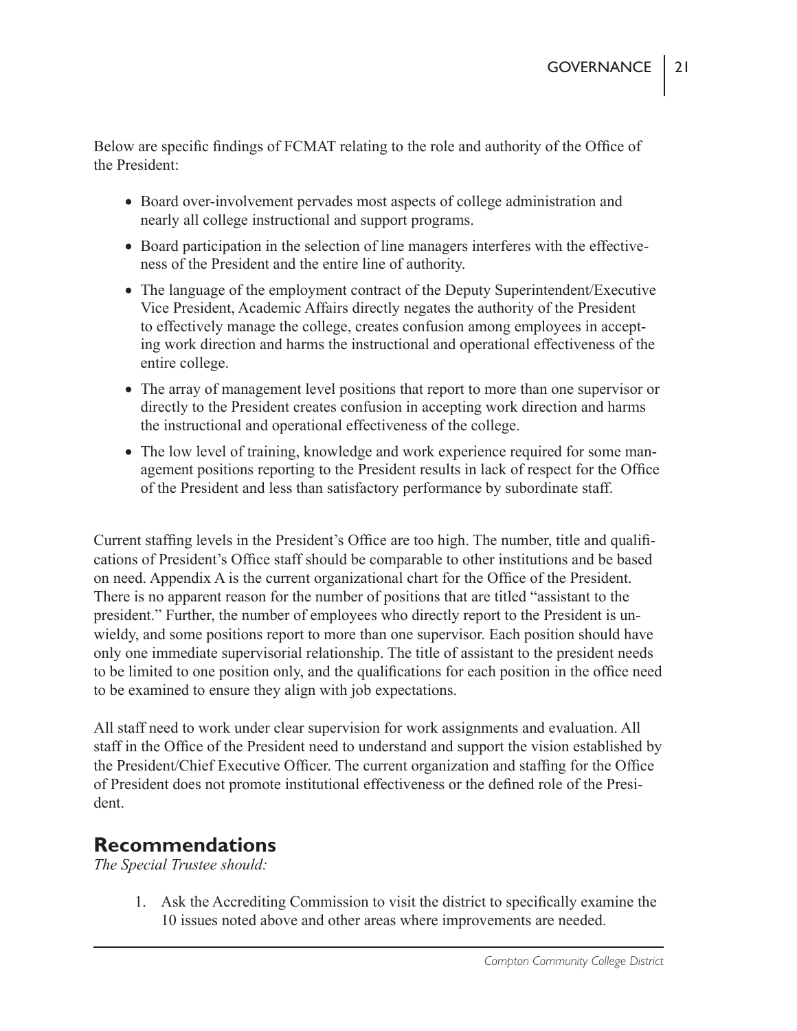Below are specific findings of FCMAT relating to the role and authority of the Office of the President:

- Board over-involvement pervades most aspects of college administration and nearly all college instructional and support programs.
- Board participation in the selection of line managers interferes with the effectiveness of the President and the entire line of authority.
- The language of the employment contract of the Deputy Superintendent/Executive Vice President, Academic Affairs directly negates the authority of the President to effectively manage the college, creates confusion among employees in accepting work direction and harms the instructional and operational effectiveness of the entire college.
- The array of management level positions that report to more than one supervisor or directly to the President creates confusion in accepting work direction and harms the instructional and operational effectiveness of the college.
- The low level of training, knowledge and work experience required for some management positions reporting to the President results in lack of respect for the Office of the President and less than satisfactory performance by subordinate staff.

Current staffing levels in the President's Office are too high. The number, title and qualifications of President's Office staff should be comparable to other institutions and be based on need. Appendix A is the current organizational chart for the Office of the President. There is no apparent reason for the number of positions that are titled "assistant to the president." Further, the number of employees who directly report to the President is unwieldy, and some positions report to more than one supervisor. Each position should have only one immediate supervisorial relationship. The title of assistant to the president needs to be limited to one position only, and the qualifications for each position in the office need to be examined to ensure they align with job expectations.

All staff need to work under clear supervision for work assignments and evaluation. All staff in the Office of the President need to understand and support the vision established by the President/Chief Executive Officer. The current organization and staffing for the Office of President does not promote institutional effectiveness or the defined role of the President.

## Recommendations

*The Special Trustee should:*

1. Ask the Accrediting Commission to visit the district to specifically examine the 10 issues noted above and other areas where improvements are needed.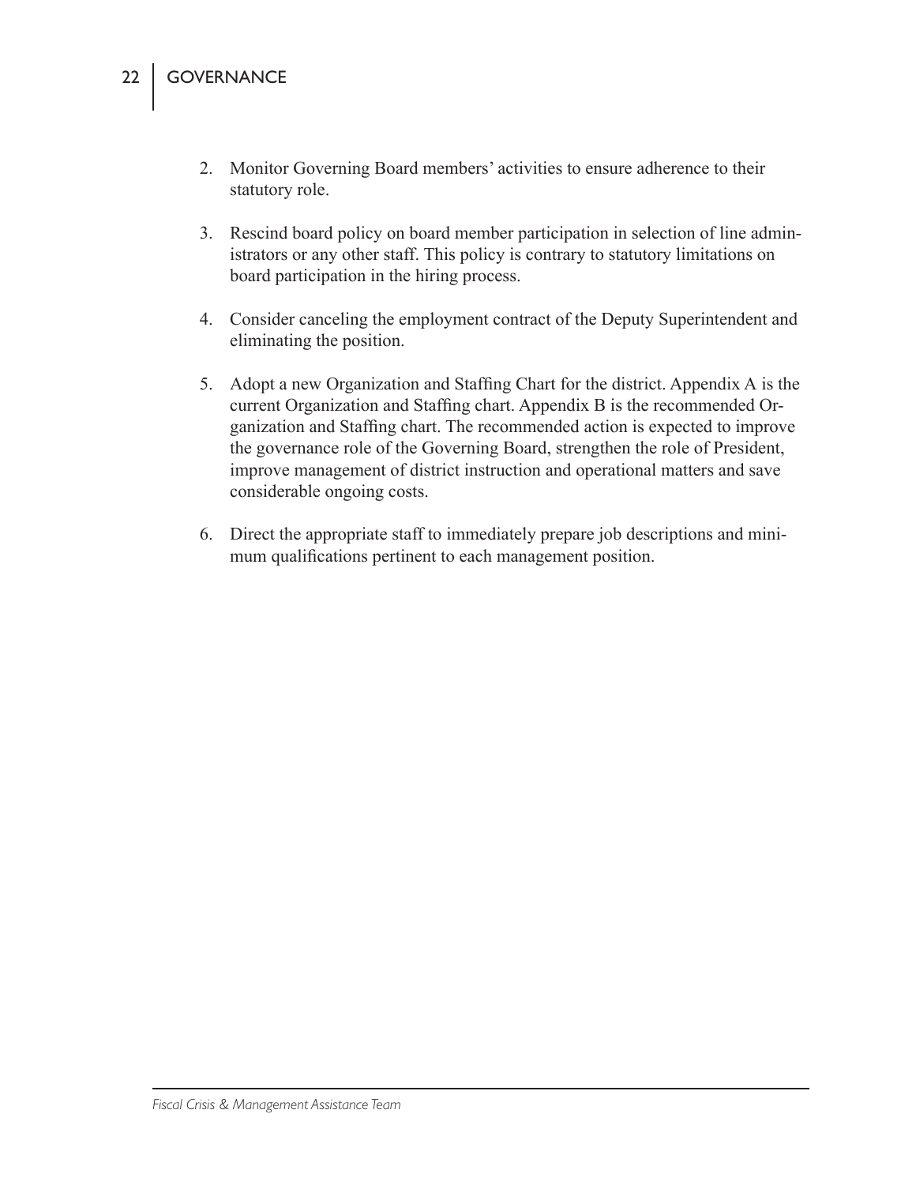2. Monitor Governing Board members' activities to ensure adherence to their statutory role.

3. Rescind board policy on board member participation in selection of line administrators or any other staff. This policy is contrary to statutory limitations on board participation in the hiring process.

4. Consider canceling the employment contract of the Deputy Superintendent and eliminating the position.

5. Adopt a new Organization and Staffing Chart for the district. Appendix A is the current Organization and Staffing chart. Appendix B is the recommended Organization and Staffing chart. The recommended action is expected to improve the governance role of the Governing Board, strengthen the role of President, improve management of district instruction and operational matters and save considerable ongoing costs.

6. Direct the appropriate staff to immediately prepare job descriptions and minimum qualifications pertinent to each management position.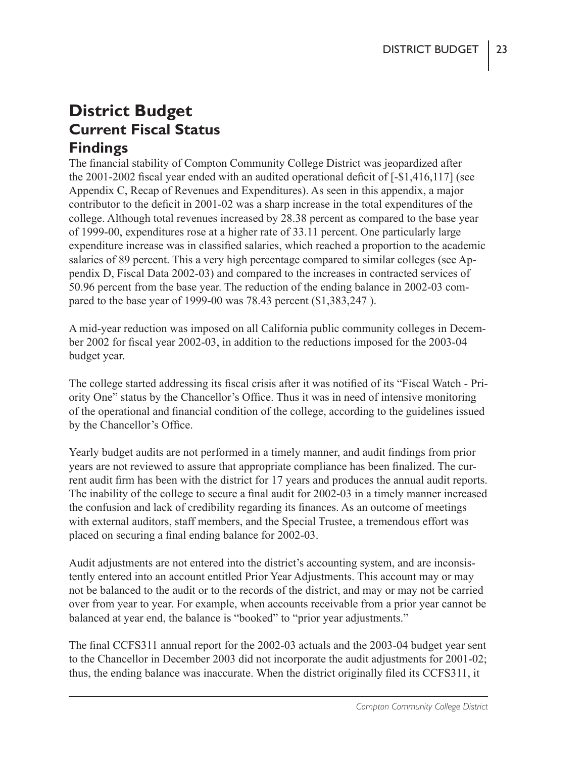# District Budget

## Current Fiscal Status

## Findings

The financial stability of Compton Community College District was jeopardized after the 2001-2002 fiscal year ended with an audited operational deficit of [-$1,416,117] (see Appendix C, Recap of Revenues and Expenditures). As seen in this appendix, a major contributor to the deficit in 2001-02 was a sharp increase in the total expenditures of the college. Although total revenues increased by 28.38 percent as compared to the base year of 1999-00, expenditures rose at a higher rate of 33.11 percent. One particularly large expenditure increase was in classified salaries, which reached a proportion to the academic salaries of 89 percent. This a very high percentage compared to similar colleges (see Appendix D, Fiscal Data 2002-03) and compared to the increases in contracted services of 50.96 percent from the base year. The reduction of the ending balance in 2002-03 compared to the base year of 1999-00 was 78.43 percent ($1,383,247 ).

A mid-year reduction was imposed on all California public community colleges in December 2002 for fiscal year 2002-03, in addition to the reductions imposed for the 2003-04 budget year.

The college started addressing its fiscal crisis after it was notified of its "Fiscal Watch - Priority One" status by the Chancellor's Office. Thus it was in need of intensive monitoring of the operational and financial condition of the college, according to the guidelines issued by the Chancellor's Office.

Yearly budget audits are not performed in a timely manner, and audit findings from prior years are not reviewed to assure that appropriate compliance has been finalized. The current audit firm has been with the district for 17 years and produces the annual audit reports. The inability of the college to secure a final audit for 2002-03 in a timely manner increased the confusion and lack of credibility regarding its finances. As an outcome of meetings with external auditors, staff members, and the Special Trustee, a tremendous effort was placed on securing a final ending balance for 2002-03.

Audit adjustments are not entered into the district's accounting system, and are inconsistently entered into an account entitled Prior Year Adjustments. This account may or may not be balanced to the audit or to the records of the district, and may or may not be carried over from year to year. For example, when accounts receivable from a prior year cannot be balanced at year end, the balance is "booked" to "prior year adjustments."

The final CCFS311 annual report for the 2002-03 actuals and the 2003-04 budget year sent to the Chancellor in December 2003 did not incorporate the audit adjustments for 2001-02; thus, the ending balance was inaccurate. When the district originally filed its CCFS311, it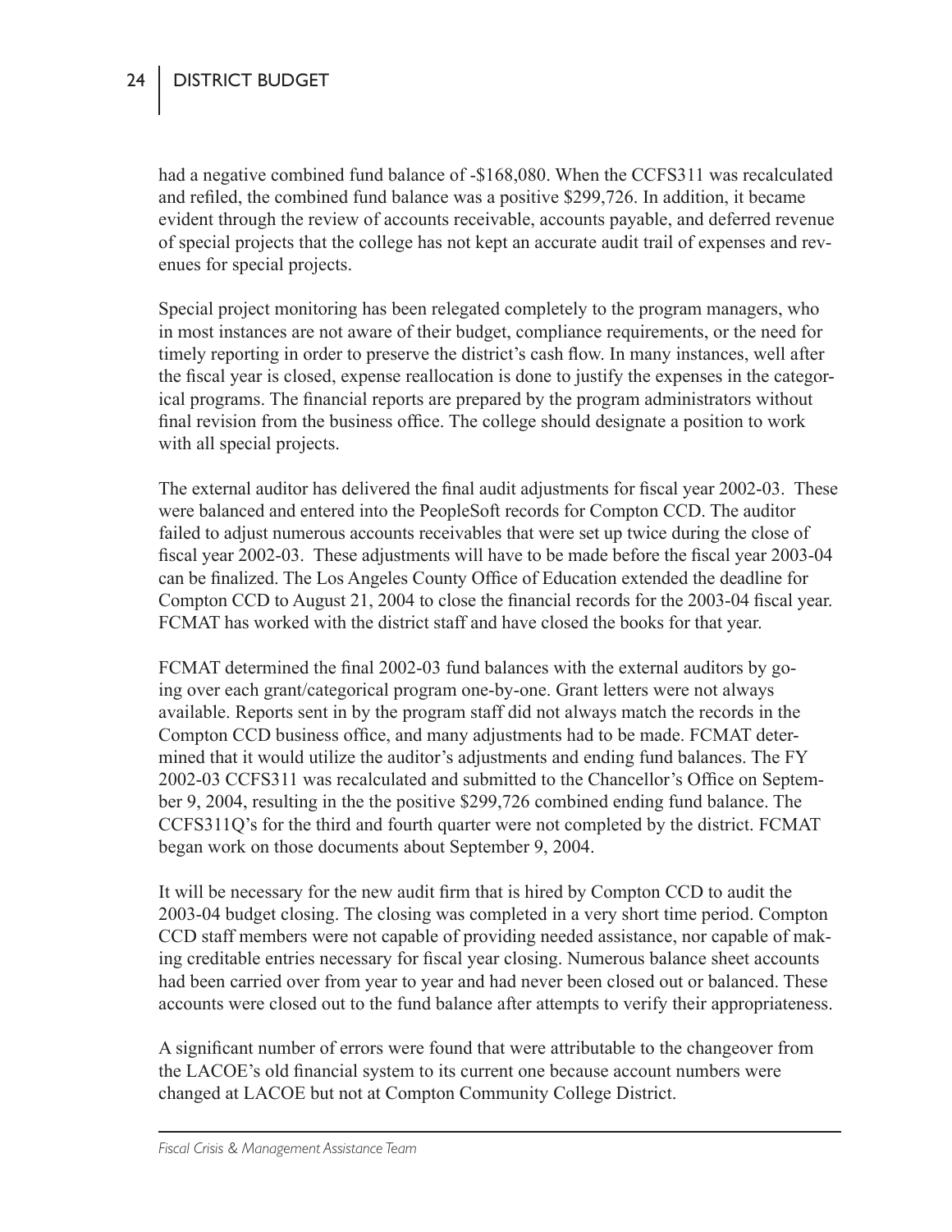had a negative combined fund balance of -$168,080. When the CCFS311 was recalculated and refiled, the combined fund balance was a positive $299,726. In addition, it became evident through the review of accounts receivable, accounts payable, and deferred revenue of special projects that the college has not kept an accurate audit trail of expenses and revenues for special projects.

Special project monitoring has been relegated completely to the program managers, who in most instances are not aware of their budget, compliance requirements, or the need for timely reporting in order to preserve the district's cash flow. In many instances, well after the fiscal year is closed, expense reallocation is done to justify the expenses in the categorical programs. The financial reports are prepared by the program administrators without final revision from the business office. The college should designate a position to work with all special projects.

The external auditor has delivered the final audit adjustments for fiscal year 2002-03. These were balanced and entered into the PeopleSoft records for Compton CCD. The auditor failed to adjust numerous accounts receivables that were set up twice during the close of fiscal year 2002-03. These adjustments will have to be made before the fiscal year 2003-04 can be finalized. The Los Angeles County Office of Education extended the deadline for Compton CCD to August 21, 2004 to close the financial records for the 2003-04 fiscal year. FCMAT has worked with the district staff and have closed the books for that year.

FCMAT determined the final 2002-03 fund balances with the external auditors by going over each grant/categorical program one-by-one. Grant letters were not always available. Reports sent in by the program staff did not always match the records in the Compton CCD business office, and many adjustments had to be made. FCMAT determined that it would utilize the auditor's adjustments and ending fund balances. The FY 2002-03 CCFS311 was recalculated and submitted to the Chancellor's Office on September 9, 2004, resulting in the the positive $299,726 combined ending fund balance. The CCFS311Q's for the third and fourth quarter were not completed by the district. FCMAT began work on those documents about September 9, 2004.

It will be necessary for the new audit firm that is hired by Compton CCD to audit the 2003-04 budget closing. The closing was completed in a very short time period. Compton CCD staff members were not capable of providing needed assistance, nor capable of making creditable entries necessary for fiscal year closing. Numerous balance sheet accounts had been carried over from year to year and had never been closed out or balanced. These accounts were closed out to the fund balance after attempts to verify their appropriateness.

A significant number of errors were found that were attributable to the changeover from the LACOE's old financial system to its current one because account numbers were changed at LACOE but not at Compton Community College District.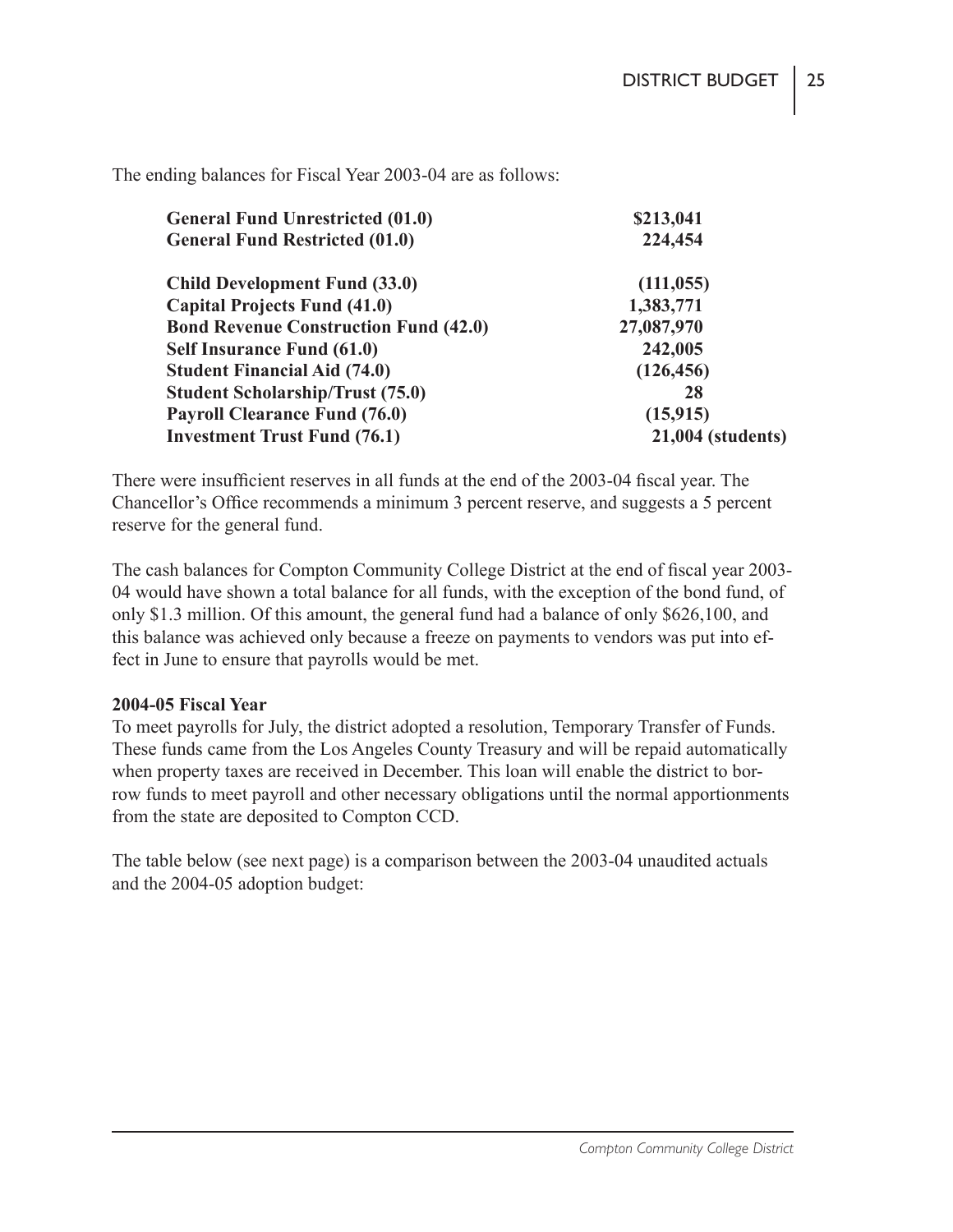The ending balances for Fiscal Year 2003-04 are as follows:

| Fund | Balance |
|---|---|
| **General Fund Unrestricted (01.0)** | **\$213,041** |
| **General Fund Restricted (01.0)** | **224,454** |
| **Child Development Fund (33.0)** | **(111,055)** |
| **Capital Projects Fund (41.0)** | **1,383,771** |
| **Bond Revenue Construction Fund (42.0)** | **27,087,970** |
| **Self Insurance Fund (61.0)** | **242,005** |
| **Student Financial Aid (74.0)** | **(126,456)** |
| **Student Scholarship/Trust (75.0)** | **28** |
| **Payroll Clearance Fund (76.0)** | **(15,915)** |
| **Investment Trust Fund (76.1)** | **21,004 (students)** |

There were insufficient reserves in all funds at the end of the 2003-04 fiscal year. The Chancellor's Office recommends a minimum 3 percent reserve, and suggests a 5 percent reserve for the general fund.

The cash balances for Compton Community College District at the end of fiscal year 2003-04 would have shown a total balance for all funds, with the exception of the bond fund, of only \$1.3 million. Of this amount, the general fund had a balance of only \$626,100, and this balance was achieved only because a freeze on payments to vendors was put into effect in June to ensure that payrolls would be met.

**2004-05 Fiscal Year**

To meet payrolls for July, the district adopted a resolution, Temporary Transfer of Funds. These funds came from the Los Angeles County Treasury and will be repaid automatically when property taxes are received in December. This loan will enable the district to borrow funds to meet payroll and other necessary obligations until the normal apportionments from the state are deposited to Compton CCD.

The table below (see next page) is a comparison between the 2003-04 unaudited actuals and the 2004-05 adoption budget: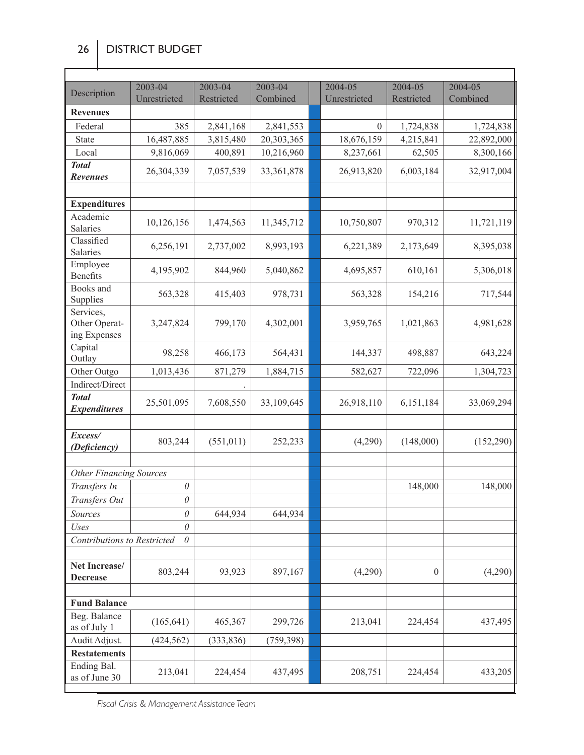| Description | 2003-04 Unrestricted | 2003-04 Restricted | 2003-04 Combined | 2004-05 Unrestricted | 2004-05 Restricted | 2004-05 Combined |
|---|---|---|---|---|---|---|
| **Revenues** | | | | | | |
| Federal | 385 | 2,841,168 | 2,841,553 | 0 | 1,724,838 | 1,724,838 |
| State | 16,487,885 | 3,815,480 | 20,303,365 | 18,676,159 | 4,215,841 | 22,892,000 |
| Local | 9,816,069 | 400,891 | 10,216,960 | 8,237,661 | 62,505 | 8,300,166 |
| ***Total Revenues*** | 26,304,339 | 7,057,539 | 33,361,878 | 26,913,820 | 6,003,184 | 32,917,004 |
| | | | | | | |
| **Expenditures** | | | | | | |
| Academic Salaries | 10,126,156 | 1,474,563 | 11,345,712 | 10,750,807 | 970,312 | 11,721,119 |
| Classified Salaries | 6,256,191 | 2,737,002 | 8,993,193 | 6,221,389 | 2,173,649 | 8,395,038 |
| Employee Benefits | 4,195,902 | 844,960 | 5,040,862 | 4,695,857 | 610,161 | 5,306,018 |
| Books and Supplies | 563,328 | 415,403 | 978,731 | 563,328 | 154,216 | 717,544 |
| Services, Other Operating Expenses | 3,247,824 | 799,170 | 4,302,001 | 3,959,765 | 1,021,863 | 4,981,628 |
| Capital Outlay | 98,258 | 466,173 | 564,431 | 144,337 | 498,887 | 643,224 |
| Other Outgo | 1,013,436 | 871,279 | 1,884,715 | 582,627 | 722,096 | 1,304,723 |
| Indirect/Direct | | . | | | | |
| ***Total Expenditures*** | 25,501,095 | 7,608,550 | 33,109,645 | 26,918,110 | 6,151,184 | 33,069,294 |
| | | | | | | |
| ***Excess/ (Deficiency)*** | 803,244 | (551,011) | 252,233 | (4,290) | (148,000) | (152,290) |
| | | | | | | |
| *Other Financing Sources* | | | | | | |
| *Transfers In* | *0* | | | | 148,000 | 148,000 |
| *Transfers Out* | *0* | | | | | |
| *Sources* | *0* | 644,934 | 644,934 | | | |
| *Uses* | *0* | | | | | |
| *Contributions to Restricted* | *0* | | | | | |
| | | | | | | |
| **Net Increase/ Decrease** | 803,244 | 93,923 | 897,167 | (4,290) | 0 | (4,290) |
| | | | | | | |
| **Fund Balance** | | | | | | |
| Beg. Balance as of July 1 | (165,641) | 465,367 | 299,726 | 213,041 | 224,454 | 437,495 |
| Audit Adjust. | (424,562) | (333,836) | (759,398) | | | |
| **Restatements** | | | | | | |
| Ending Bal. as of June 30 | 213,041 | 224,454 | 437,495 | 208,751 | 224,454 | 433,205 |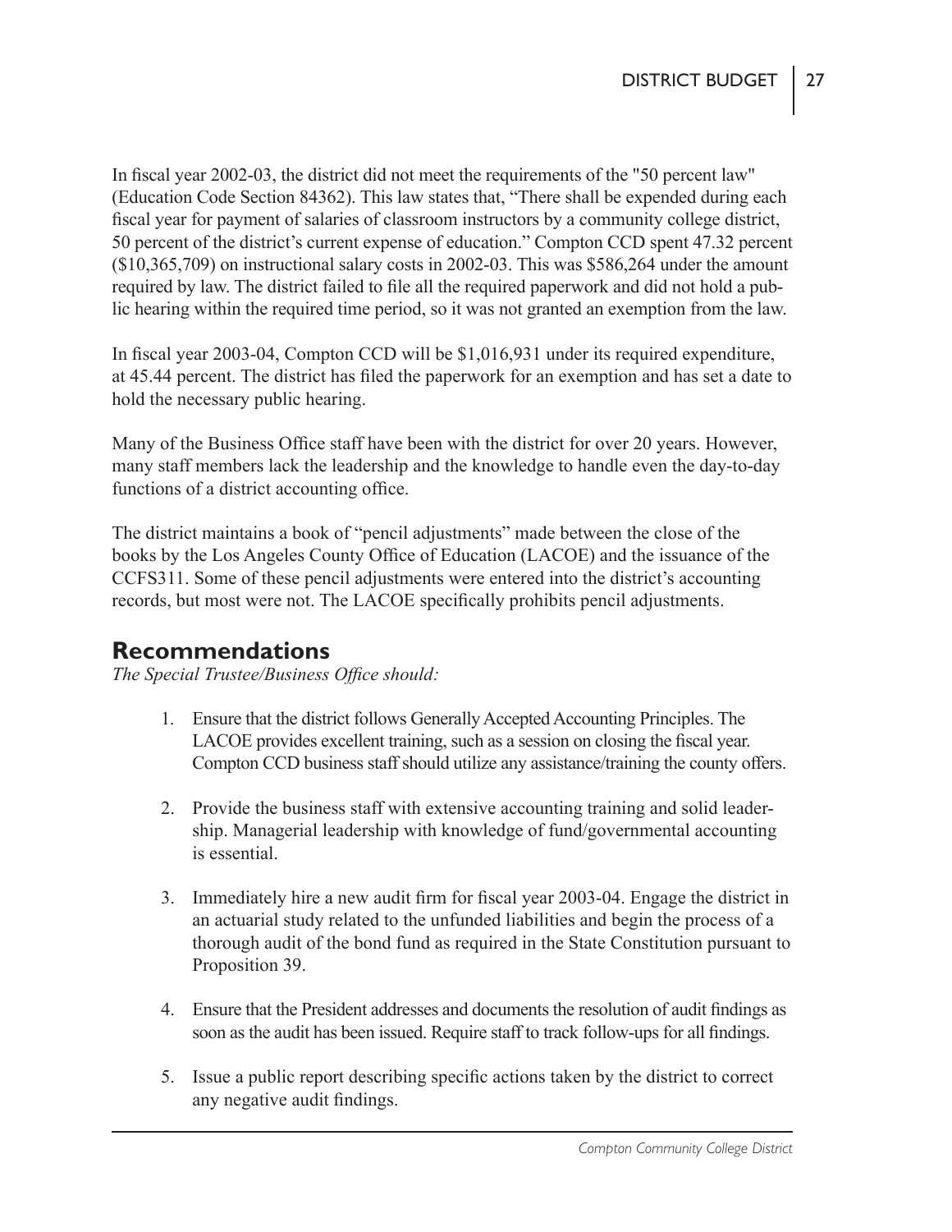In fiscal year 2002-03, the district did not meet the requirements of the "50 percent law" (Education Code Section 84362). This law states that, "There shall be expended during each fiscal year for payment of salaries of classroom instructors by a community college district, 50 percent of the district's current expense of education." Compton CCD spent 47.32 percent ($10,365,709) on instructional salary costs in 2002-03. This was $586,264 under the amount required by law. The district failed to file all the required paperwork and did not hold a public hearing within the required time period, so it was not granted an exemption from the law.

In fiscal year 2003-04, Compton CCD will be $1,016,931 under its required expenditure, at 45.44 percent. The district has filed the paperwork for an exemption and has set a date to hold the necessary public hearing.

Many of the Business Office staff have been with the district for over 20 years. However, many staff members lack the leadership and the knowledge to handle even the day-to-day functions of a district accounting office.

The district maintains a book of "pencil adjustments" made between the close of the books by the Los Angeles County Office of Education (LACOE) and the issuance of the CCFS311. Some of these pencil adjustments were entered into the district's accounting records, but most were not. The LACOE specifically prohibits pencil adjustments.

## Recommendations

*The Special Trustee/Business Office should:*

1. Ensure that the district follows Generally Accepted Accounting Principles. The LACOE provides excellent training, such as a session on closing the fiscal year. Compton CCD business staff should utilize any assistance/training the county offers.

2. Provide the business staff with extensive accounting training and solid leadership. Managerial leadership with knowledge of fund/governmental accounting is essential.

3. Immediately hire a new audit firm for fiscal year 2003-04. Engage the district in an actuarial study related to the unfunded liabilities and begin the process of a thorough audit of the bond fund as required in the State Constitution pursuant to Proposition 39.

4. Ensure that the President addresses and documents the resolution of audit findings as soon as the audit has been issued. Require staff to track follow-ups for all findings.

5. Issue a public report describing specific actions taken by the district to correct any negative audit findings.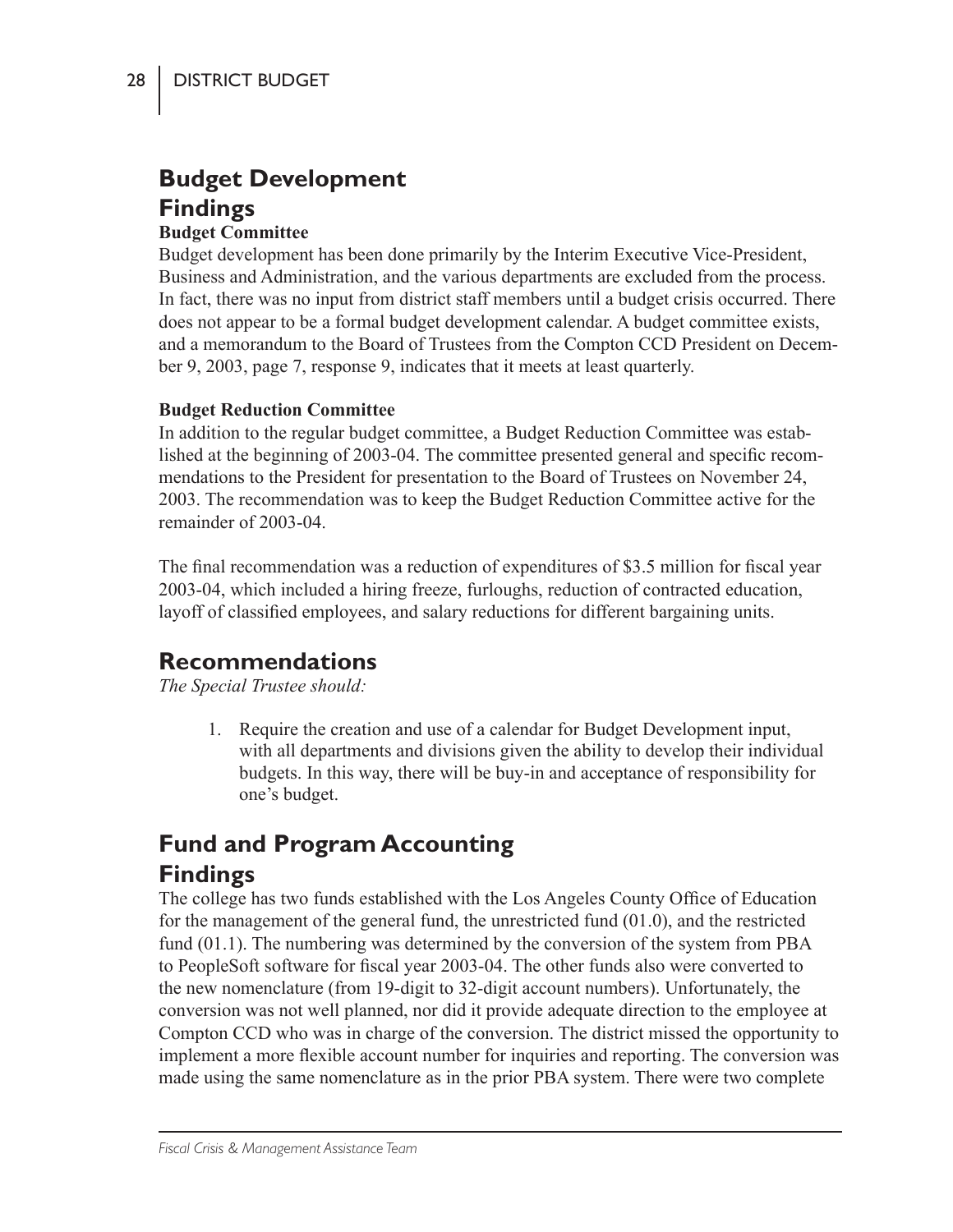## Budget Development

### Findings

#### Budget Committee

Budget development has been done primarily by the Interim Executive Vice-President, Business and Administration, and the various departments are excluded from the process. In fact, there was no input from district staff members until a budget crisis occurred. There does not appear to be a formal budget development calendar. A budget committee exists, and a memorandum to the Board of Trustees from the Compton CCD President on December 9, 2003, page 7, response 9, indicates that it meets at least quarterly.

#### Budget Reduction Committee

In addition to the regular budget committee, a Budget Reduction Committee was established at the beginning of 2003-04. The committee presented general and specific recommendations to the President for presentation to the Board of Trustees on November 24, 2003. The recommendation was to keep the Budget Reduction Committee active for the remainder of 2003-04.

The final recommendation was a reduction of expenditures of $3.5 million for fiscal year 2003-04, which included a hiring freeze, furloughs, reduction of contracted education, layoff of classified employees, and salary reductions for different bargaining units.

### Recommendations

*The Special Trustee should:*

1. Require the creation and use of a calendar for Budget Development input, with all departments and divisions given the ability to develop their individual budgets. In this way, there will be buy-in and acceptance of responsibility for one's budget.

## Fund and Program Accounting

### Findings

The college has two funds established with the Los Angeles County Office of Education for the management of the general fund, the unrestricted fund (01.0), and the restricted fund (01.1). The numbering was determined by the conversion of the system from PBA to PeopleSoft software for fiscal year 2003-04. The other funds also were converted to the new nomenclature (from 19-digit to 32-digit account numbers). Unfortunately, the conversion was not well planned, nor did it provide adequate direction to the employee at Compton CCD who was in charge of the conversion. The district missed the opportunity to implement a more flexible account number for inquiries and reporting. The conversion was made using the same nomenclature as in the prior PBA system. There were two complete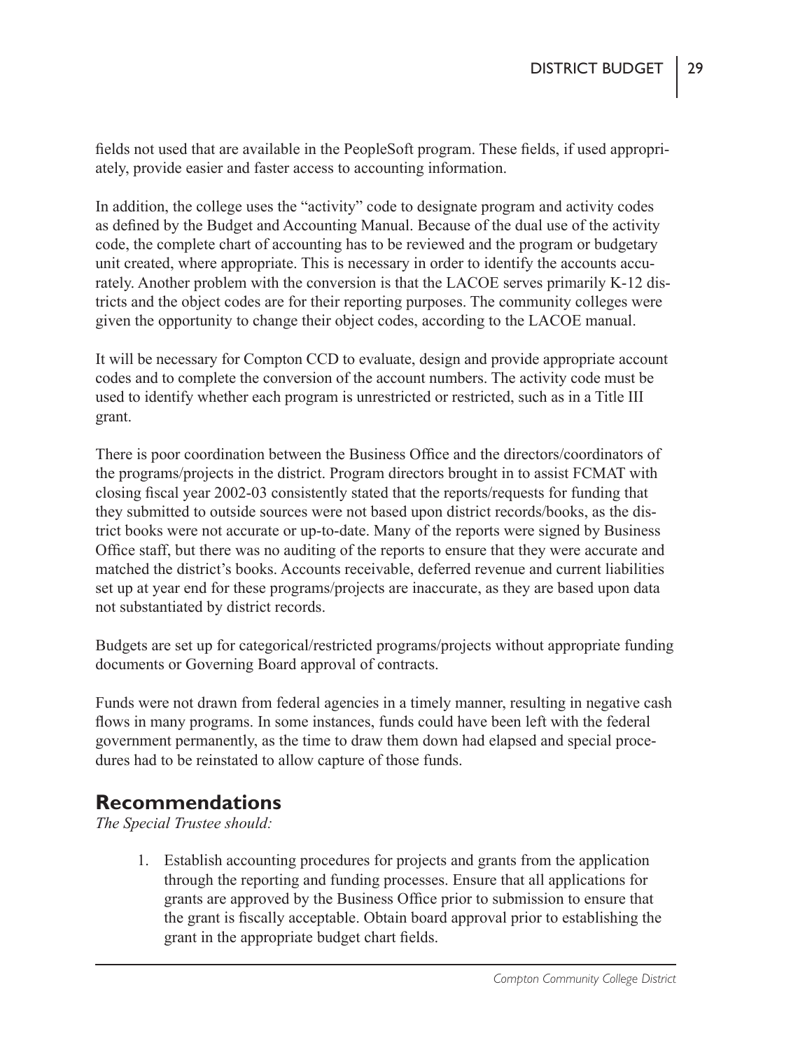fields not used that are available in the PeopleSoft program. These fields, if used appropriately, provide easier and faster access to accounting information.

In addition, the college uses the "activity" code to designate program and activity codes as defined by the Budget and Accounting Manual. Because of the dual use of the activity code, the complete chart of accounting has to be reviewed and the program or budgetary unit created, where appropriate. This is necessary in order to identify the accounts accurately. Another problem with the conversion is that the LACOE serves primarily K-12 districts and the object codes are for their reporting purposes. The community colleges were given the opportunity to change their object codes, according to the LACOE manual.

It will be necessary for Compton CCD to evaluate, design and provide appropriate account codes and to complete the conversion of the account numbers. The activity code must be used to identify whether each program is unrestricted or restricted, such as in a Title III grant.

There is poor coordination between the Business Office and the directors/coordinators of the programs/projects in the district. Program directors brought in to assist FCMAT with closing fiscal year 2002-03 consistently stated that the reports/requests for funding that they submitted to outside sources were not based upon district records/books, as the district books were not accurate or up-to-date. Many of the reports were signed by Business Office staff, but there was no auditing of the reports to ensure that they were accurate and matched the district's books. Accounts receivable, deferred revenue and current liabilities set up at year end for these programs/projects are inaccurate, as they are based upon data not substantiated by district records.

Budgets are set up for categorical/restricted programs/projects without appropriate funding documents or Governing Board approval of contracts.

Funds were not drawn from federal agencies in a timely manner, resulting in negative cash flows in many programs. In some instances, funds could have been left with the federal government permanently, as the time to draw them down had elapsed and special procedures had to be reinstated to allow capture of those funds.

## Recommendations

*The Special Trustee should:*

1. Establish accounting procedures for projects and grants from the application through the reporting and funding processes. Ensure that all applications for grants are approved by the Business Office prior to submission to ensure that the grant is fiscally acceptable. Obtain board approval prior to establishing the grant in the appropriate budget chart fields.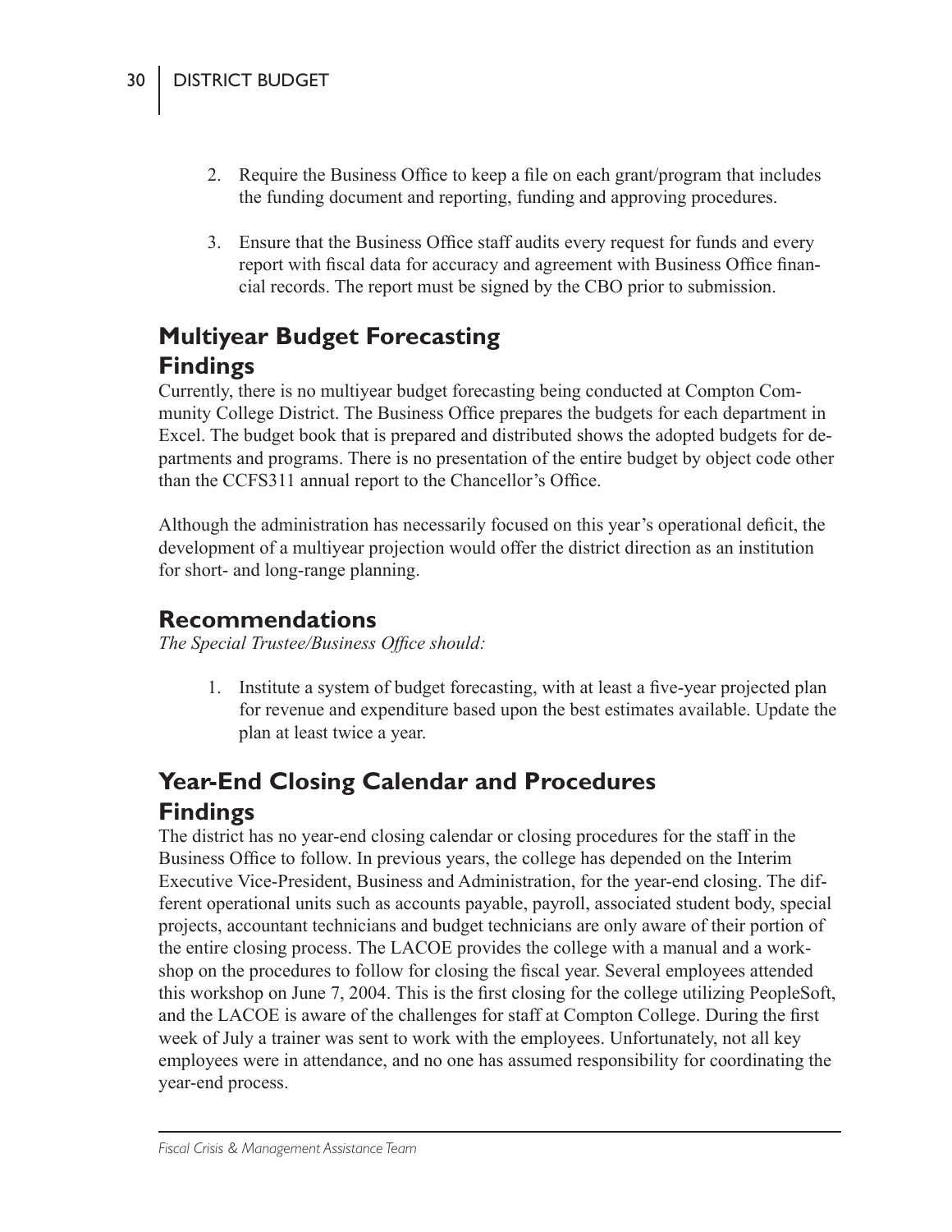2. Require the Business Office to keep a file on each grant/program that includes the funding document and reporting, funding and approving procedures.

3. Ensure that the Business Office staff audits every request for funds and every report with fiscal data for accuracy and agreement with Business Office financial records. The report must be signed by the CBO prior to submission.

## Multiyear Budget Forecasting

## Findings

Currently, there is no multiyear budget forecasting being conducted at Compton Community College District. The Business Office prepares the budgets for each department in Excel. The budget book that is prepared and distributed shows the adopted budgets for departments and programs. There is no presentation of the entire budget by object code other than the CCFS311 annual report to the Chancellor's Office.

Although the administration has necessarily focused on this year's operational deficit, the development of a multiyear projection would offer the district direction as an institution for short- and long-range planning.

## Recommendations

*The Special Trustee/Business Office should:*

1. Institute a system of budget forecasting, with at least a five-year projected plan for revenue and expenditure based upon the best estimates available. Update the plan at least twice a year.

## Year-End Closing Calendar and Procedures

## Findings

The district has no year-end closing calendar or closing procedures for the staff in the Business Office to follow. In previous years, the college has depended on the Interim Executive Vice-President, Business and Administration, for the year-end closing. The different operational units such as accounts payable, payroll, associated student body, special projects, accountant technicians and budget technicians are only aware of their portion of the entire closing process. The LACOE provides the college with a manual and a workshop on the procedures to follow for closing the fiscal year. Several employees attended this workshop on June 7, 2004. This is the first closing for the college utilizing PeopleSoft, and the LACOE is aware of the challenges for staff at Compton College. During the first week of July a trainer was sent to work with the employees. Unfortunately, not all key employees were in attendance, and no one has assumed responsibility for coordinating the year-end process.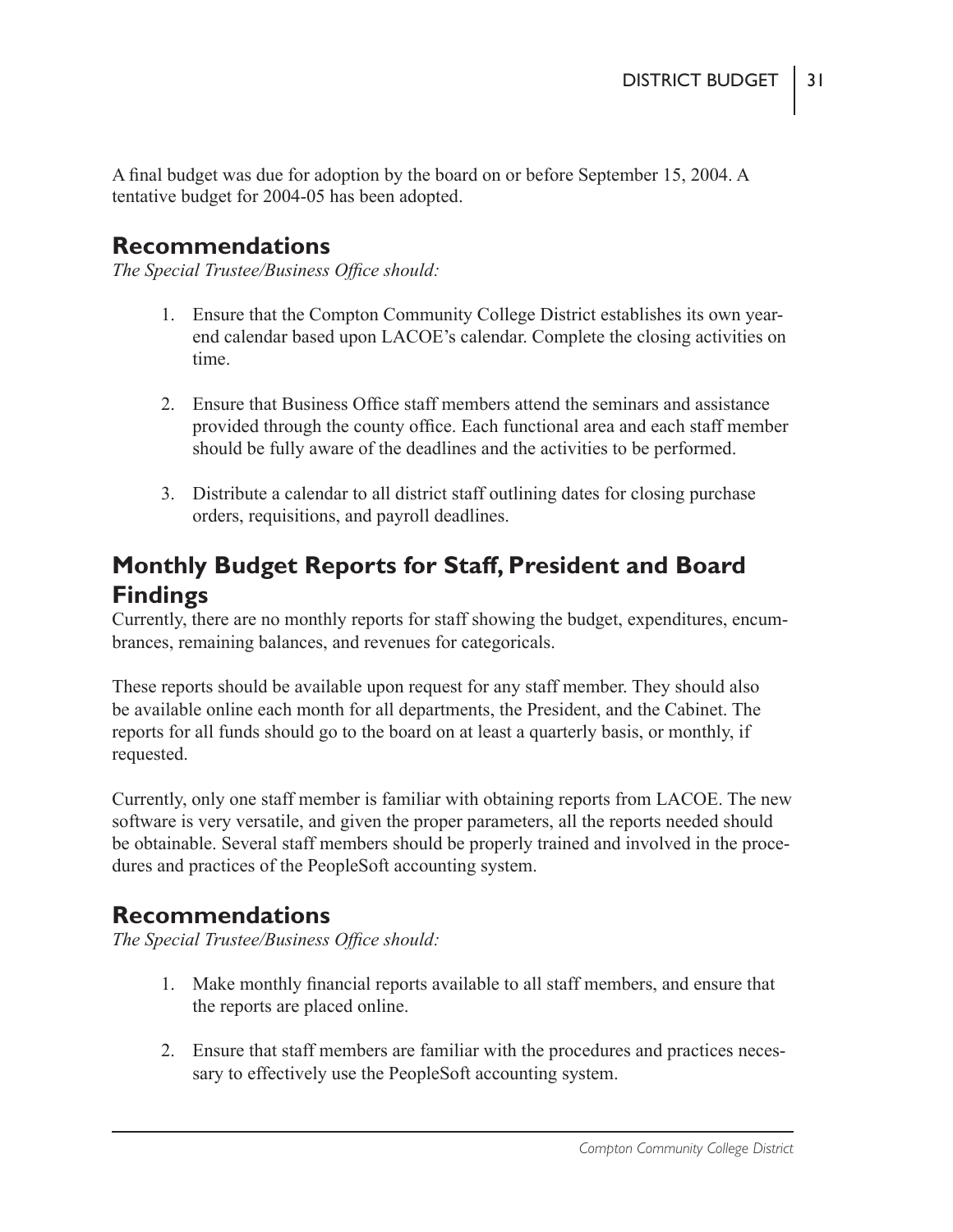A final budget was due for adoption by the board on or before September 15, 2004. A tentative budget for 2004-05 has been adopted.

## Recommendations

*The Special Trustee/Business Office should:*

1. Ensure that the Compton Community College District establishes its own year-end calendar based upon LACOE's calendar. Complete the closing activities on time.

2. Ensure that Business Office staff members attend the seminars and assistance provided through the county office. Each functional area and each staff member should be fully aware of the deadlines and the activities to be performed.

3. Distribute a calendar to all district staff outlining dates for closing purchase orders, requisitions, and payroll deadlines.

## Monthly Budget Reports for Staff, President and Board Findings

Currently, there are no monthly reports for staff showing the budget, expenditures, encumbrances, remaining balances, and revenues for categoricals.

These reports should be available upon request for any staff member. They should also be available online each month for all departments, the President, and the Cabinet. The reports for all funds should go to the board on at least a quarterly basis, or monthly, if requested.

Currently, only one staff member is familiar with obtaining reports from LACOE. The new software is very versatile, and given the proper parameters, all the reports needed should be obtainable. Several staff members should be properly trained and involved in the procedures and practices of the PeopleSoft accounting system.

## Recommendations

*The Special Trustee/Business Office should:*

1. Make monthly financial reports available to all staff members, and ensure that the reports are placed online.

2. Ensure that staff members are familiar with the procedures and practices necessary to effectively use the PeopleSoft accounting system.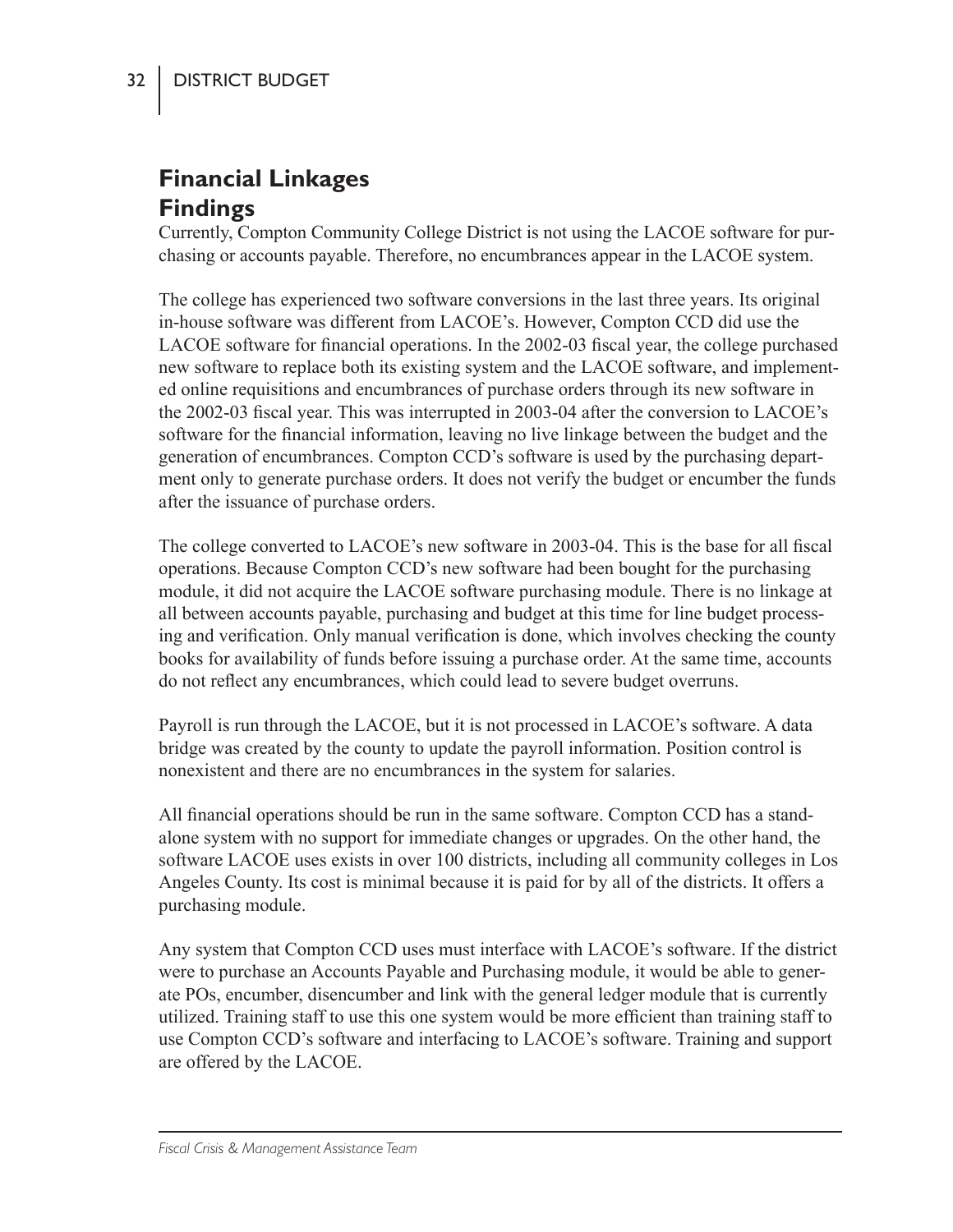## Financial Linkages

### Findings

Currently, Compton Community College District is not using the LACOE software for purchasing or accounts payable. Therefore, no encumbrances appear in the LACOE system.

The college has experienced two software conversions in the last three years. Its original in-house software was different from LACOE's. However, Compton CCD did use the LACOE software for financial operations. In the 2002-03 fiscal year, the college purchased new software to replace both its existing system and the LACOE software, and implemented online requisitions and encumbrances of purchase orders through its new software in the 2002-03 fiscal year. This was interrupted in 2003-04 after the conversion to LACOE's software for the financial information, leaving no live linkage between the budget and the generation of encumbrances. Compton CCD's software is used by the purchasing department only to generate purchase orders. It does not verify the budget or encumber the funds after the issuance of purchase orders.

The college converted to LACOE's new software in 2003-04. This is the base for all fiscal operations. Because Compton CCD's new software had been bought for the purchasing module, it did not acquire the LACOE software purchasing module. There is no linkage at all between accounts payable, purchasing and budget at this time for line budget processing and verification. Only manual verification is done, which involves checking the county books for availability of funds before issuing a purchase order. At the same time, accounts do not reflect any encumbrances, which could lead to severe budget overruns.

Payroll is run through the LACOE, but it is not processed in LACOE's software. A data bridge was created by the county to update the payroll information. Position control is nonexistent and there are no encumbrances in the system for salaries.

All financial operations should be run in the same software. Compton CCD has a standalone system with no support for immediate changes or upgrades. On the other hand, the software LACOE uses exists in over 100 districts, including all community colleges in Los Angeles County. Its cost is minimal because it is paid for by all of the districts. It offers a purchasing module.

Any system that Compton CCD uses must interface with LACOE's software. If the district were to purchase an Accounts Payable and Purchasing module, it would be able to generate POs, encumber, disencumber and link with the general ledger module that is currently utilized. Training staff to use this one system would be more efficient than training staff to use Compton CCD's software and interfacing to LACOE's software. Training and support are offered by the LACOE.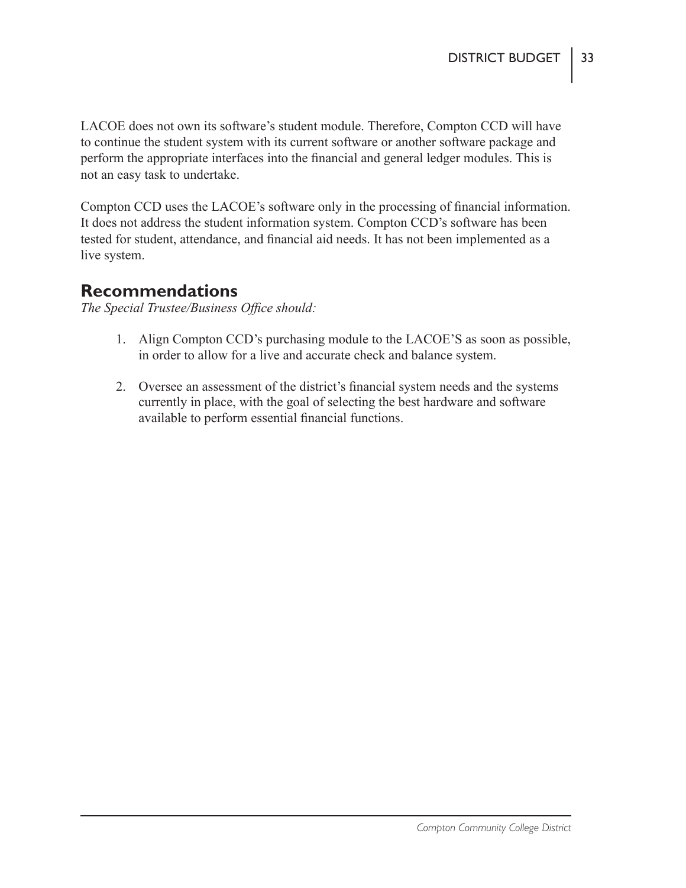LACOE does not own its software's student module. Therefore, Compton CCD will have to continue the student system with its current software or another software package and perform the appropriate interfaces into the financial and general ledger modules. This is not an easy task to undertake.

Compton CCD uses the LACOE's software only in the processing of financial information. It does not address the student information system. Compton CCD's software has been tested for student, attendance, and financial aid needs. It has not been implemented as a live system.

## Recommendations

*The Special Trustee/Business Office should:*

1. Align Compton CCD's purchasing module to the LACOE'S as soon as possible, in order to allow for a live and accurate check and balance system.

2. Oversee an assessment of the district's financial system needs and the systems currently in place, with the goal of selecting the best hardware and software available to perform essential financial functions.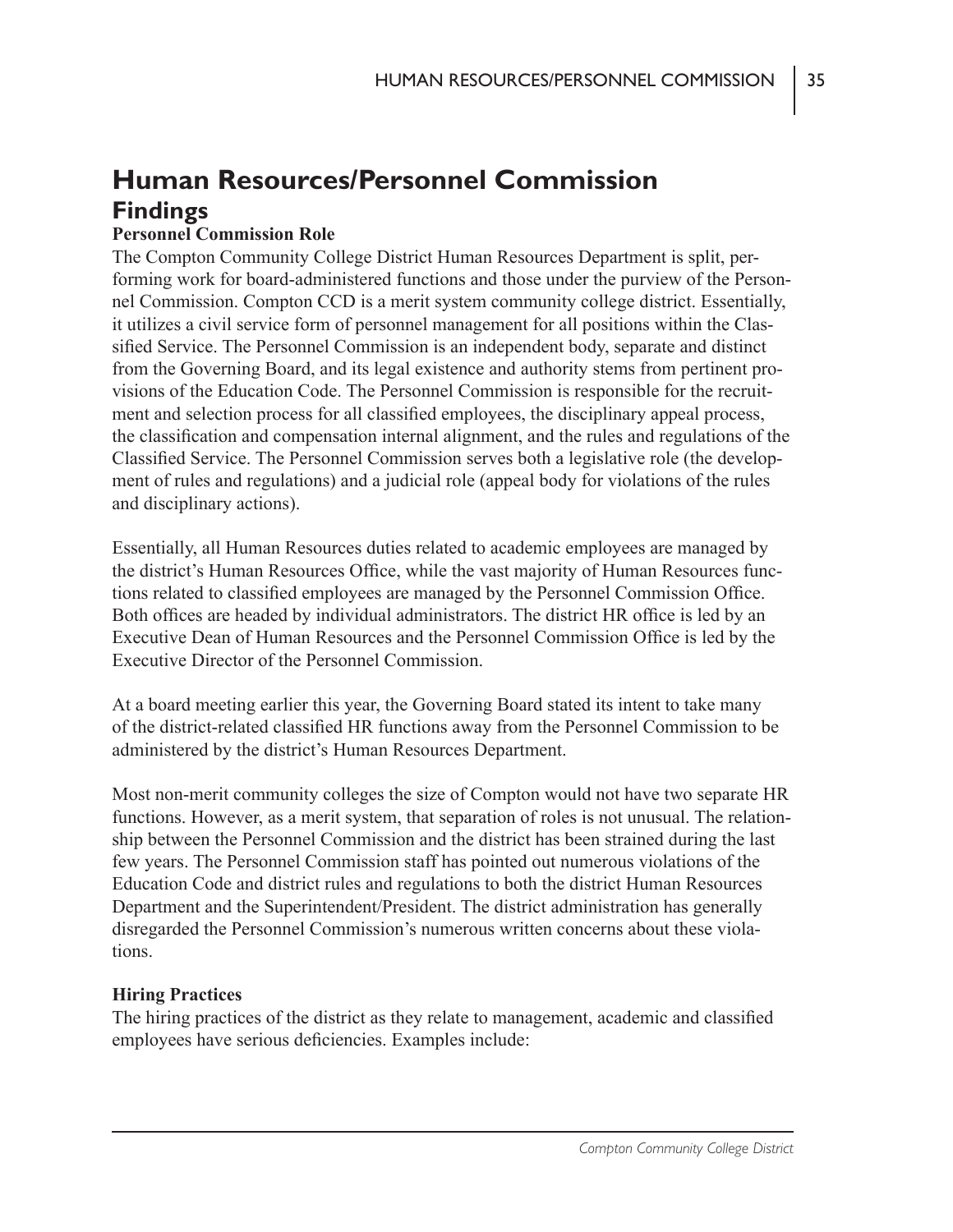# Human Resources/Personnel Commission

## Findings

### Personnel Commission Role

The Compton Community College District Human Resources Department is split, performing work for board-administered functions and those under the purview of the Personnel Commission. Compton CCD is a merit system community college district. Essentially, it utilizes a civil service form of personnel management for all positions within the Classified Service. The Personnel Commission is an independent body, separate and distinct from the Governing Board, and its legal existence and authority stems from pertinent provisions of the Education Code. The Personnel Commission is responsible for the recruitment and selection process for all classified employees, the disciplinary appeal process, the classification and compensation internal alignment, and the rules and regulations of the Classified Service. The Personnel Commission serves both a legislative role (the development of rules and regulations) and a judicial role (appeal body for violations of the rules and disciplinary actions).

Essentially, all Human Resources duties related to academic employees are managed by the district's Human Resources Office, while the vast majority of Human Resources functions related to classified employees are managed by the Personnel Commission Office. Both offices are headed by individual administrators. The district HR office is led by an Executive Dean of Human Resources and the Personnel Commission Office is led by the Executive Director of the Personnel Commission.

At a board meeting earlier this year, the Governing Board stated its intent to take many of the district-related classified HR functions away from the Personnel Commission to be administered by the district's Human Resources Department.

Most non-merit community colleges the size of Compton would not have two separate HR functions. However, as a merit system, that separation of roles is not unusual. The relationship between the Personnel Commission and the district has been strained during the last few years. The Personnel Commission staff has pointed out numerous violations of the Education Code and district rules and regulations to both the district Human Resources Department and the Superintendent/President. The district administration has generally disregarded the Personnel Commission's numerous written concerns about these violations.

### Hiring Practices

The hiring practices of the district as they relate to management, academic and classified employees have serious deficiencies. Examples include: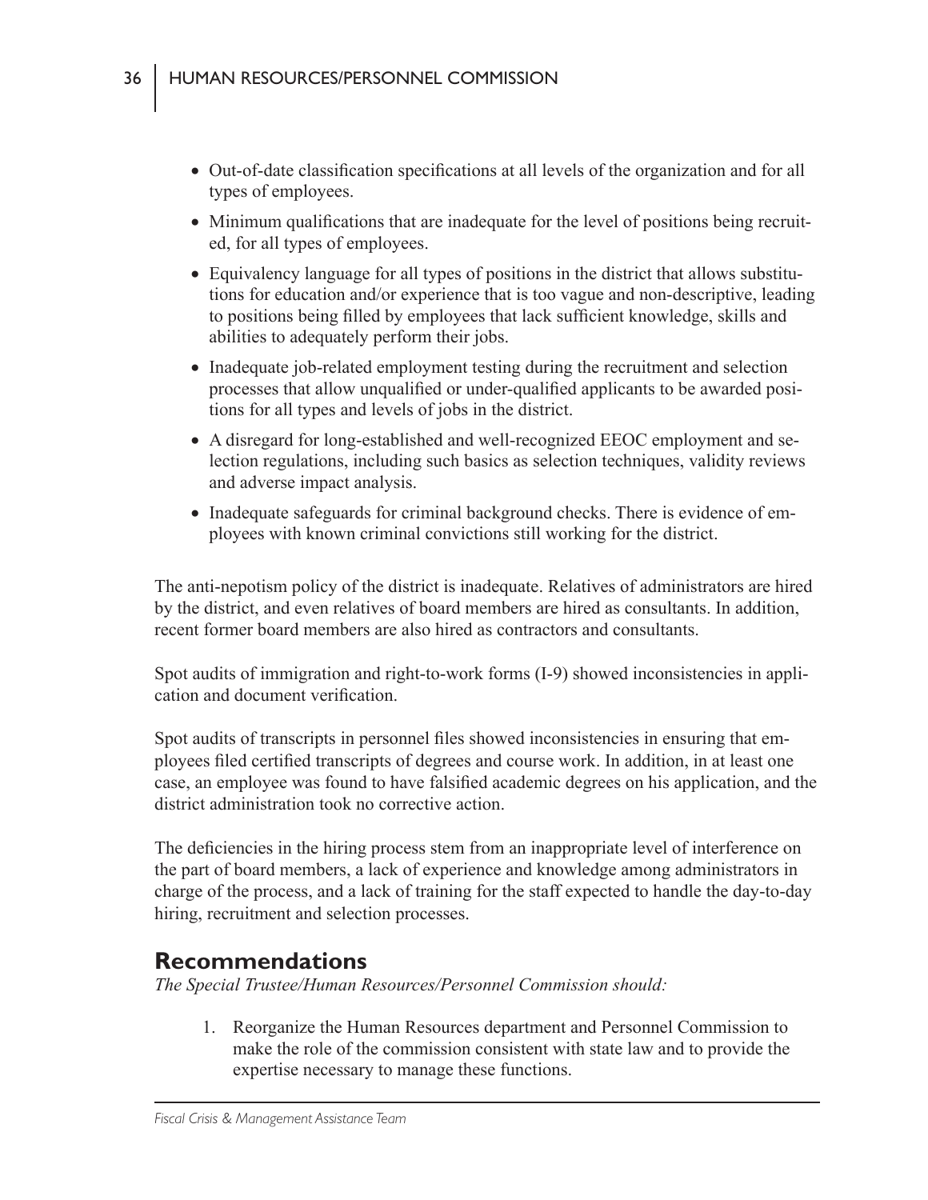- Out-of-date classification specifications at all levels of the organization and for all types of employees.
- Minimum qualifications that are inadequate for the level of positions being recruited, for all types of employees.
- Equivalency language for all types of positions in the district that allows substitutions for education and/or experience that is too vague and non-descriptive, leading to positions being filled by employees that lack sufficient knowledge, skills and abilities to adequately perform their jobs.
- Inadequate job-related employment testing during the recruitment and selection processes that allow unqualified or under-qualified applicants to be awarded positions for all types and levels of jobs in the district.
- A disregard for long-established and well-recognized EEOC employment and selection regulations, including such basics as selection techniques, validity reviews and adverse impact analysis.
- Inadequate safeguards for criminal background checks. There is evidence of employees with known criminal convictions still working for the district.

The anti-nepotism policy of the district is inadequate. Relatives of administrators are hired by the district, and even relatives of board members are hired as consultants. In addition, recent former board members are also hired as contractors and consultants.

Spot audits of immigration and right-to-work forms (I-9) showed inconsistencies in application and document verification.

Spot audits of transcripts in personnel files showed inconsistencies in ensuring that employees filed certified transcripts of degrees and course work. In addition, in at least one case, an employee was found to have falsified academic degrees on his application, and the district administration took no corrective action.

The deficiencies in the hiring process stem from an inappropriate level of interference on the part of board members, a lack of experience and knowledge among administrators in charge of the process, and a lack of training for the staff expected to handle the day-to-day hiring, recruitment and selection processes.

## Recommendations

*The Special Trustee/Human Resources/Personnel Commission should:*

1. Reorganize the Human Resources department and Personnel Commission to make the role of the commission consistent with state law and to provide the expertise necessary to manage these functions.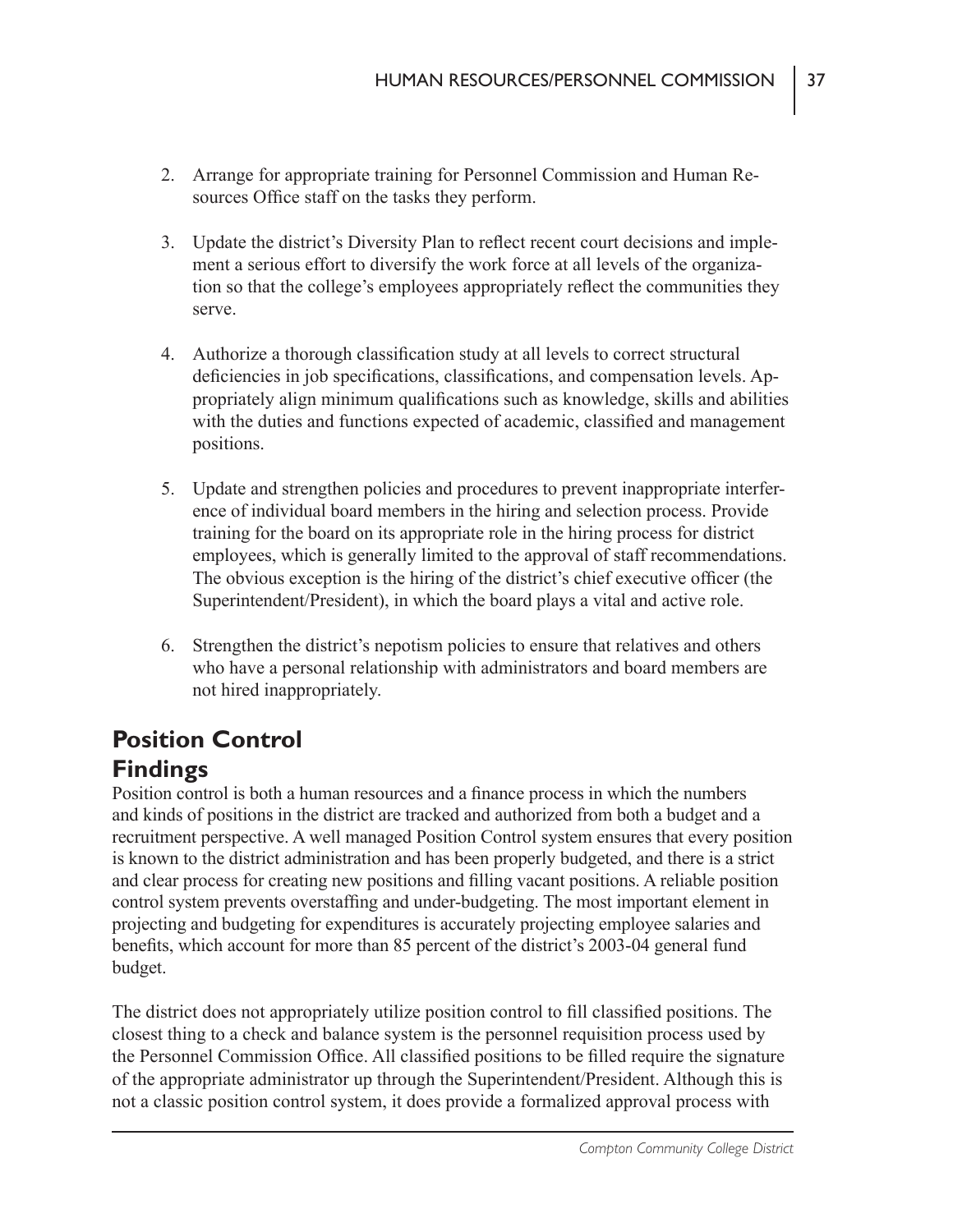2. Arrange for appropriate training for Personnel Commission and Human Resources Office staff on the tasks they perform.

3. Update the district's Diversity Plan to reflect recent court decisions and implement a serious effort to diversify the work force at all levels of the organization so that the college's employees appropriately reflect the communities they serve.

4. Authorize a thorough classification study at all levels to correct structural deficiencies in job specifications, classifications, and compensation levels. Appropriately align minimum qualifications such as knowledge, skills and abilities with the duties and functions expected of academic, classified and management positions.

5. Update and strengthen policies and procedures to prevent inappropriate interference of individual board members in the hiring and selection process. Provide training for the board on its appropriate role in the hiring process for district employees, which is generally limited to the approval of staff recommendations. The obvious exception is the hiring of the district's chief executive officer (the Superintendent/President), in which the board plays a vital and active role.

6. Strengthen the district's nepotism policies to ensure that relatives and others who have a personal relationship with administrators and board members are not hired inappropriately.

## Position Control

### Findings

Position control is both a human resources and a finance process in which the numbers and kinds of positions in the district are tracked and authorized from both a budget and a recruitment perspective. A well managed Position Control system ensures that every position is known to the district administration and has been properly budgeted, and there is a strict and clear process for creating new positions and filling vacant positions. A reliable position control system prevents overstaffing and under-budgeting. The most important element in projecting and budgeting for expenditures is accurately projecting employee salaries and benefits, which account for more than 85 percent of the district's 2003-04 general fund budget.

The district does not appropriately utilize position control to fill classified positions. The closest thing to a check and balance system is the personnel requisition process used by the Personnel Commission Office. All classified positions to be filled require the signature of the appropriate administrator up through the Superintendent/President. Although this is not a classic position control system, it does provide a formalized approval process with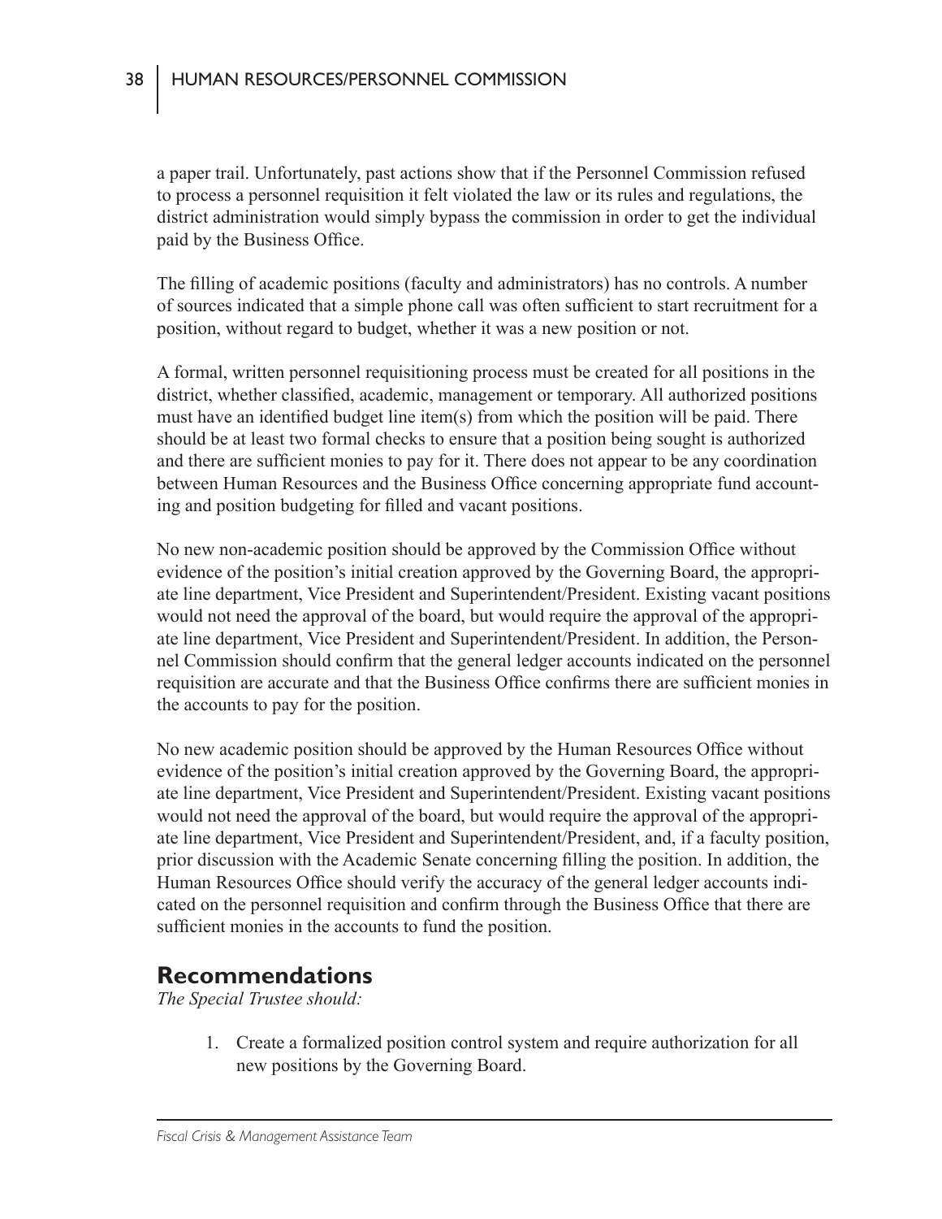a paper trail. Unfortunately, past actions show that if the Personnel Commission refused to process a personnel requisition it felt violated the law or its rules and regulations, the district administration would simply bypass the commission in order to get the individual paid by the Business Office.

The filling of academic positions (faculty and administrators) has no controls. A number of sources indicated that a simple phone call was often sufficient to start recruitment for a position, without regard to budget, whether it was a new position or not.

A formal, written personnel requisitioning process must be created for all positions in the district, whether classified, academic, management or temporary. All authorized positions must have an identified budget line item(s) from which the position will be paid. There should be at least two formal checks to ensure that a position being sought is authorized and there are sufficient monies to pay for it. There does not appear to be any coordination between Human Resources and the Business Office concerning appropriate fund accounting and position budgeting for filled and vacant positions.

No new non-academic position should be approved by the Commission Office without evidence of the position's initial creation approved by the Governing Board, the appropriate line department, Vice President and Superintendent/President. Existing vacant positions would not need the approval of the board, but would require the approval of the appropriate line department, Vice President and Superintendent/President. In addition, the Personnel Commission should confirm that the general ledger accounts indicated on the personnel requisition are accurate and that the Business Office confirms there are sufficient monies in the accounts to pay for the position.

No new academic position should be approved by the Human Resources Office without evidence of the position's initial creation approved by the Governing Board, the appropriate line department, Vice President and Superintendent/President. Existing vacant positions would not need the approval of the board, but would require the approval of the appropriate line department, Vice President and Superintendent/President, and, if a faculty position, prior discussion with the Academic Senate concerning filling the position. In addition, the Human Resources Office should verify the accuracy of the general ledger accounts indicated on the personnel requisition and confirm through the Business Office that there are sufficient monies in the accounts to fund the position.

## Recommendations

*The Special Trustee should:*

1. Create a formalized position control system and require authorization for all new positions by the Governing Board.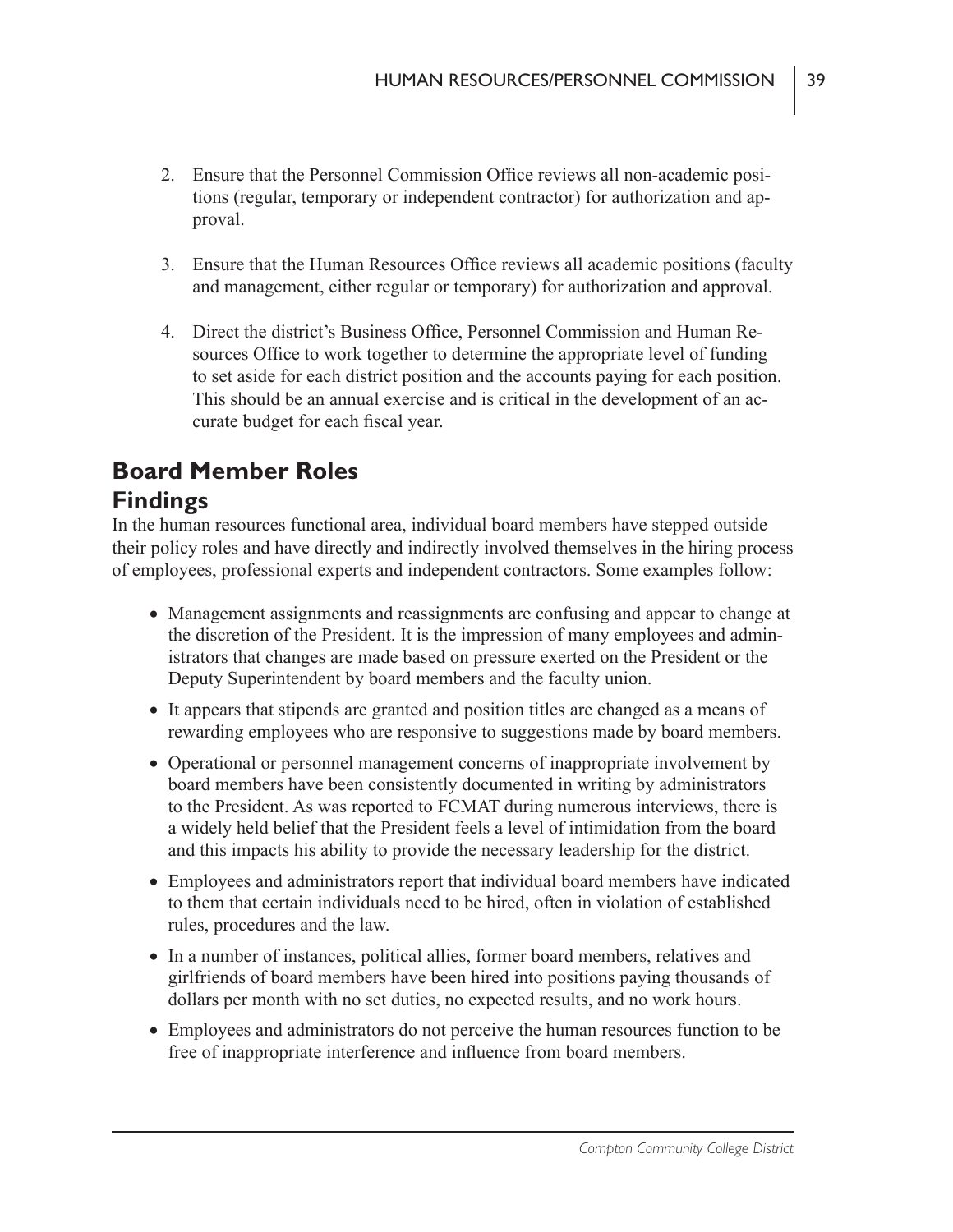2. Ensure that the Personnel Commission Office reviews all non-academic positions (regular, temporary or independent contractor) for authorization and approval.

3. Ensure that the Human Resources Office reviews all academic positions (faculty and management, either regular or temporary) for authorization and approval.

4. Direct the district's Business Office, Personnel Commission and Human Resources Office to work together to determine the appropriate level of funding to set aside for each district position and the accounts paying for each position. This should be an annual exercise and is critical in the development of an accurate budget for each fiscal year.

## Board Member Roles

## Findings

In the human resources functional area, individual board members have stepped outside their policy roles and have directly and indirectly involved themselves in the hiring process of employees, professional experts and independent contractors. Some examples follow:

- Management assignments and reassignments are confusing and appear to change at the discretion of the President. It is the impression of many employees and administrators that changes are made based on pressure exerted on the President or the Deputy Superintendent by board members and the faculty union.
- It appears that stipends are granted and position titles are changed as a means of rewarding employees who are responsive to suggestions made by board members.
- Operational or personnel management concerns of inappropriate involvement by board members have been consistently documented in writing by administrators to the President. As was reported to FCMAT during numerous interviews, there is a widely held belief that the President feels a level of intimidation from the board and this impacts his ability to provide the necessary leadership for the district.
- Employees and administrators report that individual board members have indicated to them that certain individuals need to be hired, often in violation of established rules, procedures and the law.
- In a number of instances, political allies, former board members, relatives and girlfriends of board members have been hired into positions paying thousands of dollars per month with no set duties, no expected results, and no work hours.
- Employees and administrators do not perceive the human resources function to be free of inappropriate interference and influence from board members.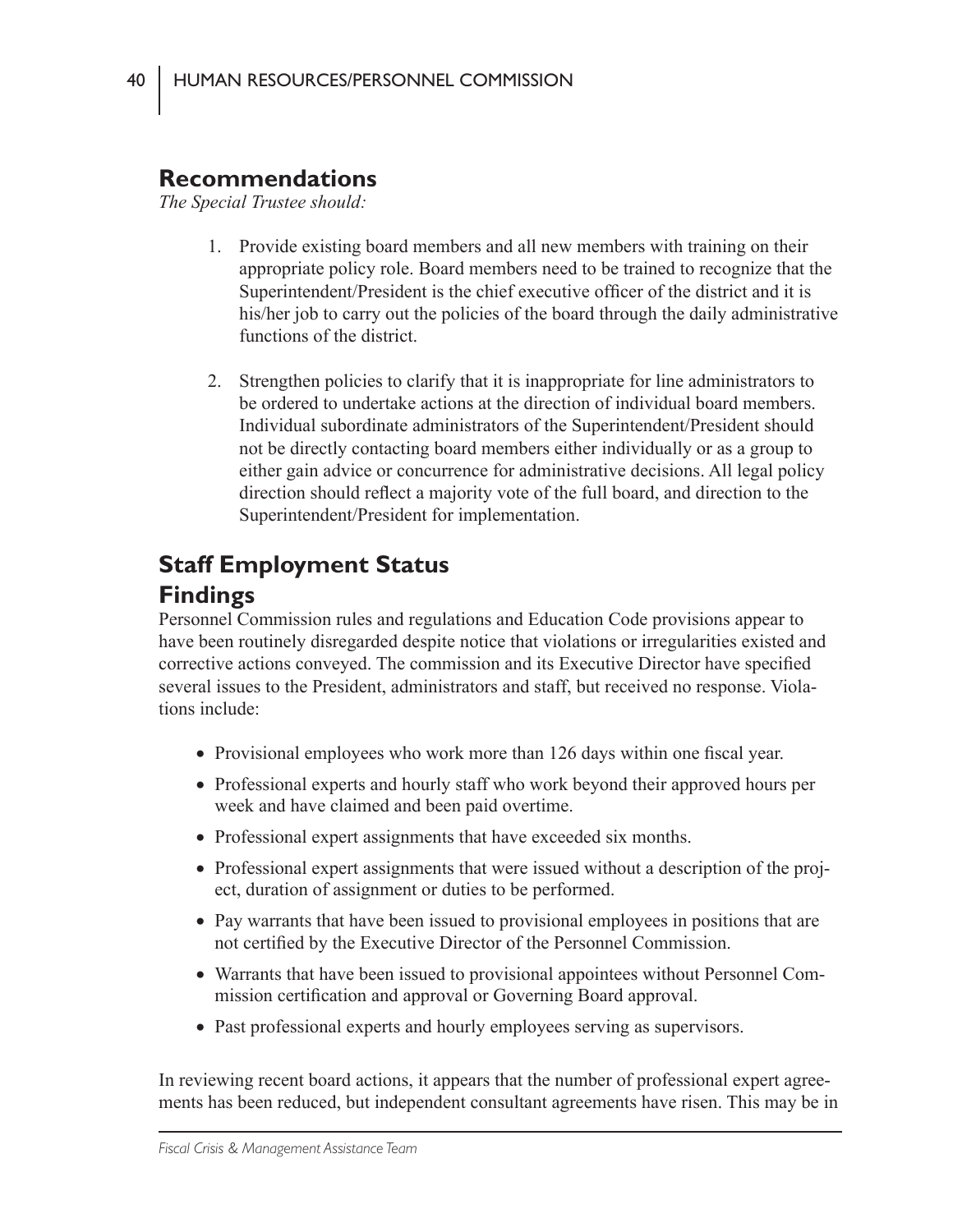## Recommendations

*The Special Trustee should:*

1. Provide existing board members and all new members with training on their appropriate policy role. Board members need to be trained to recognize that the Superintendent/President is the chief executive officer of the district and it is his/her job to carry out the policies of the board through the daily administrative functions of the district.

2. Strengthen policies to clarify that it is inappropriate for line administrators to be ordered to undertake actions at the direction of individual board members. Individual subordinate administrators of the Superintendent/President should not be directly contacting board members either individually or as a group to either gain advice or concurrence for administrative decisions. All legal policy direction should reflect a majority vote of the full board, and direction to the Superintendent/President for implementation.

## Staff Employment Status

## Findings

Personnel Commission rules and regulations and Education Code provisions appear to have been routinely disregarded despite notice that violations or irregularities existed and corrective actions conveyed. The commission and its Executive Director have specified several issues to the President, administrators and staff, but received no response. Violations include:

- Provisional employees who work more than 126 days within one fiscal year.
- Professional experts and hourly staff who work beyond their approved hours per week and have claimed and been paid overtime.
- Professional expert assignments that have exceeded six months.
- Professional expert assignments that were issued without a description of the project, duration of assignment or duties to be performed.
- Pay warrants that have been issued to provisional employees in positions that are not certified by the Executive Director of the Personnel Commission.
- Warrants that have been issued to provisional appointees without Personnel Commission certification and approval or Governing Board approval.
- Past professional experts and hourly employees serving as supervisors.

In reviewing recent board actions, it appears that the number of professional expert agreements has been reduced, but independent consultant agreements have risen. This may be in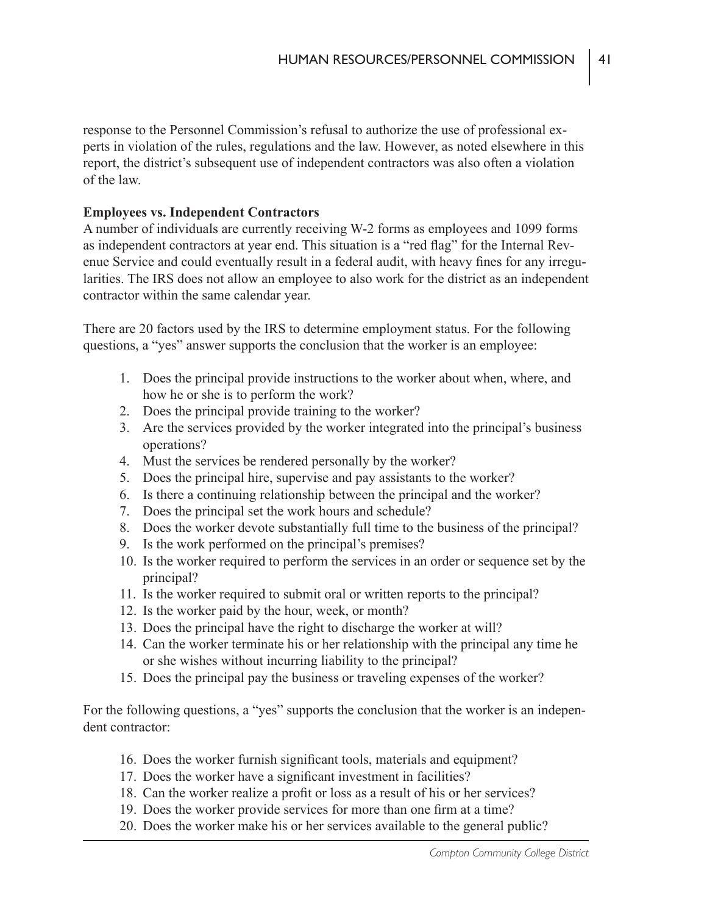response to the Personnel Commission's refusal to authorize the use of professional experts in violation of the rules, regulations and the law. However, as noted elsewhere in this report, the district's subsequent use of independent contractors was also often a violation of the law.

**Employees vs. Independent Contractors**

A number of individuals are currently receiving W-2 forms as employees and 1099 forms as independent contractors at year end. This situation is a "red flag" for the Internal Revenue Service and could eventually result in a federal audit, with heavy fines for any irregularities. The IRS does not allow an employee to also work for the district as an independent contractor within the same calendar year.

There are 20 factors used by the IRS to determine employment status. For the following questions, a "yes" answer supports the conclusion that the worker is an employee:

1. Does the principal provide instructions to the worker about when, where, and how he or she is to perform the work?
2. Does the principal provide training to the worker?
3. Are the services provided by the worker integrated into the principal's business operations?
4. Must the services be rendered personally by the worker?
5. Does the principal hire, supervise and pay assistants to the worker?
6. Is there a continuing relationship between the principal and the worker?
7. Does the principal set the work hours and schedule?
8. Does the worker devote substantially full time to the business of the principal?
9. Is the work performed on the principal's premises?
10. Is the worker required to perform the services in an order or sequence set by the principal?
11. Is the worker required to submit oral or written reports to the principal?
12. Is the worker paid by the hour, week, or month?
13. Does the principal have the right to discharge the worker at will?
14. Can the worker terminate his or her relationship with the principal any time he or she wishes without incurring liability to the principal?
15. Does the principal pay the business or traveling expenses of the worker?

For the following questions, a "yes" supports the conclusion that the worker is an independent contractor:

16. Does the worker furnish significant tools, materials and equipment?
17. Does the worker have a significant investment in facilities?
18. Can the worker realize a profit or loss as a result of his or her services?
19. Does the worker provide services for more than one firm at a time?
20. Does the worker make his or her services available to the general public?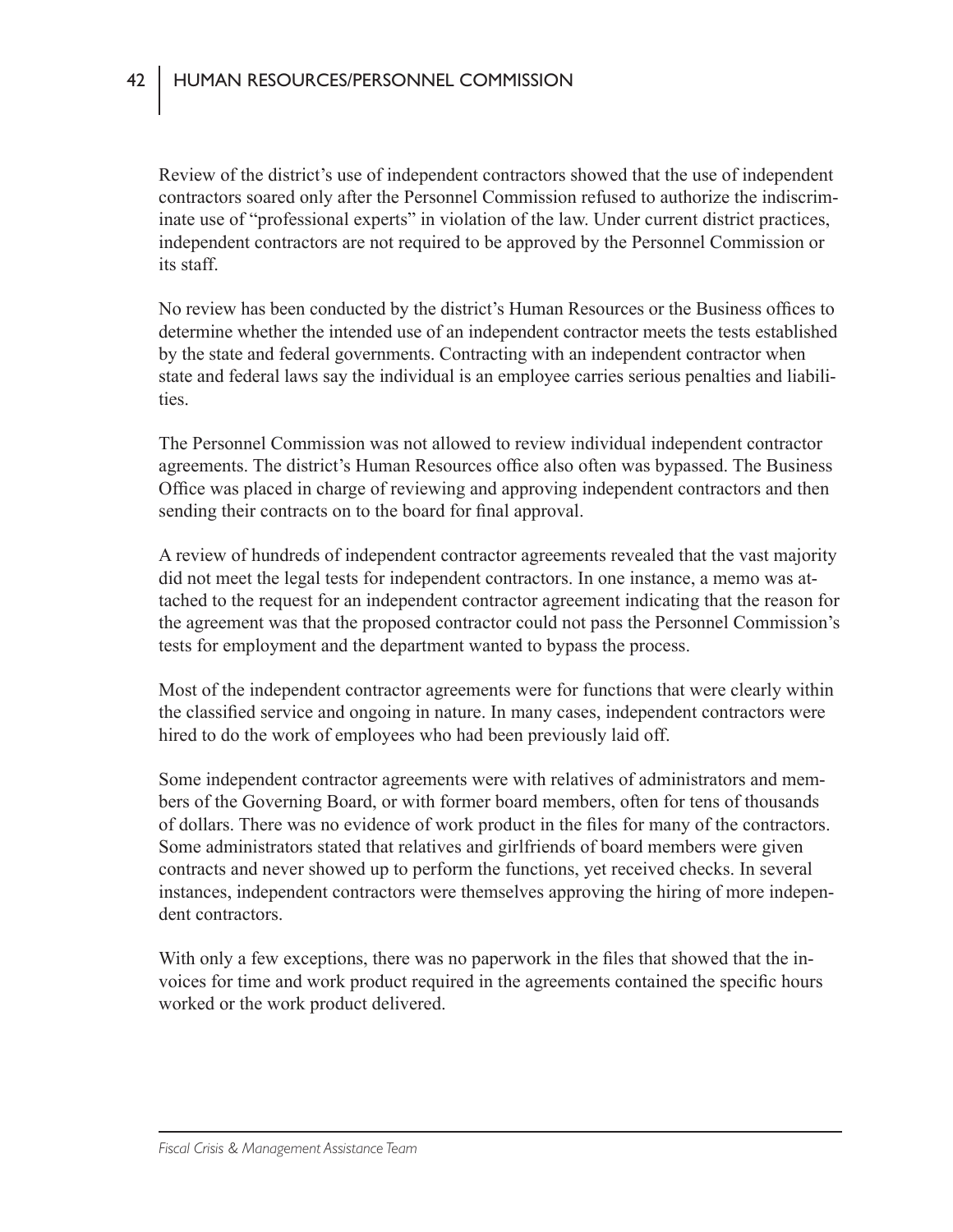Review of the district's use of independent contractors showed that the use of independent contractors soared only after the Personnel Commission refused to authorize the indiscriminate use of "professional experts" in violation of the law. Under current district practices, independent contractors are not required to be approved by the Personnel Commission or its staff.

No review has been conducted by the district's Human Resources or the Business offices to determine whether the intended use of an independent contractor meets the tests established by the state and federal governments. Contracting with an independent contractor when state and federal laws say the individual is an employee carries serious penalties and liabilities.

The Personnel Commission was not allowed to review individual independent contractor agreements. The district's Human Resources office also often was bypassed. The Business Office was placed in charge of reviewing and approving independent contractors and then sending their contracts on to the board for final approval.

A review of hundreds of independent contractor agreements revealed that the vast majority did not meet the legal tests for independent contractors. In one instance, a memo was attached to the request for an independent contractor agreement indicating that the reason for the agreement was that the proposed contractor could not pass the Personnel Commission's tests for employment and the department wanted to bypass the process.

Most of the independent contractor agreements were for functions that were clearly within the classified service and ongoing in nature. In many cases, independent contractors were hired to do the work of employees who had been previously laid off.

Some independent contractor agreements were with relatives of administrators and members of the Governing Board, or with former board members, often for tens of thousands of dollars. There was no evidence of work product in the files for many of the contractors. Some administrators stated that relatives and girlfriends of board members were given contracts and never showed up to perform the functions, yet received checks. In several instances, independent contractors were themselves approving the hiring of more independent contractors.

With only a few exceptions, there was no paperwork in the files that showed that the invoices for time and work product required in the agreements contained the specific hours worked or the work product delivered.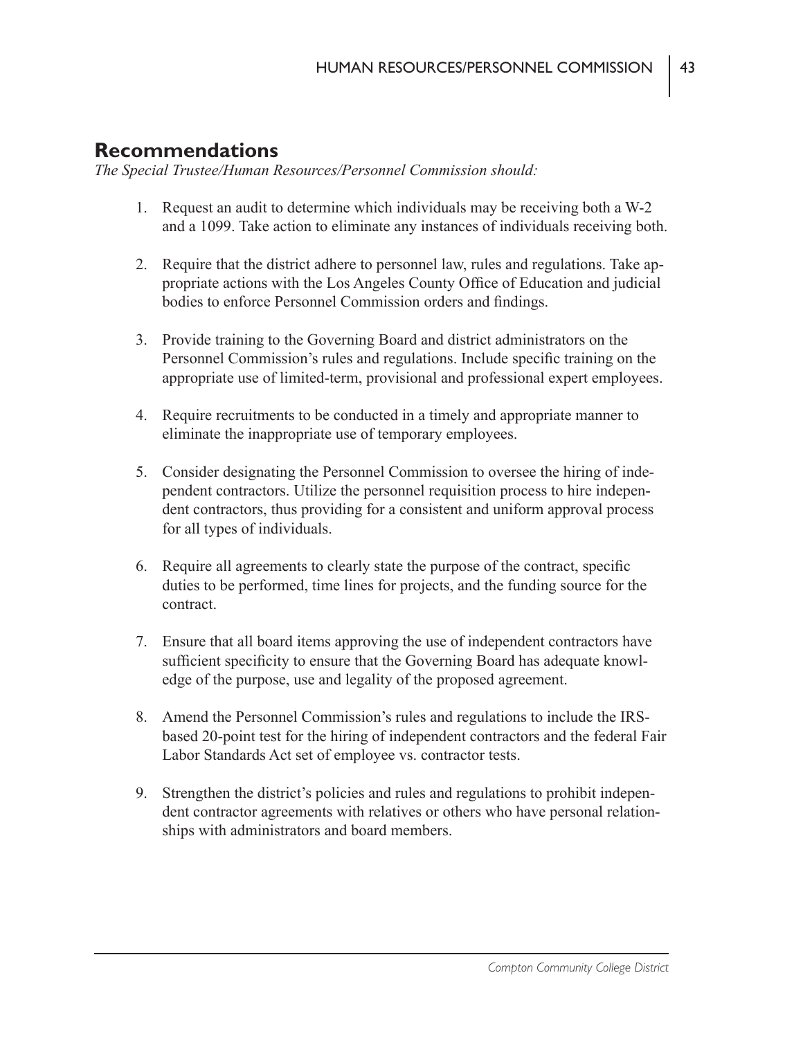## Recommendations

*The Special Trustee/Human Resources/Personnel Commission should:*

1. Request an audit to determine which individuals may be receiving both a W-2 and a 1099. Take action to eliminate any instances of individuals receiving both.

2. Require that the district adhere to personnel law, rules and regulations. Take appropriate actions with the Los Angeles County Office of Education and judicial bodies to enforce Personnel Commission orders and findings.

3. Provide training to the Governing Board and district administrators on the Personnel Commission's rules and regulations. Include specific training on the appropriate use of limited-term, provisional and professional expert employees.

4. Require recruitments to be conducted in a timely and appropriate manner to eliminate the inappropriate use of temporary employees.

5. Consider designating the Personnel Commission to oversee the hiring of independent contractors. Utilize the personnel requisition process to hire independent contractors, thus providing for a consistent and uniform approval process for all types of individuals.

6. Require all agreements to clearly state the purpose of the contract, specific duties to be performed, time lines for projects, and the funding source for the contract.

7. Ensure that all board items approving the use of independent contractors have sufficient specificity to ensure that the Governing Board has adequate knowledge of the purpose, use and legality of the proposed agreement.

8. Amend the Personnel Commission's rules and regulations to include the IRS-based 20-point test for the hiring of independent contractors and the federal Fair Labor Standards Act set of employee vs. contractor tests.

9. Strengthen the district's policies and rules and regulations to prohibit independent contractor agreements with relatives or others who have personal relationships with administrators and board members.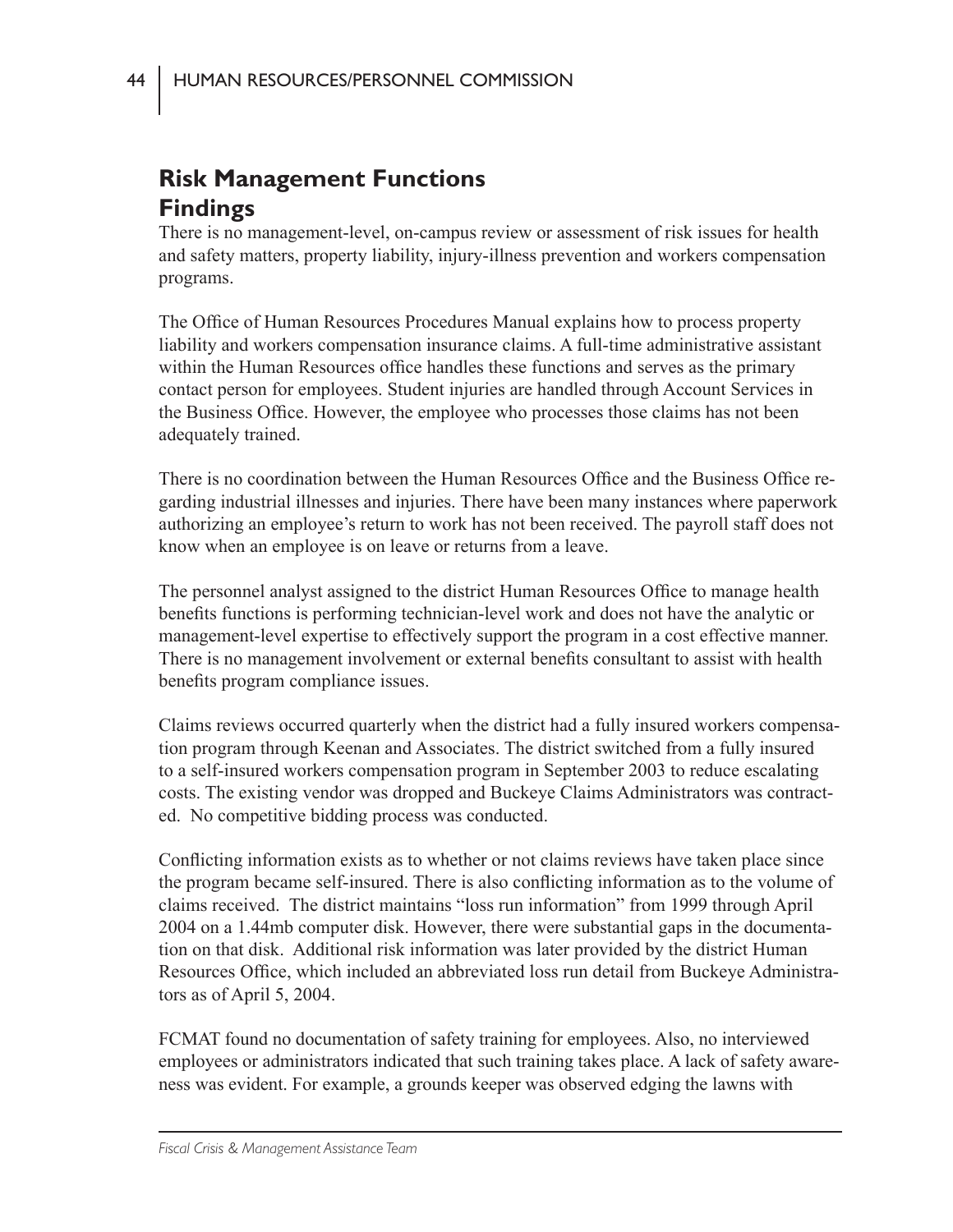## Risk Management Functions

## Findings

There is no management-level, on-campus review or assessment of risk issues for health and safety matters, property liability, injury-illness prevention and workers compensation programs.

The Office of Human Resources Procedures Manual explains how to process property liability and workers compensation insurance claims. A full-time administrative assistant within the Human Resources office handles these functions and serves as the primary contact person for employees. Student injuries are handled through Account Services in the Business Office. However, the employee who processes those claims has not been adequately trained.

There is no coordination between the Human Resources Office and the Business Office regarding industrial illnesses and injuries. There have been many instances where paperwork authorizing an employee's return to work has not been received. The payroll staff does not know when an employee is on leave or returns from a leave.

The personnel analyst assigned to the district Human Resources Office to manage health benefits functions is performing technician-level work and does not have the analytic or management-level expertise to effectively support the program in a cost effective manner. There is no management involvement or external benefits consultant to assist with health benefits program compliance issues.

Claims reviews occurred quarterly when the district had a fully insured workers compensation program through Keenan and Associates. The district switched from a fully insured to a self-insured workers compensation program in September 2003 to reduce escalating costs. The existing vendor was dropped and Buckeye Claims Administrators was contracted. No competitive bidding process was conducted.

Conflicting information exists as to whether or not claims reviews have taken place since the program became self-insured. There is also conflicting information as to the volume of claims received. The district maintains "loss run information" from 1999 through April 2004 on a 1.44mb computer disk. However, there were substantial gaps in the documentation on that disk. Additional risk information was later provided by the district Human Resources Office, which included an abbreviated loss run detail from Buckeye Administrators as of April 5, 2004.

FCMAT found no documentation of safety training for employees. Also, no interviewed employees or administrators indicated that such training takes place. A lack of safety awareness was evident. For example, a grounds keeper was observed edging the lawns with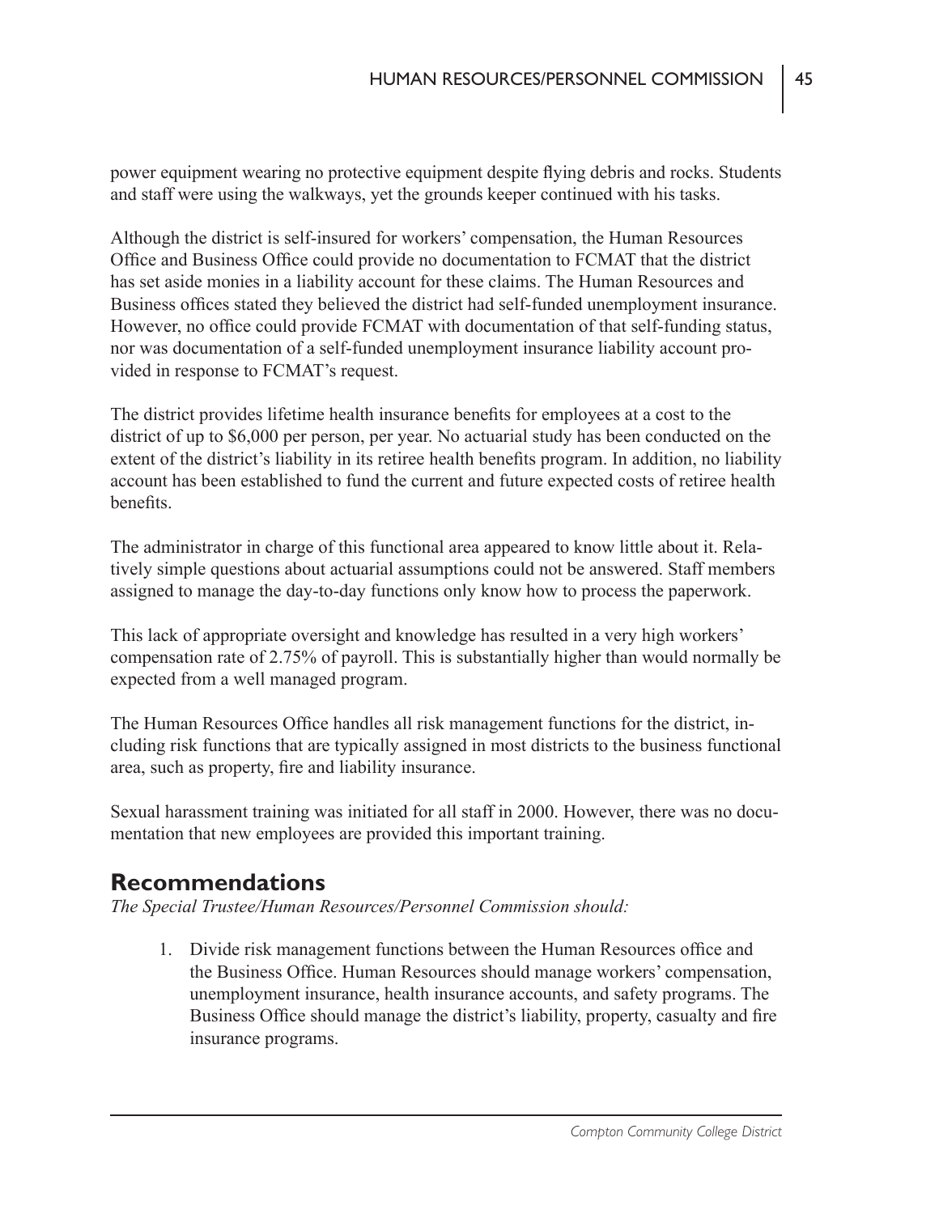power equipment wearing no protective equipment despite flying debris and rocks. Students and staff were using the walkways, yet the grounds keeper continued with his tasks.

Although the district is self-insured for workers' compensation, the Human Resources Office and Business Office could provide no documentation to FCMAT that the district has set aside monies in a liability account for these claims. The Human Resources and Business offices stated they believed the district had self-funded unemployment insurance. However, no office could provide FCMAT with documentation of that self-funding status, nor was documentation of a self-funded unemployment insurance liability account provided in response to FCMAT's request.

The district provides lifetime health insurance benefits for employees at a cost to the district of up to $6,000 per person, per year. No actuarial study has been conducted on the extent of the district's liability in its retiree health benefits program. In addition, no liability account has been established to fund the current and future expected costs of retiree health benefits.

The administrator in charge of this functional area appeared to know little about it. Relatively simple questions about actuarial assumptions could not be answered. Staff members assigned to manage the day-to-day functions only know how to process the paperwork.

This lack of appropriate oversight and knowledge has resulted in a very high workers' compensation rate of 2.75% of payroll. This is substantially higher than would normally be expected from a well managed program.

The Human Resources Office handles all risk management functions for the district, including risk functions that are typically assigned in most districts to the business functional area, such as property, fire and liability insurance.

Sexual harassment training was initiated for all staff in 2000. However, there was no documentation that new employees are provided this important training.

## Recommendations

*The Special Trustee/Human Resources/Personnel Commission should:*

1. Divide risk management functions between the Human Resources office and the Business Office. Human Resources should manage workers' compensation, unemployment insurance, health insurance accounts, and safety programs. The Business Office should manage the district's liability, property, casualty and fire insurance programs.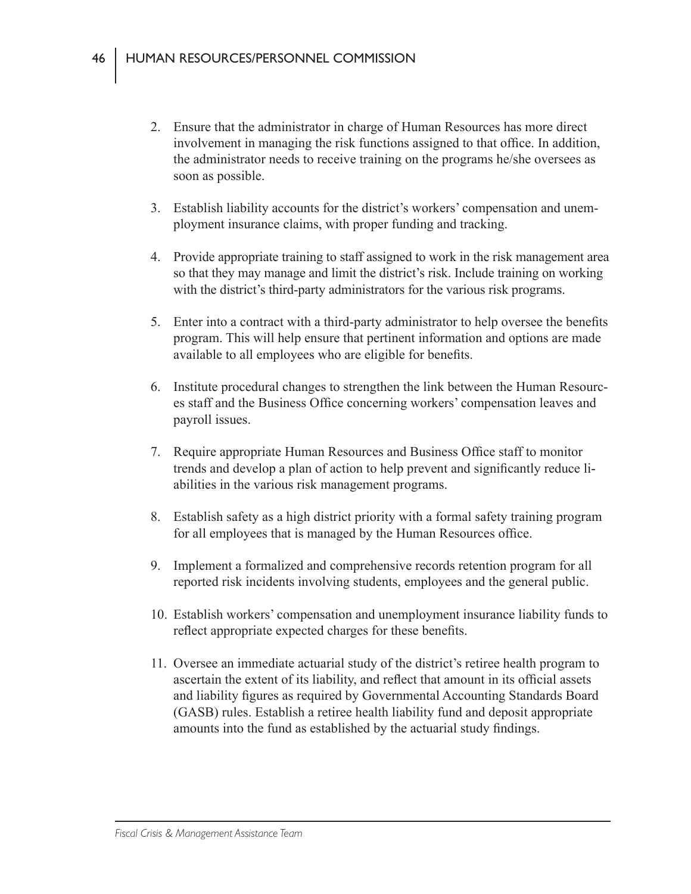2. Ensure that the administrator in charge of Human Resources has more direct involvement in managing the risk functions assigned to that office. In addition, the administrator needs to receive training on the programs he/she oversees as soon as possible.

3. Establish liability accounts for the district's workers' compensation and unemployment insurance claims, with proper funding and tracking.

4. Provide appropriate training to staff assigned to work in the risk management area so that they may manage and limit the district's risk. Include training on working with the district's third-party administrators for the various risk programs.

5. Enter into a contract with a third-party administrator to help oversee the benefits program. This will help ensure that pertinent information and options are made available to all employees who are eligible for benefits.

6. Institute procedural changes to strengthen the link between the Human Resources staff and the Business Office concerning workers' compensation leaves and payroll issues.

7. Require appropriate Human Resources and Business Office staff to monitor trends and develop a plan of action to help prevent and significantly reduce liabilities in the various risk management programs.

8. Establish safety as a high district priority with a formal safety training program for all employees that is managed by the Human Resources office.

9. Implement a formalized and comprehensive records retention program for all reported risk incidents involving students, employees and the general public.

10. Establish workers' compensation and unemployment insurance liability funds to reflect appropriate expected charges for these benefits.

11. Oversee an immediate actuarial study of the district's retiree health program to ascertain the extent of its liability, and reflect that amount in its official assets and liability figures as required by Governmental Accounting Standards Board (GASB) rules. Establish a retiree health liability fund and deposit appropriate amounts into the fund as established by the actuarial study findings.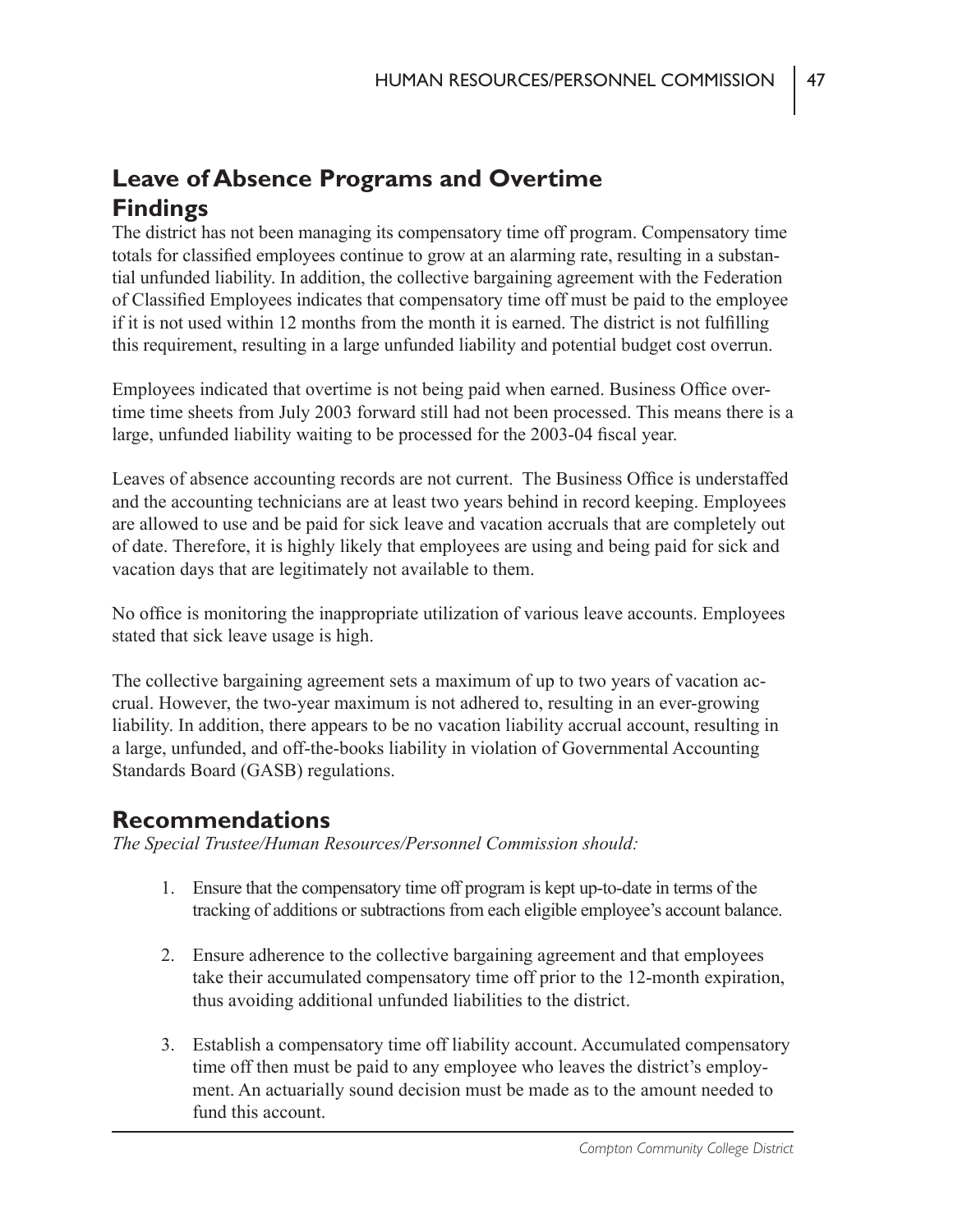## Leave of Absence Programs and Overtime

### Findings

The district has not been managing its compensatory time off program. Compensatory time totals for classified employees continue to grow at an alarming rate, resulting in a substantial unfunded liability. In addition, the collective bargaining agreement with the Federation of Classified Employees indicates that compensatory time off must be paid to the employee if it is not used within 12 months from the month it is earned. The district is not fulfilling this requirement, resulting in a large unfunded liability and potential budget cost overrun.

Employees indicated that overtime is not being paid when earned. Business Office overtime time sheets from July 2003 forward still had not been processed. This means there is a large, unfunded liability waiting to be processed for the 2003-04 fiscal year.

Leaves of absence accounting records are not current. The Business Office is understaffed and the accounting technicians are at least two years behind in record keeping. Employees are allowed to use and be paid for sick leave and vacation accruals that are completely out of date. Therefore, it is highly likely that employees are using and being paid for sick and vacation days that are legitimately not available to them.

No office is monitoring the inappropriate utilization of various leave accounts. Employees stated that sick leave usage is high.

The collective bargaining agreement sets a maximum of up to two years of vacation accrual. However, the two-year maximum is not adhered to, resulting in an ever-growing liability. In addition, there appears to be no vacation liability accrual account, resulting in a large, unfunded, and off-the-books liability in violation of Governmental Accounting Standards Board (GASB) regulations.

### Recommendations

*The Special Trustee/Human Resources/Personnel Commission should:*

1. Ensure that the compensatory time off program is kept up-to-date in terms of the tracking of additions or subtractions from each eligible employee's account balance.

2. Ensure adherence to the collective bargaining agreement and that employees take their accumulated compensatory time off prior to the 12-month expiration, thus avoiding additional unfunded liabilities to the district.

3. Establish a compensatory time off liability account. Accumulated compensatory time off then must be paid to any employee who leaves the district's employment. An actuarially sound decision must be made as to the amount needed to fund this account.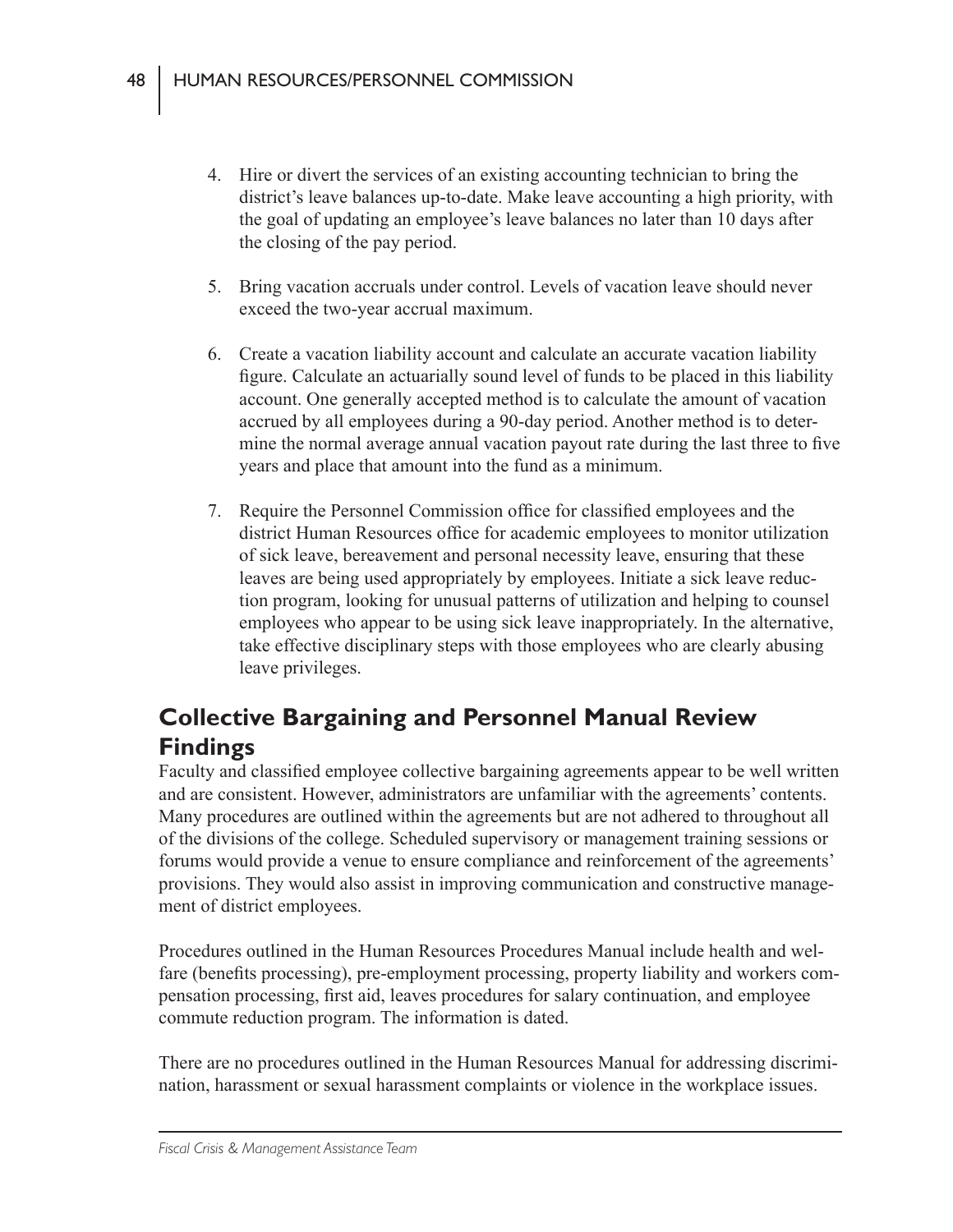4. Hire or divert the services of an existing accounting technician to bring the district's leave balances up-to-date. Make leave accounting a high priority, with the goal of updating an employee's leave balances no later than 10 days after the closing of the pay period.

5. Bring vacation accruals under control. Levels of vacation leave should never exceed the two-year accrual maximum.

6. Create a vacation liability account and calculate an accurate vacation liability figure. Calculate an actuarially sound level of funds to be placed in this liability account. One generally accepted method is to calculate the amount of vacation accrued by all employees during a 90-day period. Another method is to determine the normal average annual vacation payout rate during the last three to five years and place that amount into the fund as a minimum.

7. Require the Personnel Commission office for classified employees and the district Human Resources office for academic employees to monitor utilization of sick leave, bereavement and personal necessity leave, ensuring that these leaves are being used appropriately by employees. Initiate a sick leave reduction program, looking for unusual patterns of utilization and helping to counsel employees who appear to be using sick leave inappropriately. In the alternative, take effective disciplinary steps with those employees who are clearly abusing leave privileges.

## Collective Bargaining and Personnel Manual Review Findings

Faculty and classified employee collective bargaining agreements appear to be well written and are consistent. However, administrators are unfamiliar with the agreements' contents. Many procedures are outlined within the agreements but are not adhered to throughout all of the divisions of the college. Scheduled supervisory or management training sessions or forums would provide a venue to ensure compliance and reinforcement of the agreements' provisions. They would also assist in improving communication and constructive management of district employees.

Procedures outlined in the Human Resources Procedures Manual include health and welfare (benefits processing), pre-employment processing, property liability and workers compensation processing, first aid, leaves procedures for salary continuation, and employee commute reduction program. The information is dated.

There are no procedures outlined in the Human Resources Manual for addressing discrimination, harassment or sexual harassment complaints or violence in the workplace issues.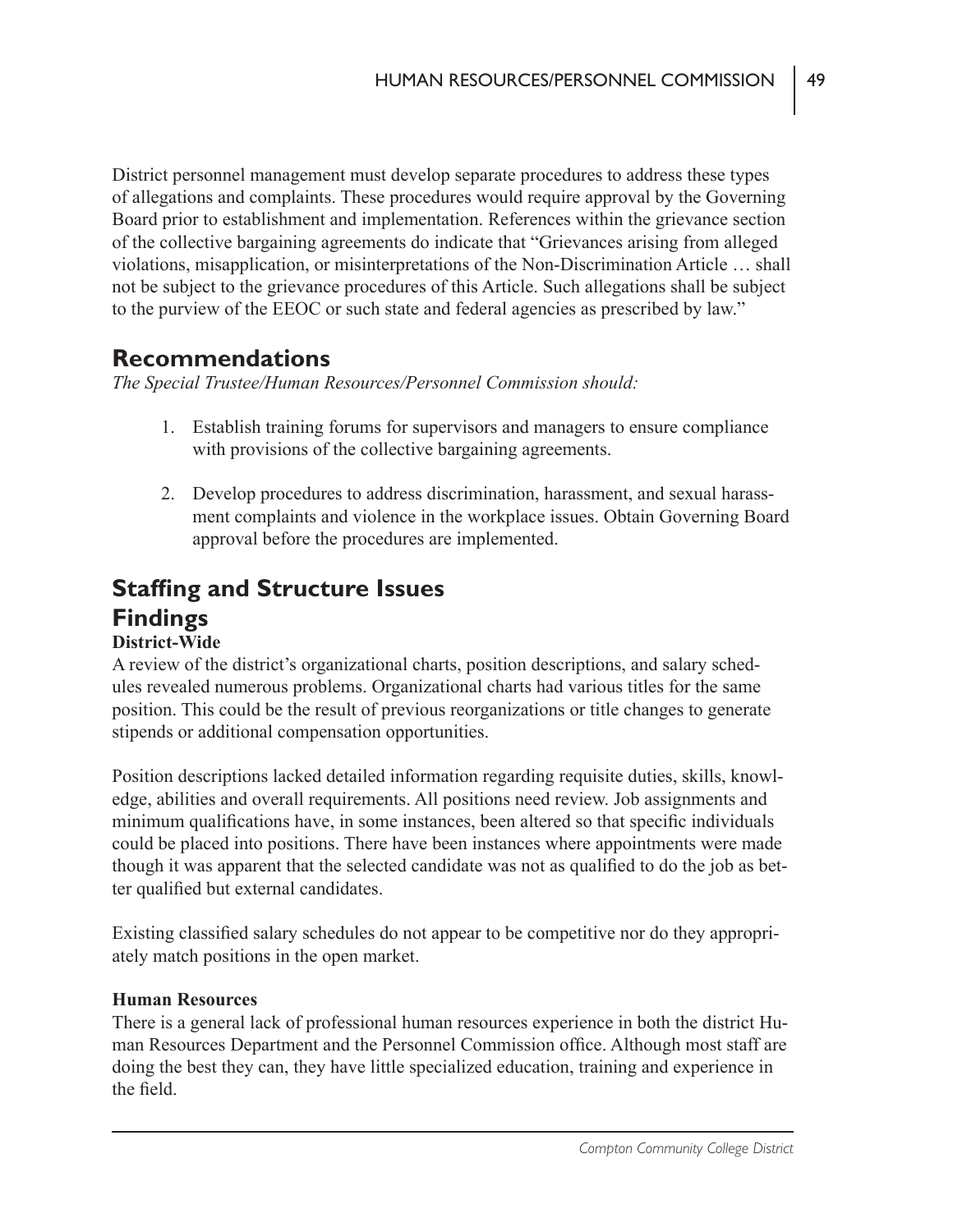District personnel management must develop separate procedures to address these types of allegations and complaints. These procedures would require approval by the Governing Board prior to establishment and implementation. References within the grievance section of the collective bargaining agreements do indicate that "Grievances arising from alleged violations, misapplication, or misinterpretations of the Non-Discrimination Article … shall not be subject to the grievance procedures of this Article. Such allegations shall be subject to the purview of the EEOC or such state and federal agencies as prescribed by law."

## Recommendations

*The Special Trustee/Human Resources/Personnel Commission should:*

1. Establish training forums for supervisors and managers to ensure compliance with provisions of the collective bargaining agreements.

2. Develop procedures to address discrimination, harassment, and sexual harassment complaints and violence in the workplace issues. Obtain Governing Board approval before the procedures are implemented.

## Staffing and Structure Issues

## Findings

### District-Wide

A review of the district's organizational charts, position descriptions, and salary schedules revealed numerous problems. Organizational charts had various titles for the same position. This could be the result of previous reorganizations or title changes to generate stipends or additional compensation opportunities.

Position descriptions lacked detailed information regarding requisite duties, skills, knowledge, abilities and overall requirements. All positions need review. Job assignments and minimum qualifications have, in some instances, been altered so that specific individuals could be placed into positions. There have been instances where appointments were made though it was apparent that the selected candidate was not as qualified to do the job as better qualified but external candidates.

Existing classified salary schedules do not appear to be competitive nor do they appropriately match positions in the open market.

### Human Resources

There is a general lack of professional human resources experience in both the district Human Resources Department and the Personnel Commission office. Although most staff are doing the best they can, they have little specialized education, training and experience in the field.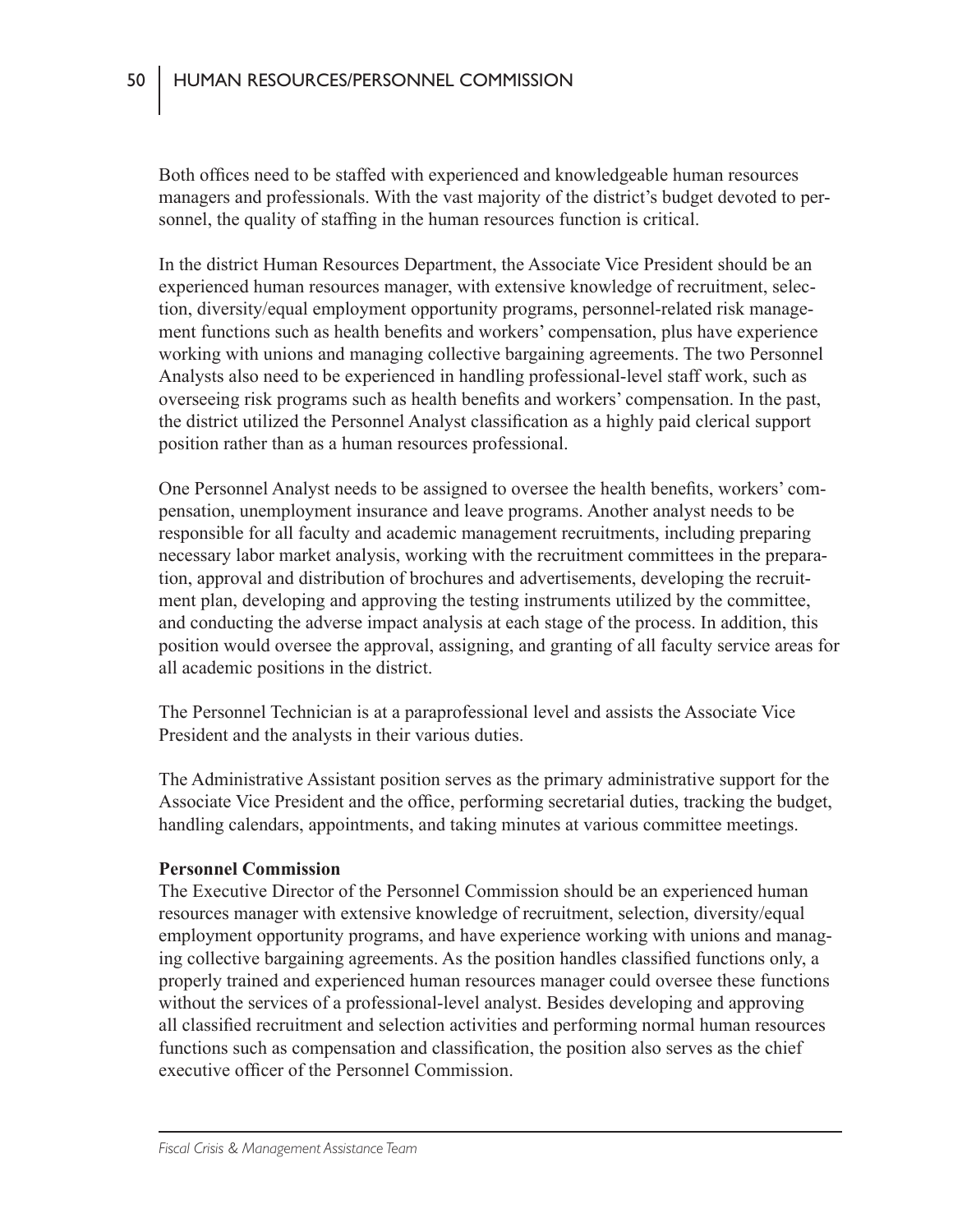Both offices need to be staffed with experienced and knowledgeable human resources managers and professionals. With the vast majority of the district's budget devoted to personnel, the quality of staffing in the human resources function is critical.

In the district Human Resources Department, the Associate Vice President should be an experienced human resources manager, with extensive knowledge of recruitment, selection, diversity/equal employment opportunity programs, personnel-related risk management functions such as health benefits and workers' compensation, plus have experience working with unions and managing collective bargaining agreements. The two Personnel Analysts also need to be experienced in handling professional-level staff work, such as overseeing risk programs such as health benefits and workers' compensation. In the past, the district utilized the Personnel Analyst classification as a highly paid clerical support position rather than as a human resources professional.

One Personnel Analyst needs to be assigned to oversee the health benefits, workers' compensation, unemployment insurance and leave programs. Another analyst needs to be responsible for all faculty and academic management recruitments, including preparing necessary labor market analysis, working with the recruitment committees in the preparation, approval and distribution of brochures and advertisements, developing the recruitment plan, developing and approving the testing instruments utilized by the committee, and conducting the adverse impact analysis at each stage of the process. In addition, this position would oversee the approval, assigning, and granting of all faculty service areas for all academic positions in the district.

The Personnel Technician is at a paraprofessional level and assists the Associate Vice President and the analysts in their various duties.

The Administrative Assistant position serves as the primary administrative support for the Associate Vice President and the office, performing secretarial duties, tracking the budget, handling calendars, appointments, and taking minutes at various committee meetings.

**Personnel Commission**

The Executive Director of the Personnel Commission should be an experienced human resources manager with extensive knowledge of recruitment, selection, diversity/equal employment opportunity programs, and have experience working with unions and managing collective bargaining agreements. As the position handles classified functions only, a properly trained and experienced human resources manager could oversee these functions without the services of a professional-level analyst. Besides developing and approving all classified recruitment and selection activities and performing normal human resources functions such as compensation and classification, the position also serves as the chief executive officer of the Personnel Commission.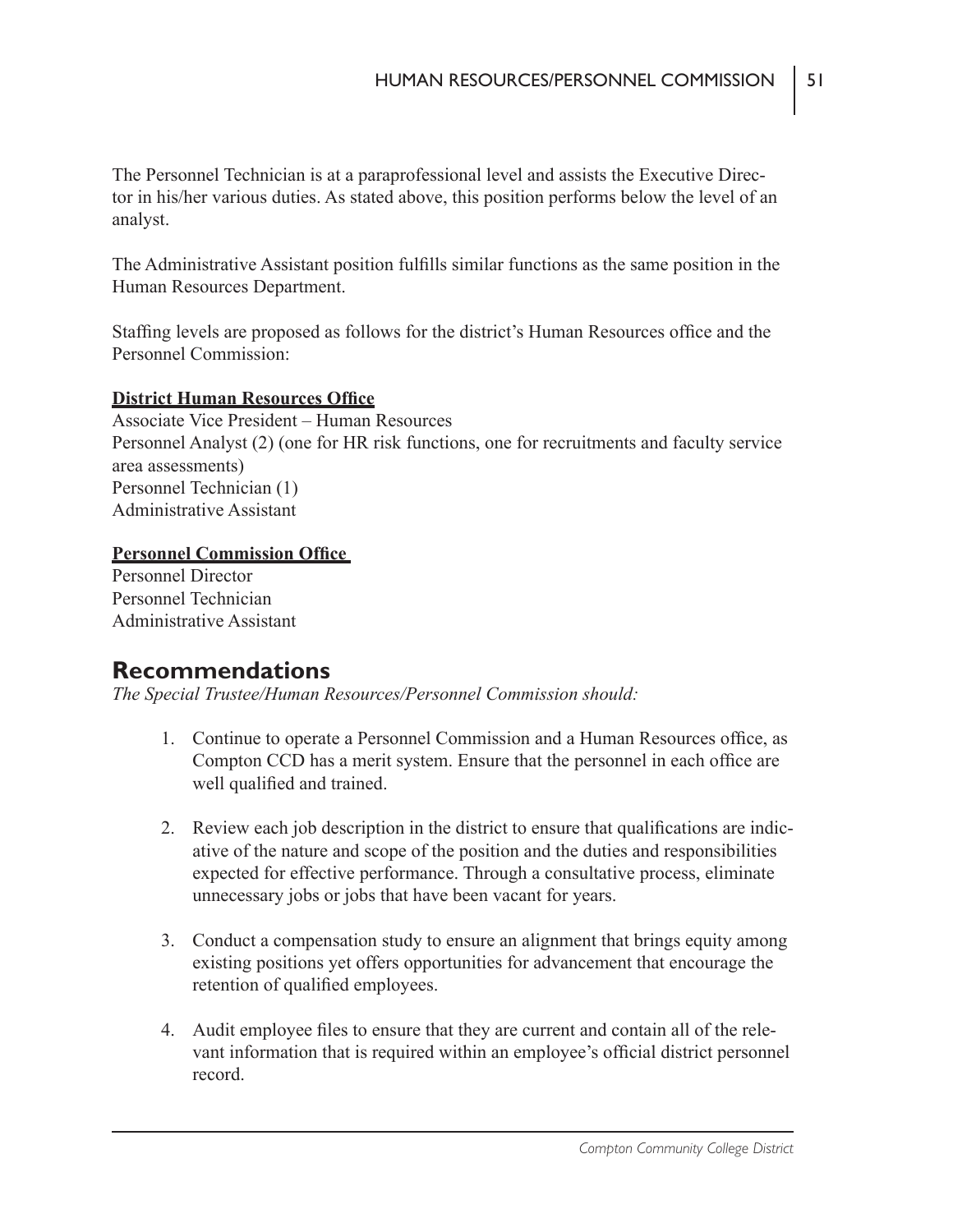The Personnel Technician is at a paraprofessional level and assists the Executive Director in his/her various duties. As stated above, this position performs below the level of an analyst.

The Administrative Assistant position fulfills similar functions as the same position in the Human Resources Department.

Staffing levels are proposed as follows for the district's Human Resources office and the Personnel Commission:

**District Human Resources Office**

Associate Vice President – Human Resources
Personnel Analyst (2) (one for HR risk functions, one for recruitments and faculty service area assessments)
Personnel Technician (1)
Administrative Assistant

**Personnel Commission Office**

Personnel Director
Personnel Technician
Administrative Assistant

## Recommendations

*The Special Trustee/Human Resources/Personnel Commission should:*

1. Continue to operate a Personnel Commission and a Human Resources office, as Compton CCD has a merit system. Ensure that the personnel in each office are well qualified and trained.

2. Review each job description in the district to ensure that qualifications are indicative of the nature and scope of the position and the duties and responsibilities expected for effective performance. Through a consultative process, eliminate unnecessary jobs or jobs that have been vacant for years.

3. Conduct a compensation study to ensure an alignment that brings equity among existing positions yet offers opportunities for advancement that encourage the retention of qualified employees.

4. Audit employee files to ensure that they are current and contain all of the relevant information that is required within an employee's official district personnel record.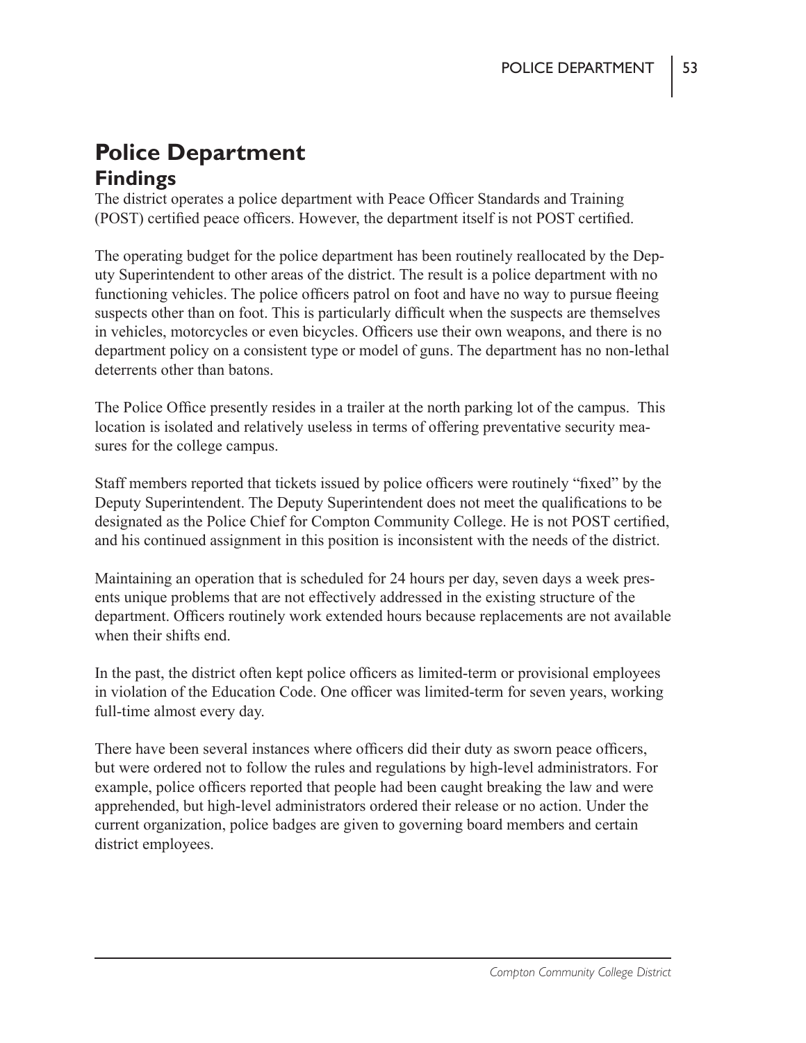# Police Department

## Findings

The district operates a police department with Peace Officer Standards and Training (POST) certified peace officers. However, the department itself is not POST certified.

The operating budget for the police department has been routinely reallocated by the Deputy Superintendent to other areas of the district. The result is a police department with no functioning vehicles. The police officers patrol on foot and have no way to pursue fleeing suspects other than on foot. This is particularly difficult when the suspects are themselves in vehicles, motorcycles or even bicycles. Officers use their own weapons, and there is no department policy on a consistent type or model of guns. The department has no non-lethal deterrents other than batons.

The Police Office presently resides in a trailer at the north parking lot of the campus. This location is isolated and relatively useless in terms of offering preventative security measures for the college campus.

Staff members reported that tickets issued by police officers were routinely "fixed" by the Deputy Superintendent. The Deputy Superintendent does not meet the qualifications to be designated as the Police Chief for Compton Community College. He is not POST certified, and his continued assignment in this position is inconsistent with the needs of the district.

Maintaining an operation that is scheduled for 24 hours per day, seven days a week presents unique problems that are not effectively addressed in the existing structure of the department. Officers routinely work extended hours because replacements are not available when their shifts end.

In the past, the district often kept police officers as limited-term or provisional employees in violation of the Education Code. One officer was limited-term for seven years, working full-time almost every day.

There have been several instances where officers did their duty as sworn peace officers, but were ordered not to follow the rules and regulations by high-level administrators. For example, police officers reported that people had been caught breaking the law and were apprehended, but high-level administrators ordered their release or no action. Under the current organization, police badges are given to governing board members and certain district employees.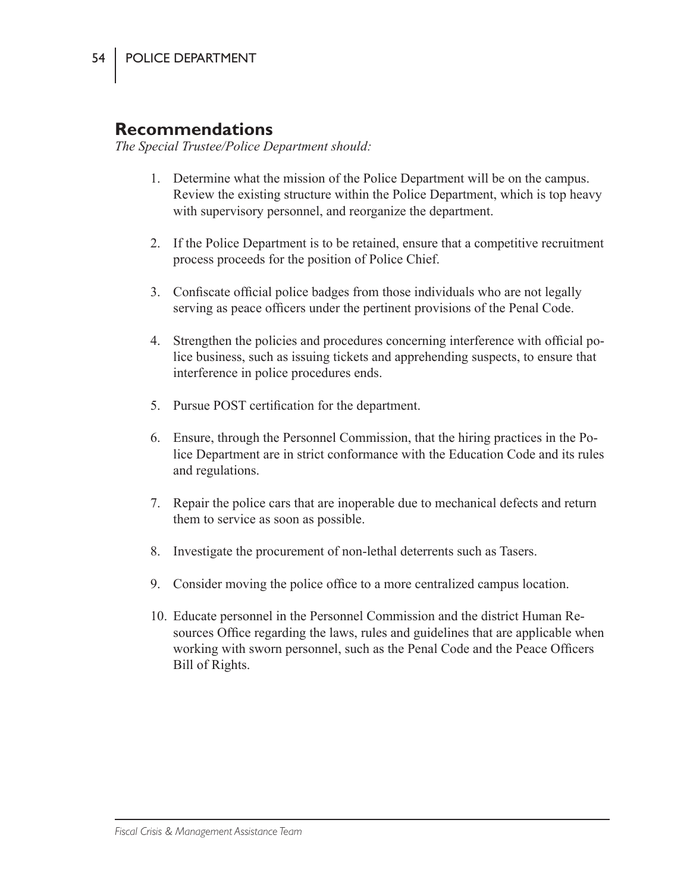## Recommendations

*The Special Trustee/Police Department should:*

1. Determine what the mission of the Police Department will be on the campus. Review the existing structure within the Police Department, which is top heavy with supervisory personnel, and reorganize the department.

2. If the Police Department is to be retained, ensure that a competitive recruitment process proceeds for the position of Police Chief.

3. Confiscate official police badges from those individuals who are not legally serving as peace officers under the pertinent provisions of the Penal Code.

4. Strengthen the policies and procedures concerning interference with official police business, such as issuing tickets and apprehending suspects, to ensure that interference in police procedures ends.

5. Pursue POST certification for the department.

6. Ensure, through the Personnel Commission, that the hiring practices in the Police Department are in strict conformance with the Education Code and its rules and regulations.

7. Repair the police cars that are inoperable due to mechanical defects and return them to service as soon as possible.

8. Investigate the procurement of non-lethal deterrents such as Tasers.

9. Consider moving the police office to a more centralized campus location.

10. Educate personnel in the Personnel Commission and the district Human Resources Office regarding the laws, rules and guidelines that are applicable when working with sworn personnel, such as the Penal Code and the Peace Officers Bill of Rights.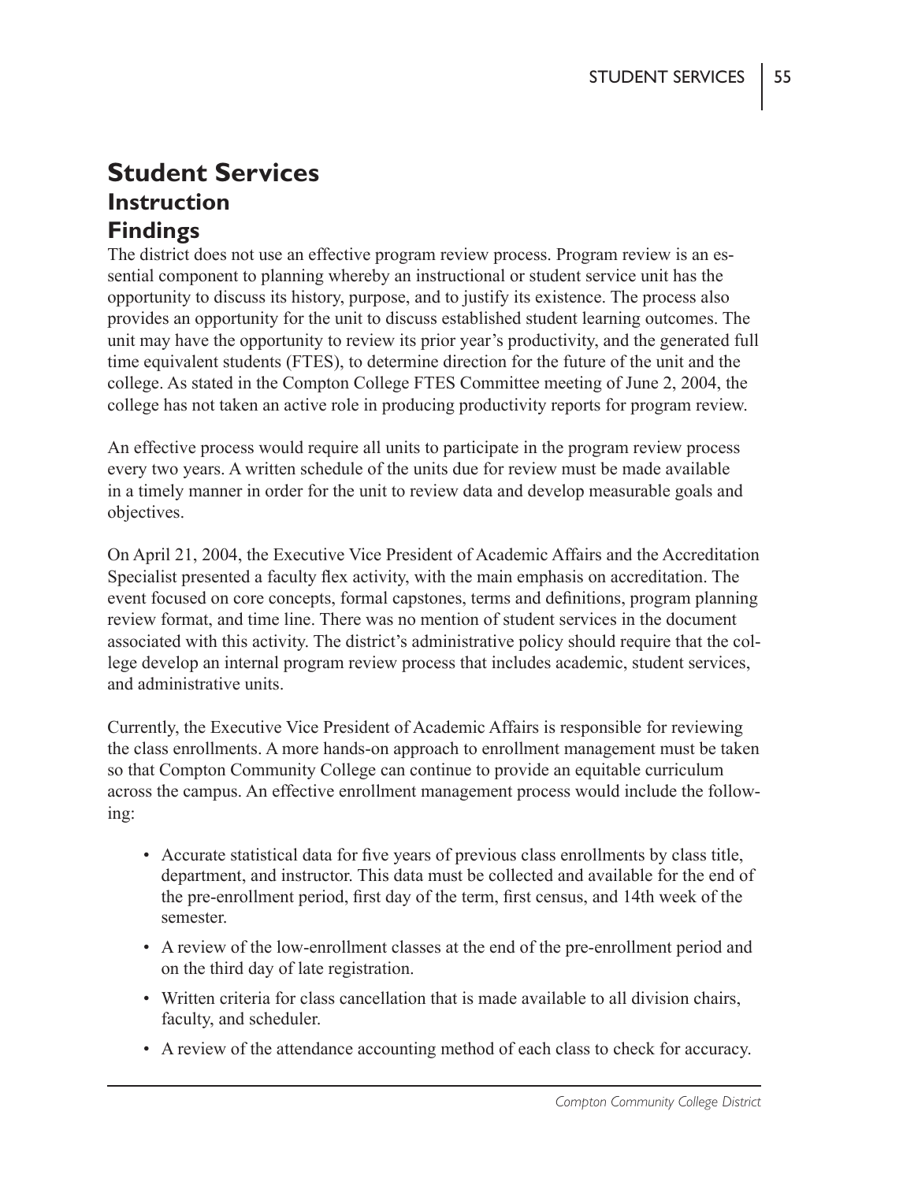# Student Services

## Instruction

## Findings

The district does not use an effective program review process. Program review is an essential component to planning whereby an instructional or student service unit has the opportunity to discuss its history, purpose, and to justify its existence. The process also provides an opportunity for the unit to discuss established student learning outcomes. The unit may have the opportunity to review its prior year's productivity, and the generated full time equivalent students (FTES), to determine direction for the future of the unit and the college. As stated in the Compton College FTES Committee meeting of June 2, 2004, the college has not taken an active role in producing productivity reports for program review.

An effective process would require all units to participate in the program review process every two years. A written schedule of the units due for review must be made available in a timely manner in order for the unit to review data and develop measurable goals and objectives.

On April 21, 2004, the Executive Vice President of Academic Affairs and the Accreditation Specialist presented a faculty flex activity, with the main emphasis on accreditation. The event focused on core concepts, formal capstones, terms and definitions, program planning review format, and time line. There was no mention of student services in the document associated with this activity. The district's administrative policy should require that the college develop an internal program review process that includes academic, student services, and administrative units.

Currently, the Executive Vice President of Academic Affairs is responsible for reviewing the class enrollments. A more hands-on approach to enrollment management must be taken so that Compton Community College can continue to provide an equitable curriculum across the campus. An effective enrollment management process would include the following:

- Accurate statistical data for five years of previous class enrollments by class title, department, and instructor. This data must be collected and available for the end of the pre-enrollment period, first day of the term, first census, and 14th week of the semester.
- A review of the low-enrollment classes at the end of the pre-enrollment period and on the third day of late registration.
- Written criteria for class cancellation that is made available to all division chairs, faculty, and scheduler.
- A review of the attendance accounting method of each class to check for accuracy.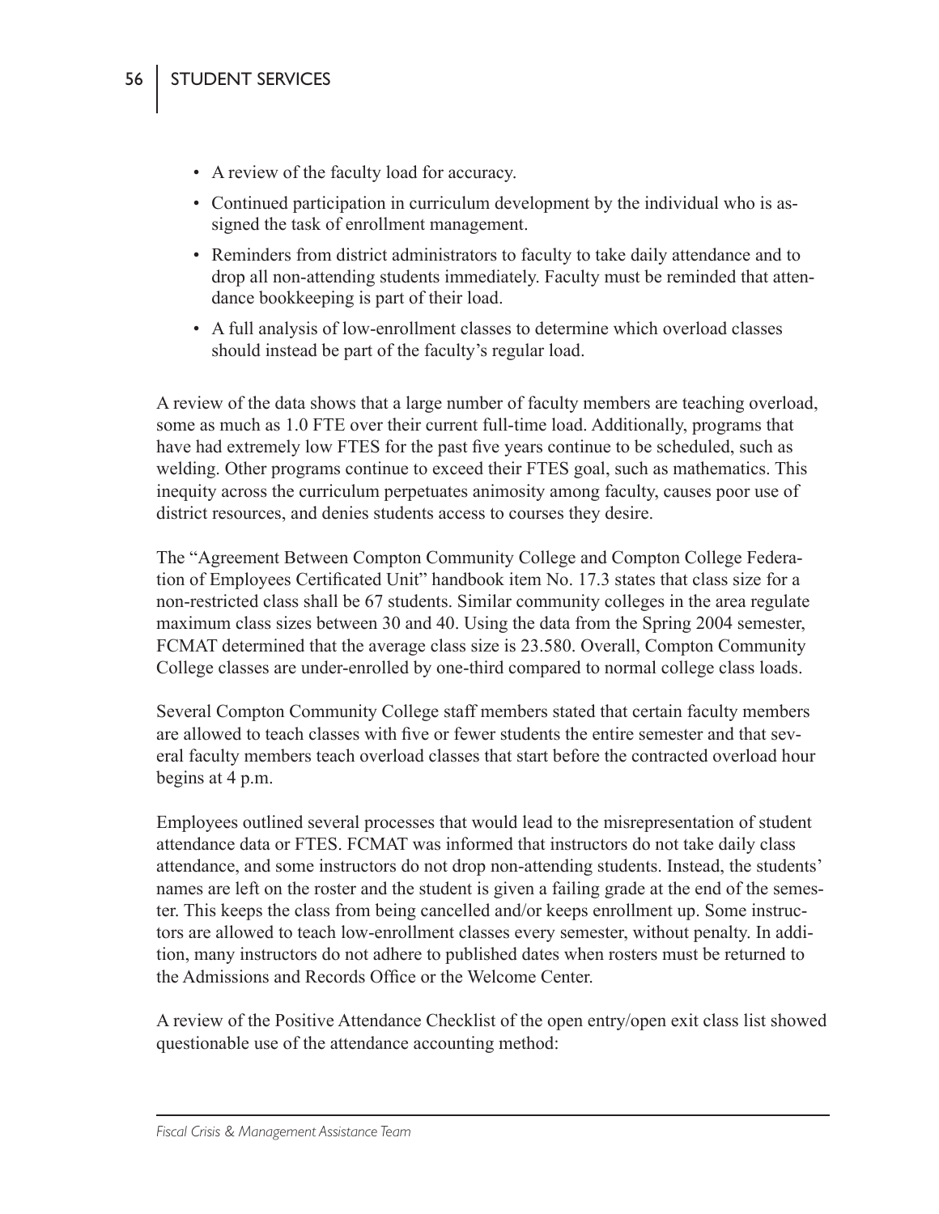- A review of the faculty load for accuracy.
- Continued participation in curriculum development by the individual who is assigned the task of enrollment management.
- Reminders from district administrators to faculty to take daily attendance and to drop all non-attending students immediately. Faculty must be reminded that attendance bookkeeping is part of their load.
- A full analysis of low-enrollment classes to determine which overload classes should instead be part of the faculty's regular load.

A review of the data shows that a large number of faculty members are teaching overload, some as much as 1.0 FTE over their current full-time load. Additionally, programs that have had extremely low FTES for the past five years continue to be scheduled, such as welding. Other programs continue to exceed their FTES goal, such as mathematics. This inequity across the curriculum perpetuates animosity among faculty, causes poor use of district resources, and denies students access to courses they desire.

The "Agreement Between Compton Community College and Compton College Federation of Employees Certificated Unit" handbook item No. 17.3 states that class size for a non-restricted class shall be 67 students. Similar community colleges in the area regulate maximum class sizes between 30 and 40. Using the data from the Spring 2004 semester, FCMAT determined that the average class size is 23.580. Overall, Compton Community College classes are under-enrolled by one-third compared to normal college class loads.

Several Compton Community College staff members stated that certain faculty members are allowed to teach classes with five or fewer students the entire semester and that several faculty members teach overload classes that start before the contracted overload hour begins at 4 p.m.

Employees outlined several processes that would lead to the misrepresentation of student attendance data or FTES. FCMAT was informed that instructors do not take daily class attendance, and some instructors do not drop non-attending students. Instead, the students' names are left on the roster and the student is given a failing grade at the end of the semester. This keeps the class from being cancelled and/or keeps enrollment up. Some instructors are allowed to teach low-enrollment classes every semester, without penalty. In addition, many instructors do not adhere to published dates when rosters must be returned to the Admissions and Records Office or the Welcome Center.

A review of the Positive Attendance Checklist of the open entry/open exit class list showed questionable use of the attendance accounting method: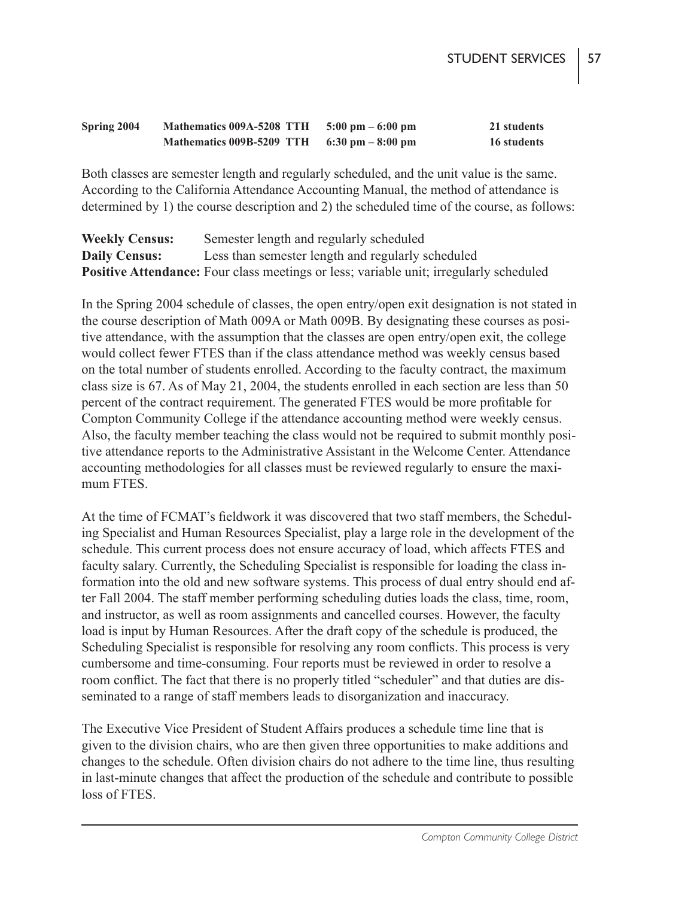| | | | |
|---|---|---|---|
| **Spring 2004** | **Mathematics 009A-5208 TTH** | **5:00 pm – 6:00 pm** | **21 students** |
| | **Mathematics 009B-5209 TTH** | **6:30 pm – 8:00 pm** | **16 students** |

Both classes are semester length and regularly scheduled, and the unit value is the same. According to the California Attendance Accounting Manual, the method of attendance is determined by 1) the course description and 2) the scheduled time of the course, as follows:

**Weekly Census:** Semester length and regularly scheduled
**Daily Census:** Less than semester length and regularly scheduled
**Positive Attendance:** Four class meetings or less; variable unit; irregularly scheduled

In the Spring 2004 schedule of classes, the open entry/open exit designation is not stated in the course description of Math 009A or Math 009B. By designating these courses as positive attendance, with the assumption that the classes are open entry/open exit, the college would collect fewer FTES than if the class attendance method was weekly census based on the total number of students enrolled. According to the faculty contract, the maximum class size is 67. As of May 21, 2004, the students enrolled in each section are less than 50 percent of the contract requirement. The generated FTES would be more profitable for Compton Community College if the attendance accounting method were weekly census. Also, the faculty member teaching the class would not be required to submit monthly positive attendance reports to the Administrative Assistant in the Welcome Center. Attendance accounting methodologies for all classes must be reviewed regularly to ensure the maximum FTES.

At the time of FCMAT's fieldwork it was discovered that two staff members, the Scheduling Specialist and Human Resources Specialist, play a large role in the development of the schedule. This current process does not ensure accuracy of load, which affects FTES and faculty salary. Currently, the Scheduling Specialist is responsible for loading the class information into the old and new software systems. This process of dual entry should end after Fall 2004. The staff member performing scheduling duties loads the class, time, room, and instructor, as well as room assignments and cancelled courses. However, the faculty load is input by Human Resources. After the draft copy of the schedule is produced, the Scheduling Specialist is responsible for resolving any room conflicts. This process is very cumbersome and time-consuming. Four reports must be reviewed in order to resolve a room conflict. The fact that there is no properly titled "scheduler" and that duties are disseminated to a range of staff members leads to disorganization and inaccuracy.

The Executive Vice President of Student Affairs produces a schedule time line that is given to the division chairs, who are then given three opportunities to make additions and changes to the schedule. Often division chairs do not adhere to the time line, thus resulting in last-minute changes that affect the production of the schedule and contribute to possible loss of FTES.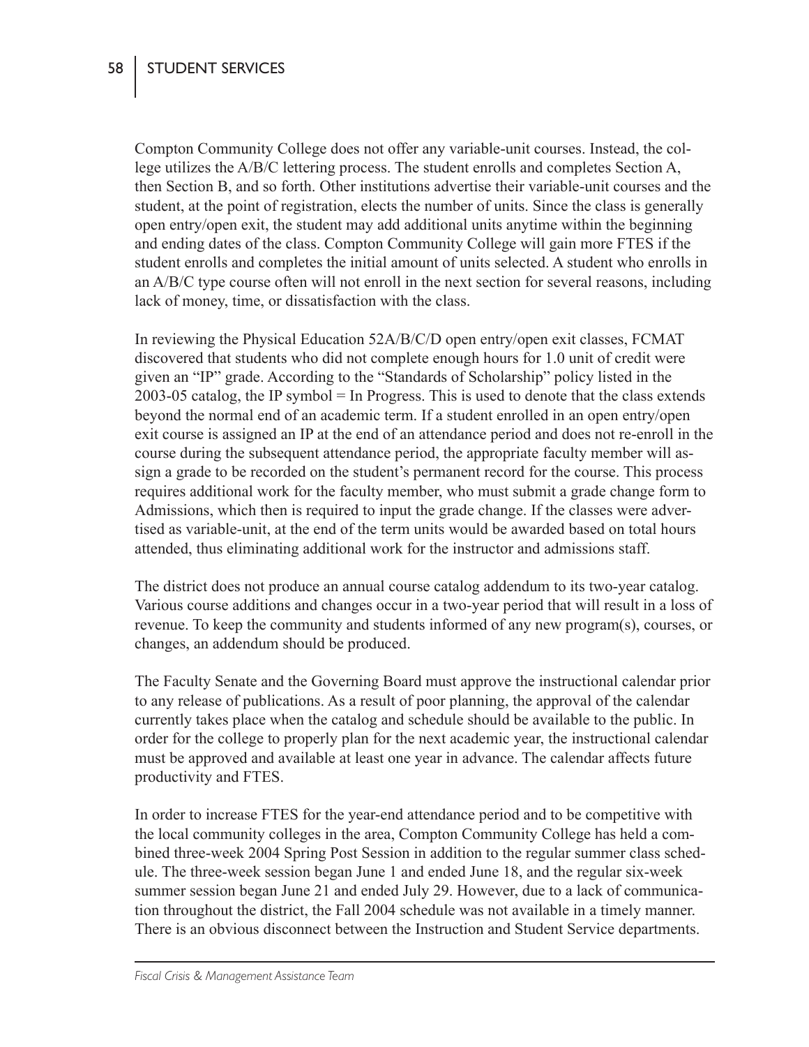Compton Community College does not offer any variable-unit courses. Instead, the college utilizes the A/B/C lettering process. The student enrolls and completes Section A, then Section B, and so forth. Other institutions advertise their variable-unit courses and the student, at the point of registration, elects the number of units. Since the class is generally open entry/open exit, the student may add additional units anytime within the beginning and ending dates of the class. Compton Community College will gain more FTES if the student enrolls and completes the initial amount of units selected. A student who enrolls in an A/B/C type course often will not enroll in the next section for several reasons, including lack of money, time, or dissatisfaction with the class.

In reviewing the Physical Education 52A/B/C/D open entry/open exit classes, FCMAT discovered that students who did not complete enough hours for 1.0 unit of credit were given an "IP" grade. According to the "Standards of Scholarship" policy listed in the 2003-05 catalog, the IP symbol = In Progress. This is used to denote that the class extends beyond the normal end of an academic term. If a student enrolled in an open entry/open exit course is assigned an IP at the end of an attendance period and does not re-enroll in the course during the subsequent attendance period, the appropriate faculty member will assign a grade to be recorded on the student's permanent record for the course. This process requires additional work for the faculty member, who must submit a grade change form to Admissions, which then is required to input the grade change. If the classes were advertised as variable-unit, at the end of the term units would be awarded based on total hours attended, thus eliminating additional work for the instructor and admissions staff.

The district does not produce an annual course catalog addendum to its two-year catalog. Various course additions and changes occur in a two-year period that will result in a loss of revenue. To keep the community and students informed of any new program(s), courses, or changes, an addendum should be produced.

The Faculty Senate and the Governing Board must approve the instructional calendar prior to any release of publications. As a result of poor planning, the approval of the calendar currently takes place when the catalog and schedule should be available to the public. In order for the college to properly plan for the next academic year, the instructional calendar must be approved and available at least one year in advance. The calendar affects future productivity and FTES.

In order to increase FTES for the year-end attendance period and to be competitive with the local community colleges in the area, Compton Community College has held a combined three-week 2004 Spring Post Session in addition to the regular summer class schedule. The three-week session began June 1 and ended June 18, and the regular six-week summer session began June 21 and ended July 29. However, due to a lack of communication throughout the district, the Fall 2004 schedule was not available in a timely manner. There is an obvious disconnect between the Instruction and Student Service departments.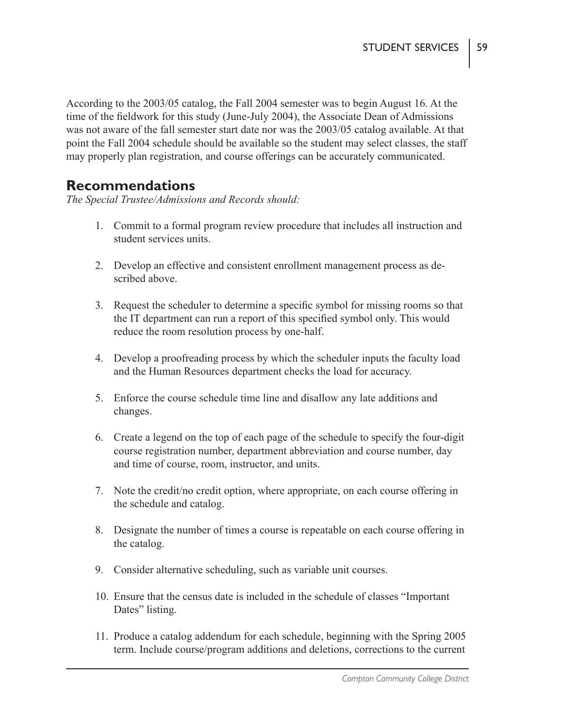According to the 2003/05 catalog, the Fall 2004 semester was to begin August 16. At the time of the fieldwork for this study (June-July 2004), the Associate Dean of Admissions was not aware of the fall semester start date nor was the 2003/05 catalog available. At that point the Fall 2004 schedule should be available so the student may select classes, the staff may properly plan registration, and course offerings can be accurately communicated.

## Recommendations

*The Special Trustee/Admissions and Records should:*

1. Commit to a formal program review procedure that includes all instruction and student services units.
2. Develop an effective and consistent enrollment management process as described above.
3. Request the scheduler to determine a specific symbol for missing rooms so that the IT department can run a report of this specified symbol only. This would reduce the room resolution process by one-half.
4. Develop a proofreading process by which the scheduler inputs the faculty load and the Human Resources department checks the load for accuracy.
5. Enforce the course schedule time line and disallow any late additions and changes.
6. Create a legend on the top of each page of the schedule to specify the four-digit course registration number, department abbreviation and course number, day and time of course, room, instructor, and units.
7. Note the credit/no credit option, where appropriate, on each course offering in the schedule and catalog.
8. Designate the number of times a course is repeatable on each course offering in the catalog.
9. Consider alternative scheduling, such as variable unit courses.
10. Ensure that the census date is included in the schedule of classes "Important Dates" listing.
11. Produce a catalog addendum for each schedule, beginning with the Spring 2005 term. Include course/program additions and deletions, corrections to the current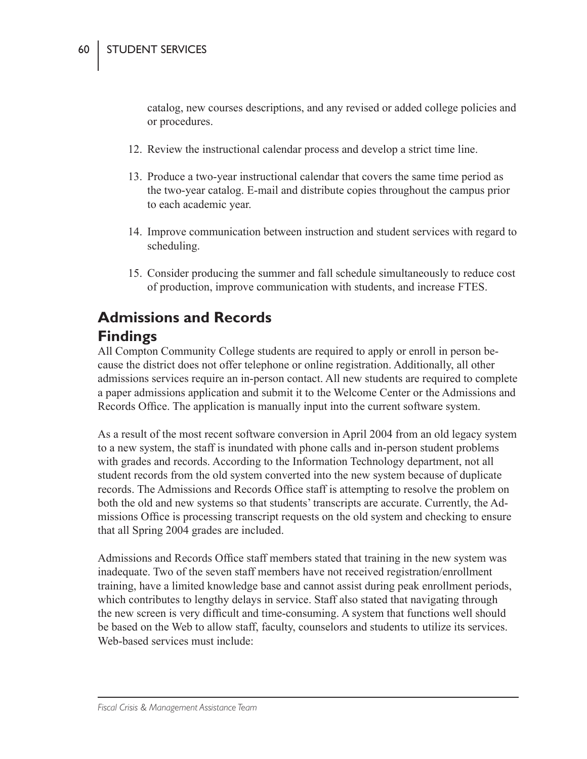catalog, new courses descriptions, and any revised or added college policies and or procedures.

12. Review the instructional calendar process and develop a strict time line.

13. Produce a two-year instructional calendar that covers the same time period as the two-year catalog. E-mail and distribute copies throughout the campus prior to each academic year.

14. Improve communication between instruction and student services with regard to scheduling.

15. Consider producing the summer and fall schedule simultaneously to reduce cost of production, improve communication with students, and increase FTES.

## Admissions and Records

### Findings

All Compton Community College students are required to apply or enroll in person because the district does not offer telephone or online registration. Additionally, all other admissions services require an in-person contact. All new students are required to complete a paper admissions application and submit it to the Welcome Center or the Admissions and Records Office. The application is manually input into the current software system.

As a result of the most recent software conversion in April 2004 from an old legacy system to a new system, the staff is inundated with phone calls and in-person student problems with grades and records. According to the Information Technology department, not all student records from the old system converted into the new system because of duplicate records. The Admissions and Records Office staff is attempting to resolve the problem on both the old and new systems so that students' transcripts are accurate. Currently, the Admissions Office is processing transcript requests on the old system and checking to ensure that all Spring 2004 grades are included.

Admissions and Records Office staff members stated that training in the new system was inadequate. Two of the seven staff members have not received registration/enrollment training, have a limited knowledge base and cannot assist during peak enrollment periods, which contributes to lengthy delays in service. Staff also stated that navigating through the new screen is very difficult and time-consuming. A system that functions well should be based on the Web to allow staff, faculty, counselors and students to utilize its services. Web-based services must include: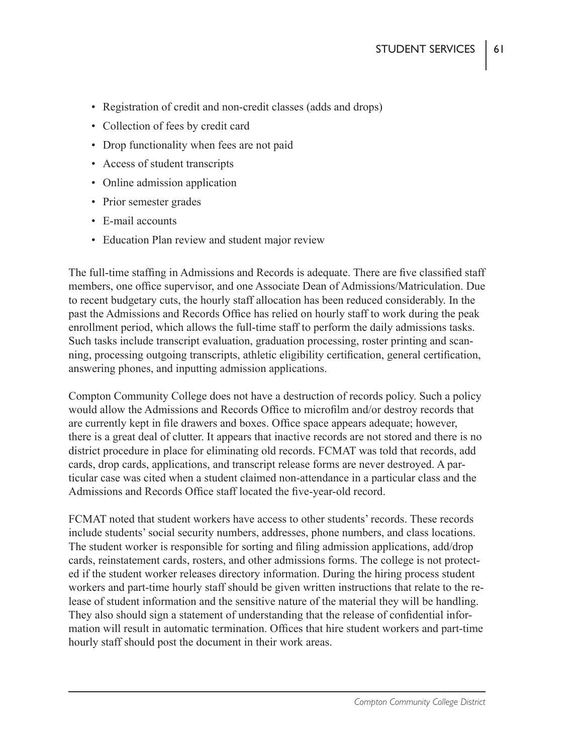- Registration of credit and non-credit classes (adds and drops)
- Collection of fees by credit card
- Drop functionality when fees are not paid
- Access of student transcripts
- Online admission application
- Prior semester grades
- E-mail accounts
- Education Plan review and student major review

The full-time staffing in Admissions and Records is adequate. There are five classified staff members, one office supervisor, and one Associate Dean of Admissions/Matriculation. Due to recent budgetary cuts, the hourly staff allocation has been reduced considerably. In the past the Admissions and Records Office has relied on hourly staff to work during the peak enrollment period, which allows the full-time staff to perform the daily admissions tasks. Such tasks include transcript evaluation, graduation processing, roster printing and scanning, processing outgoing transcripts, athletic eligibility certification, general certification, answering phones, and inputting admission applications.

Compton Community College does not have a destruction of records policy. Such a policy would allow the Admissions and Records Office to microfilm and/or destroy records that are currently kept in file drawers and boxes. Office space appears adequate; however, there is a great deal of clutter. It appears that inactive records are not stored and there is no district procedure in place for eliminating old records. FCMAT was told that records, add cards, drop cards, applications, and transcript release forms are never destroyed. A particular case was cited when a student claimed non-attendance in a particular class and the Admissions and Records Office staff located the five-year-old record.

FCMAT noted that student workers have access to other students' records. These records include students' social security numbers, addresses, phone numbers, and class locations. The student worker is responsible for sorting and filing admission applications, add/drop cards, reinstatement cards, rosters, and other admissions forms. The college is not protected if the student worker releases directory information. During the hiring process student workers and part-time hourly staff should be given written instructions that relate to the release of student information and the sensitive nature of the material they will be handling. They also should sign a statement of understanding that the release of confidential information will result in automatic termination. Offices that hire student workers and part-time hourly staff should post the document in their work areas.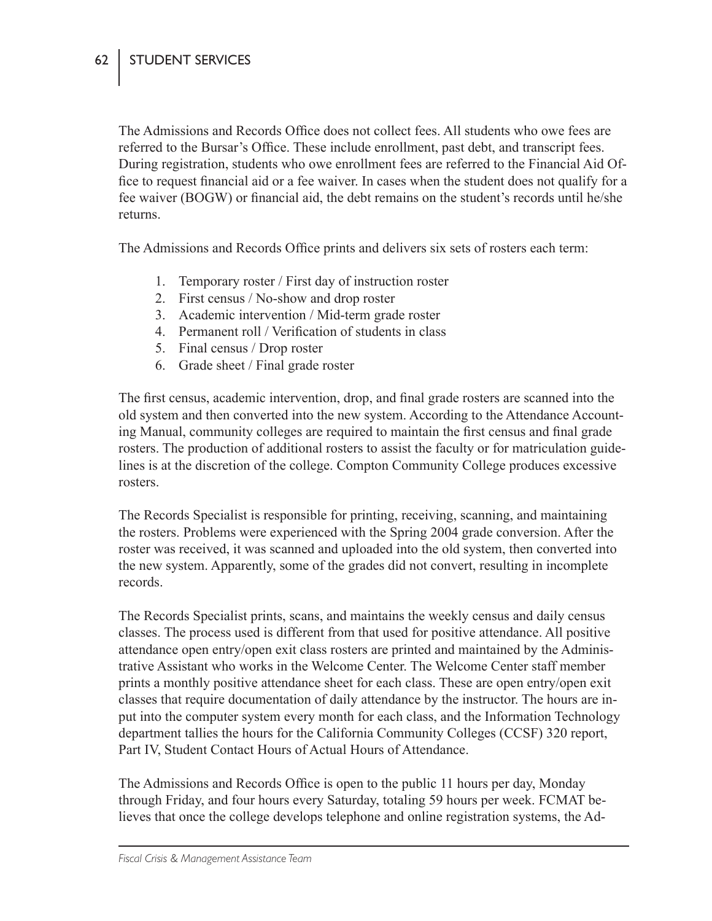The Admissions and Records Office does not collect fees. All students who owe fees are referred to the Bursar's Office. These include enrollment, past debt, and transcript fees. During registration, students who owe enrollment fees are referred to the Financial Aid Office to request financial aid or a fee waiver. In cases when the student does not qualify for a fee waiver (BOGW) or financial aid, the debt remains on the student's records until he/she returns.

The Admissions and Records Office prints and delivers six sets of rosters each term:

1. Temporary roster / First day of instruction roster
2. First census / No-show and drop roster
3. Academic intervention / Mid-term grade roster
4. Permanent roll / Verification of students in class
5. Final census / Drop roster
6. Grade sheet / Final grade roster

The first census, academic intervention, drop, and final grade rosters are scanned into the old system and then converted into the new system. According to the Attendance Accounting Manual, community colleges are required to maintain the first census and final grade rosters. The production of additional rosters to assist the faculty or for matriculation guidelines is at the discretion of the college. Compton Community College produces excessive rosters.

The Records Specialist is responsible for printing, receiving, scanning, and maintaining the rosters. Problems were experienced with the Spring 2004 grade conversion. After the roster was received, it was scanned and uploaded into the old system, then converted into the new system. Apparently, some of the grades did not convert, resulting in incomplete records.

The Records Specialist prints, scans, and maintains the weekly census and daily census classes. The process used is different from that used for positive attendance. All positive attendance open entry/open exit class rosters are printed and maintained by the Administrative Assistant who works in the Welcome Center. The Welcome Center staff member prints a monthly positive attendance sheet for each class. These are open entry/open exit classes that require documentation of daily attendance by the instructor. The hours are input into the computer system every month for each class, and the Information Technology department tallies the hours for the California Community Colleges (CCSF) 320 report, Part IV, Student Contact Hours of Actual Hours of Attendance.

The Admissions and Records Office is open to the public 11 hours per day, Monday through Friday, and four hours every Saturday, totaling 59 hours per week. FCMAT believes that once the college develops telephone and online registration systems, the Ad-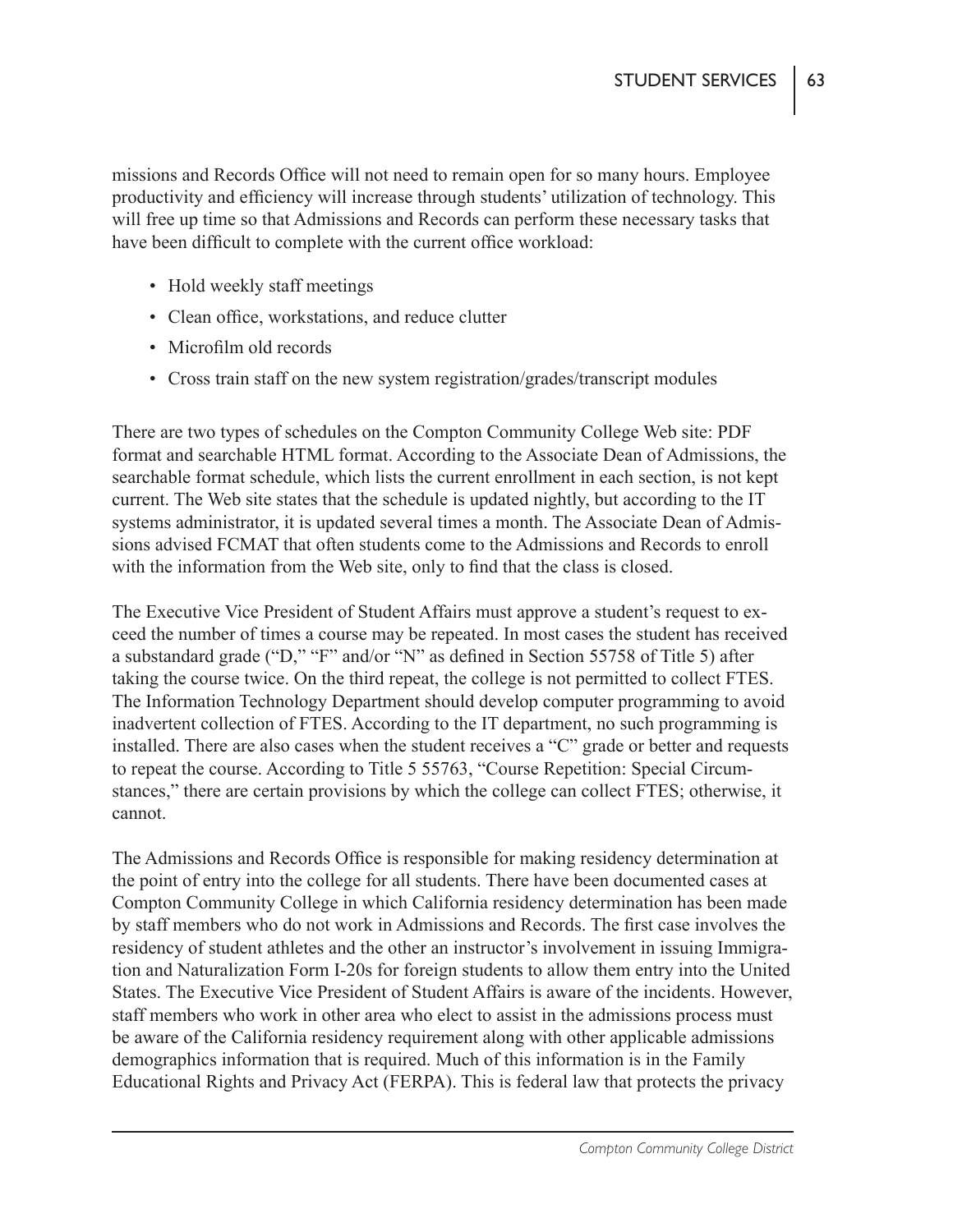missions and Records Office will not need to remain open for so many hours. Employee productivity and efficiency will increase through students' utilization of technology. This will free up time so that Admissions and Records can perform these necessary tasks that have been difficult to complete with the current office workload:

- Hold weekly staff meetings
- Clean office, workstations, and reduce clutter
- Microfilm old records
- Cross train staff on the new system registration/grades/transcript modules

There are two types of schedules on the Compton Community College Web site: PDF format and searchable HTML format. According to the Associate Dean of Admissions, the searchable format schedule, which lists the current enrollment in each section, is not kept current. The Web site states that the schedule is updated nightly, but according to the IT systems administrator, it is updated several times a month. The Associate Dean of Admissions advised FCMAT that often students come to the Admissions and Records to enroll with the information from the Web site, only to find that the class is closed.

The Executive Vice President of Student Affairs must approve a student's request to exceed the number of times a course may be repeated. In most cases the student has received a substandard grade ("D," "F" and/or "N" as defined in Section 55758 of Title 5) after taking the course twice. On the third repeat, the college is not permitted to collect FTES. The Information Technology Department should develop computer programming to avoid inadvertent collection of FTES. According to the IT department, no such programming is installed. There are also cases when the student receives a "C" grade or better and requests to repeat the course. According to Title 5 55763, "Course Repetition: Special Circumstances," there are certain provisions by which the college can collect FTES; otherwise, it cannot.

The Admissions and Records Office is responsible for making residency determination at the point of entry into the college for all students. There have been documented cases at Compton Community College in which California residency determination has been made by staff members who do not work in Admissions and Records. The first case involves the residency of student athletes and the other an instructor's involvement in issuing Immigration and Naturalization Form I-20s for foreign students to allow them entry into the United States. The Executive Vice President of Student Affairs is aware of the incidents. However, staff members who work in other area who elect to assist in the admissions process must be aware of the California residency requirement along with other applicable admissions demographics information that is required. Much of this information is in the Family Educational Rights and Privacy Act (FERPA). This is federal law that protects the privacy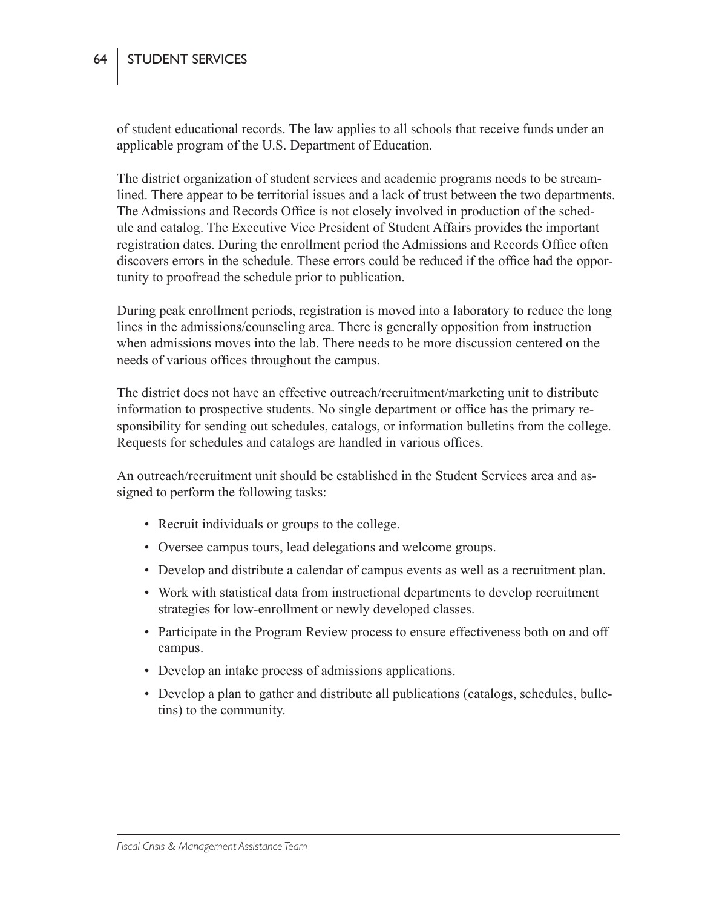of student educational records. The law applies to all schools that receive funds under an applicable program of the U.S. Department of Education.

The district organization of student services and academic programs needs to be streamlined. There appear to be territorial issues and a lack of trust between the two departments. The Admissions and Records Office is not closely involved in production of the schedule and catalog. The Executive Vice President of Student Affairs provides the important registration dates. During the enrollment period the Admissions and Records Office often discovers errors in the schedule. These errors could be reduced if the office had the opportunity to proofread the schedule prior to publication.

During peak enrollment periods, registration is moved into a laboratory to reduce the long lines in the admissions/counseling area. There is generally opposition from instruction when admissions moves into the lab. There needs to be more discussion centered on the needs of various offices throughout the campus.

The district does not have an effective outreach/recruitment/marketing unit to distribute information to prospective students. No single department or office has the primary responsibility for sending out schedules, catalogs, or information bulletins from the college. Requests for schedules and catalogs are handled in various offices.

An outreach/recruitment unit should be established in the Student Services area and assigned to perform the following tasks:

- Recruit individuals or groups to the college.
- Oversee campus tours, lead delegations and welcome groups.
- Develop and distribute a calendar of campus events as well as a recruitment plan.
- Work with statistical data from instructional departments to develop recruitment strategies for low-enrollment or newly developed classes.
- Participate in the Program Review process to ensure effectiveness both on and off campus.
- Develop an intake process of admissions applications.
- Develop a plan to gather and distribute all publications (catalogs, schedules, bulletins) to the community.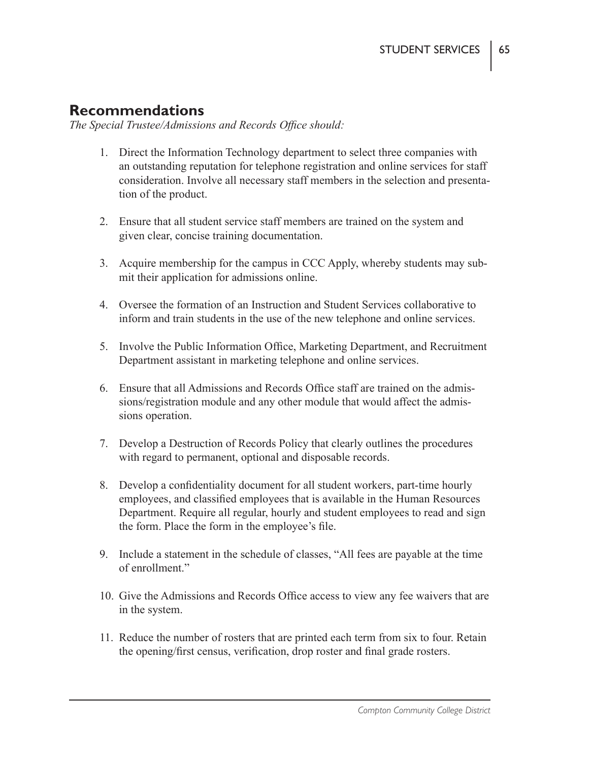## Recommendations

*The Special Trustee/Admissions and Records Office should:*

1. Direct the Information Technology department to select three companies with an outstanding reputation for telephone registration and online services for staff consideration. Involve all necessary staff members in the selection and presentation of the product.

2. Ensure that all student service staff members are trained on the system and given clear, concise training documentation.

3. Acquire membership for the campus in CCC Apply, whereby students may submit their application for admissions online.

4. Oversee the formation of an Instruction and Student Services collaborative to inform and train students in the use of the new telephone and online services.

5. Involve the Public Information Office, Marketing Department, and Recruitment Department assistant in marketing telephone and online services.

6. Ensure that all Admissions and Records Office staff are trained on the admissions/registration module and any other module that would affect the admissions operation.

7. Develop a Destruction of Records Policy that clearly outlines the procedures with regard to permanent, optional and disposable records.

8. Develop a confidentiality document for all student workers, part-time hourly employees, and classified employees that is available in the Human Resources Department. Require all regular, hourly and student employees to read and sign the form. Place the form in the employee's file.

9. Include a statement in the schedule of classes, "All fees are payable at the time of enrollment."

10. Give the Admissions and Records Office access to view any fee waivers that are in the system.

11. Reduce the number of rosters that are printed each term from six to four. Retain the opening/first census, verification, drop roster and final grade rosters.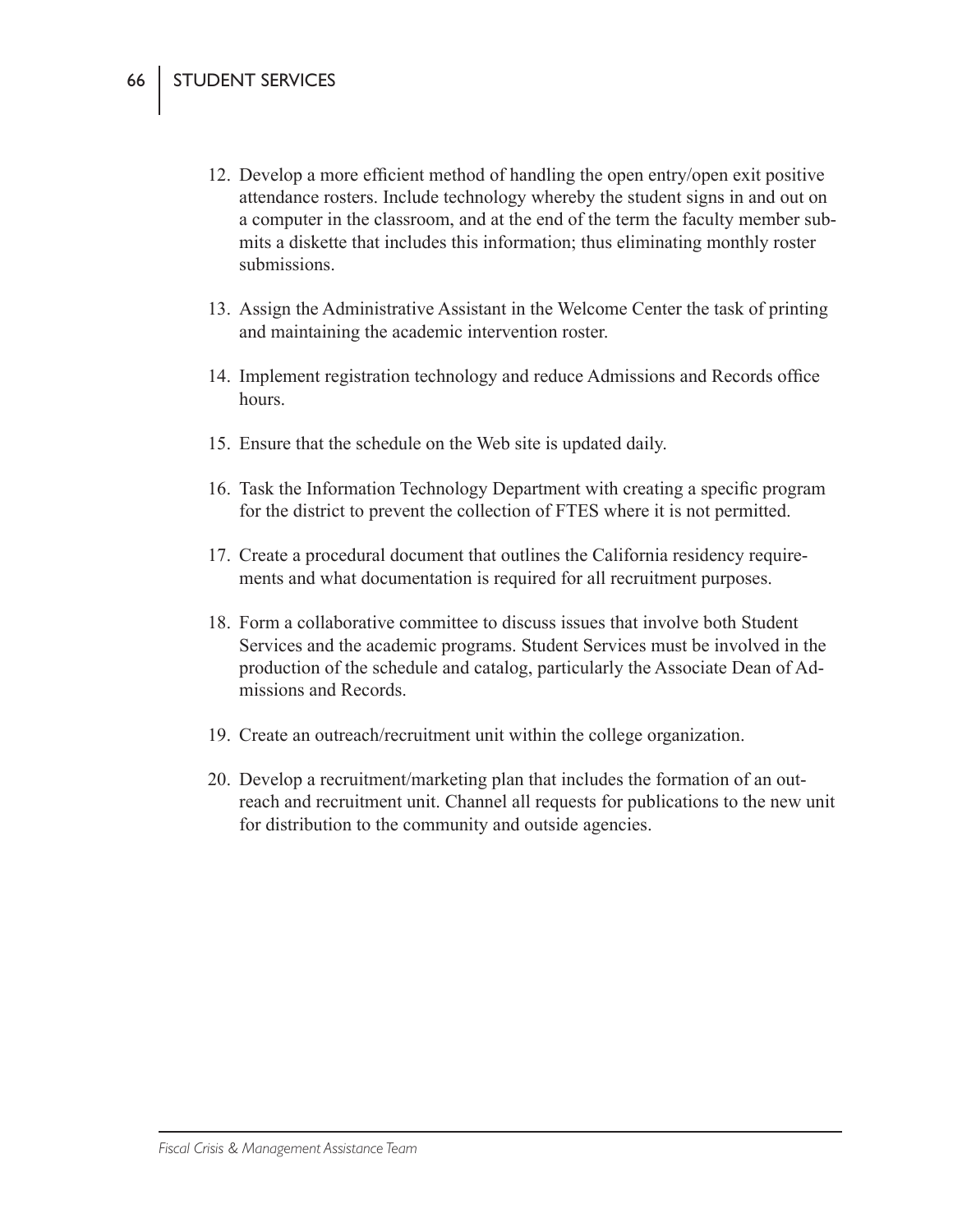12. Develop a more efficient method of handling the open entry/open exit positive attendance rosters. Include technology whereby the student signs in and out on a computer in the classroom, and at the end of the term the faculty member submits a diskette that includes this information; thus eliminating monthly roster submissions.

13. Assign the Administrative Assistant in the Welcome Center the task of printing and maintaining the academic intervention roster.

14. Implement registration technology and reduce Admissions and Records office hours.

15. Ensure that the schedule on the Web site is updated daily.

16. Task the Information Technology Department with creating a specific program for the district to prevent the collection of FTES where it is not permitted.

17. Create a procedural document that outlines the California residency requirements and what documentation is required for all recruitment purposes.

18. Form a collaborative committee to discuss issues that involve both Student Services and the academic programs. Student Services must be involved in the production of the schedule and catalog, particularly the Associate Dean of Admissions and Records.

19. Create an outreach/recruitment unit within the college organization.

20. Develop a recruitment/marketing plan that includes the formation of an outreach and recruitment unit. Channel all requests for publications to the new unit for distribution to the community and outside agencies.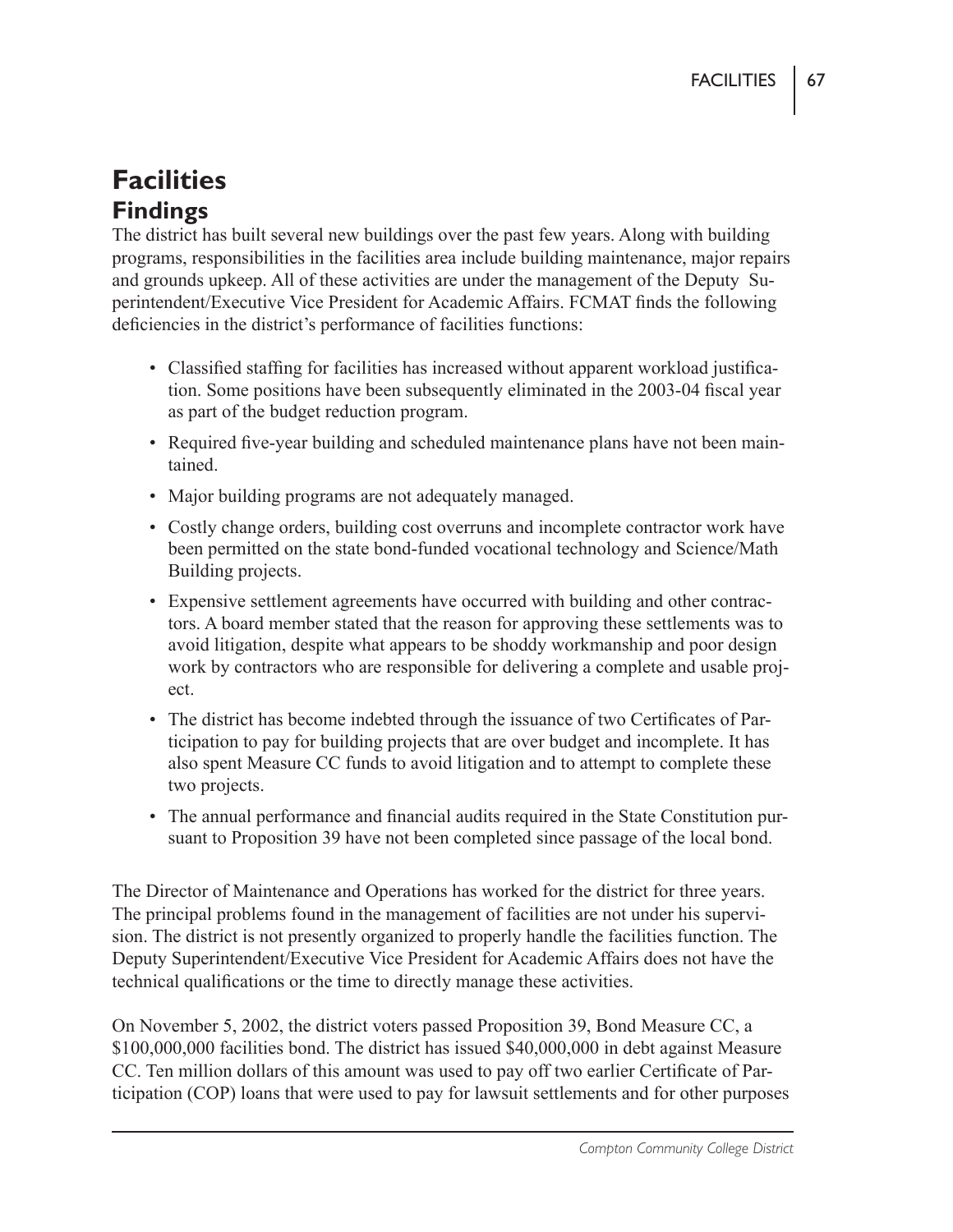# Facilities

## Findings

The district has built several new buildings over the past few years. Along with building programs, responsibilities in the facilities area include building maintenance, major repairs and grounds upkeep. All of these activities are under the management of the Deputy Superintendent/Executive Vice President for Academic Affairs. FCMAT finds the following deficiencies in the district's performance of facilities functions:

- Classified staffing for facilities has increased without apparent workload justification. Some positions have been subsequently eliminated in the 2003-04 fiscal year as part of the budget reduction program.
- Required five-year building and scheduled maintenance plans have not been maintained.
- Major building programs are not adequately managed.
- Costly change orders, building cost overruns and incomplete contractor work have been permitted on the state bond-funded vocational technology and Science/Math Building projects.
- Expensive settlement agreements have occurred with building and other contractors. A board member stated that the reason for approving these settlements was to avoid litigation, despite what appears to be shoddy workmanship and poor design work by contractors who are responsible for delivering a complete and usable project.
- The district has become indebted through the issuance of two Certificates of Participation to pay for building projects that are over budget and incomplete. It has also spent Measure CC funds to avoid litigation and to attempt to complete these two projects.
- The annual performance and financial audits required in the State Constitution pursuant to Proposition 39 have not been completed since passage of the local bond.

The Director of Maintenance and Operations has worked for the district for three years. The principal problems found in the management of facilities are not under his supervision. The district is not presently organized to properly handle the facilities function. The Deputy Superintendent/Executive Vice President for Academic Affairs does not have the technical qualifications or the time to directly manage these activities.

On November 5, 2002, the district voters passed Proposition 39, Bond Measure CC, a $100,000,000 facilities bond. The district has issued $40,000,000 in debt against Measure CC. Ten million dollars of this amount was used to pay off two earlier Certificate of Participation (COP) loans that were used to pay for lawsuit settlements and for other purposes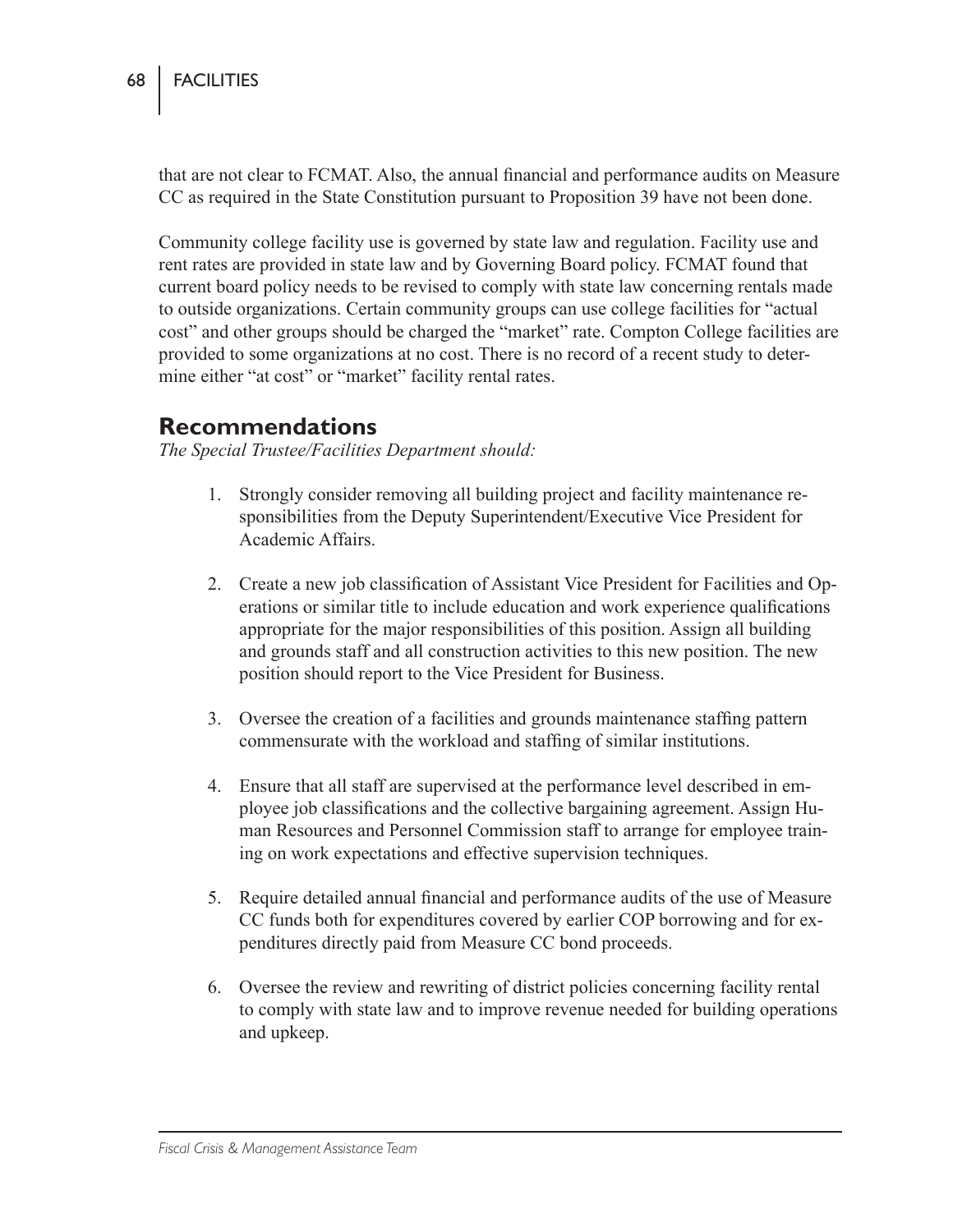that are not clear to FCMAT. Also, the annual financial and performance audits on Measure CC as required in the State Constitution pursuant to Proposition 39 have not been done.

Community college facility use is governed by state law and regulation. Facility use and rent rates are provided in state law and by Governing Board policy. FCMAT found that current board policy needs to be revised to comply with state law concerning rentals made to outside organizations. Certain community groups can use college facilities for "actual cost" and other groups should be charged the "market" rate. Compton College facilities are provided to some organizations at no cost. There is no record of a recent study to determine either "at cost" or "market" facility rental rates.

## Recommendations

*The Special Trustee/Facilities Department should:*

1. Strongly consider removing all building project and facility maintenance responsibilities from the Deputy Superintendent/Executive Vice President for Academic Affairs.

2. Create a new job classification of Assistant Vice President for Facilities and Operations or similar title to include education and work experience qualifications appropriate for the major responsibilities of this position. Assign all building and grounds staff and all construction activities to this new position. The new position should report to the Vice President for Business.

3. Oversee the creation of a facilities and grounds maintenance staffing pattern commensurate with the workload and staffing of similar institutions.

4. Ensure that all staff are supervised at the performance level described in employee job classifications and the collective bargaining agreement. Assign Human Resources and Personnel Commission staff to arrange for employee training on work expectations and effective supervision techniques.

5. Require detailed annual financial and performance audits of the use of Measure CC funds both for expenditures covered by earlier COP borrowing and for expenditures directly paid from Measure CC bond proceeds.

6. Oversee the review and rewriting of district policies concerning facility rental to comply with state law and to improve revenue needed for building operations and upkeep.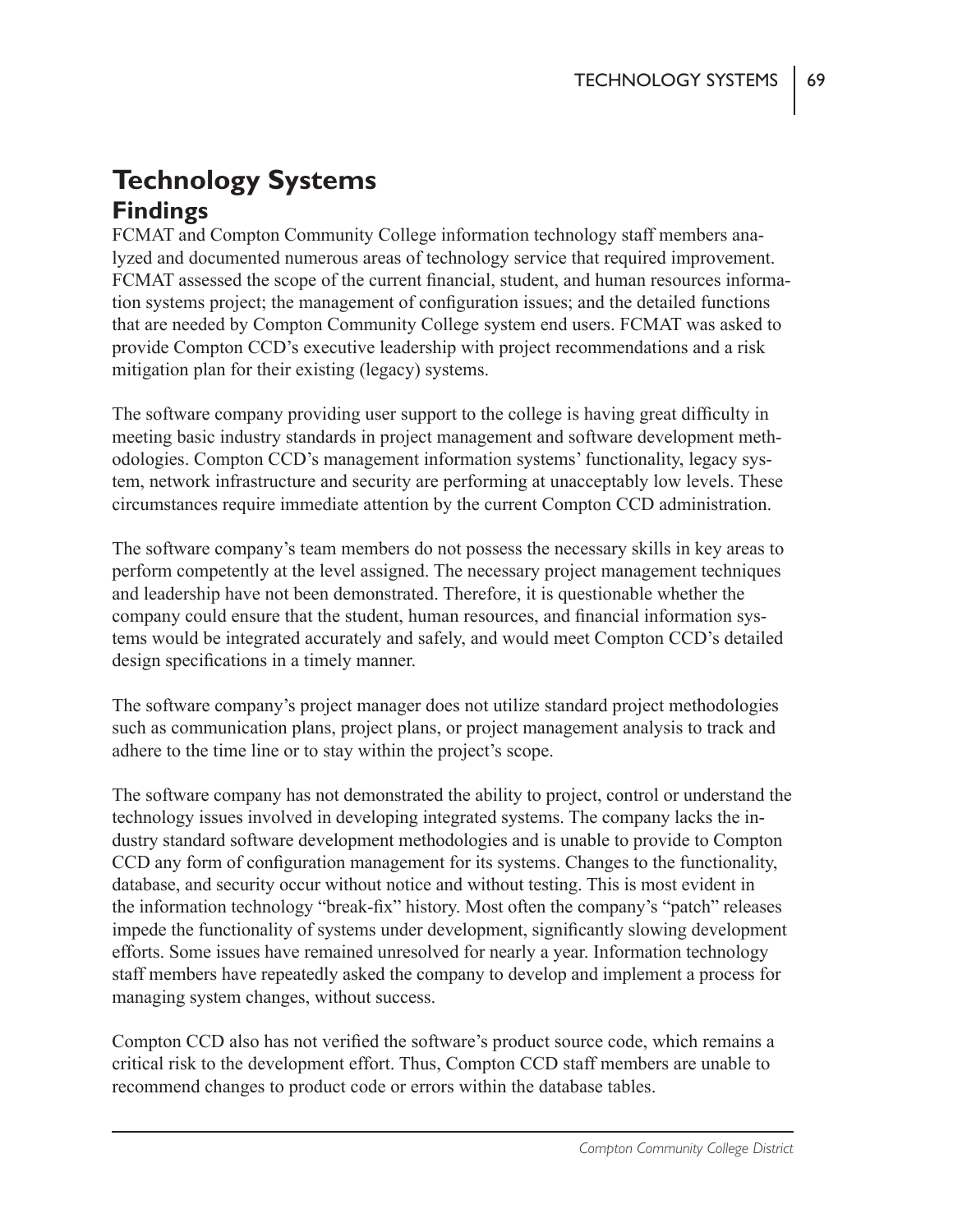# Technology Systems

## Findings

FCMAT and Compton Community College information technology staff members analyzed and documented numerous areas of technology service that required improvement. FCMAT assessed the scope of the current financial, student, and human resources information systems project; the management of configuration issues; and the detailed functions that are needed by Compton Community College system end users. FCMAT was asked to provide Compton CCD's executive leadership with project recommendations and a risk mitigation plan for their existing (legacy) systems.

The software company providing user support to the college is having great difficulty in meeting basic industry standards in project management and software development methodologies. Compton CCD's management information systems' functionality, legacy system, network infrastructure and security are performing at unacceptably low levels. These circumstances require immediate attention by the current Compton CCD administration.

The software company's team members do not possess the necessary skills in key areas to perform competently at the level assigned. The necessary project management techniques and leadership have not been demonstrated. Therefore, it is questionable whether the company could ensure that the student, human resources, and financial information systems would be integrated accurately and safely, and would meet Compton CCD's detailed design specifications in a timely manner.

The software company's project manager does not utilize standard project methodologies such as communication plans, project plans, or project management analysis to track and adhere to the time line or to stay within the project's scope.

The software company has not demonstrated the ability to project, control or understand the technology issues involved in developing integrated systems. The company lacks the industry standard software development methodologies and is unable to provide to Compton CCD any form of configuration management for its systems. Changes to the functionality, database, and security occur without notice and without testing. This is most evident in the information technology "break-fix" history. Most often the company's "patch" releases impede the functionality of systems under development, significantly slowing development efforts. Some issues have remained unresolved for nearly a year. Information technology staff members have repeatedly asked the company to develop and implement a process for managing system changes, without success.

Compton CCD also has not verified the software's product source code, which remains a critical risk to the development effort. Thus, Compton CCD staff members are unable to recommend changes to product code or errors within the database tables.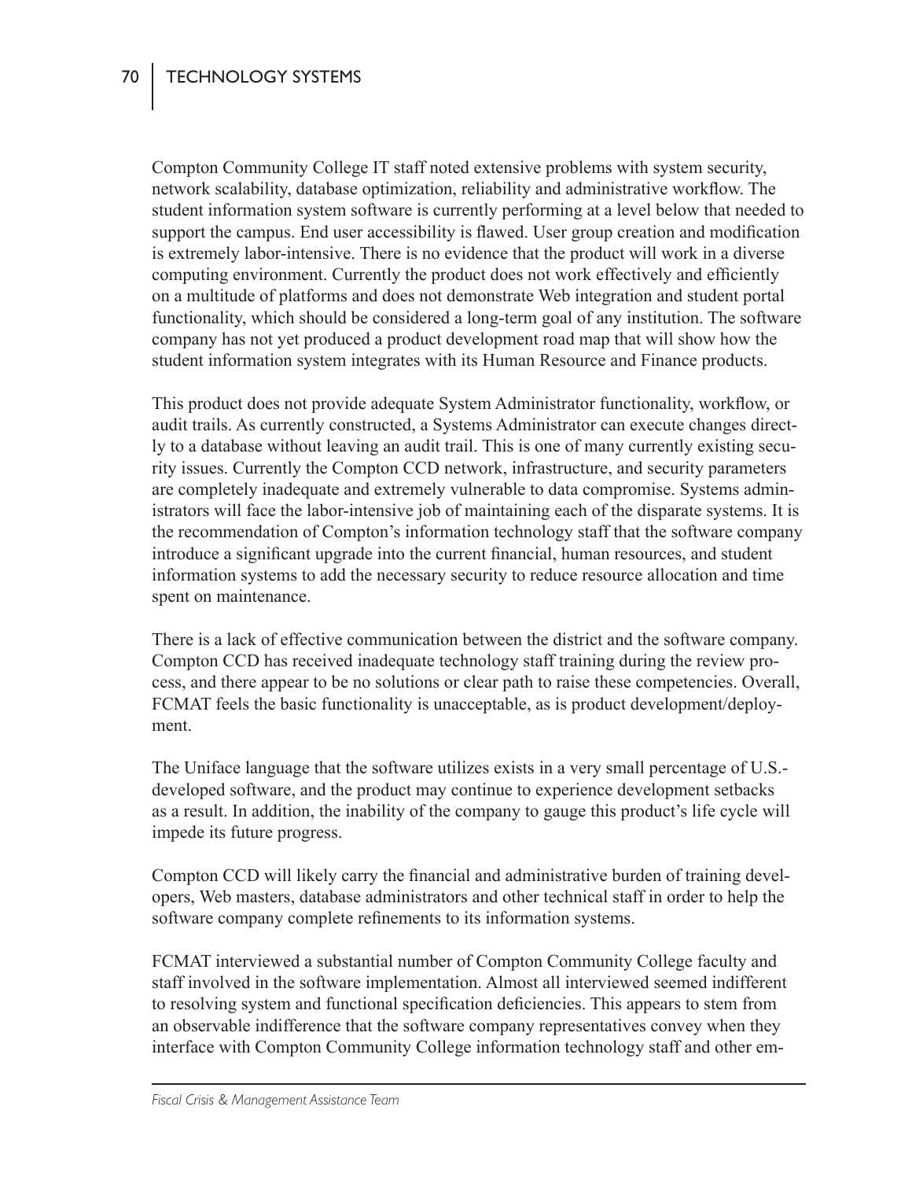Compton Community College IT staff noted extensive problems with system security, network scalability, database optimization, reliability and administrative workflow. The student information system software is currently performing at a level below that needed to support the campus. End user accessibility is flawed. User group creation and modification is extremely labor-intensive. There is no evidence that the product will work in a diverse computing environment. Currently the product does not work effectively and efficiently on a multitude of platforms and does not demonstrate Web integration and student portal functionality, which should be considered a long-term goal of any institution. The software company has not yet produced a product development road map that will show how the student information system integrates with its Human Resource and Finance products.

This product does not provide adequate System Administrator functionality, workflow, or audit trails. As currently constructed, a Systems Administrator can execute changes directly to a database without leaving an audit trail. This is one of many currently existing security issues. Currently the Compton CCD network, infrastructure, and security parameters are completely inadequate and extremely vulnerable to data compromise. Systems administrators will face the labor-intensive job of maintaining each of the disparate systems. It is the recommendation of Compton's information technology staff that the software company introduce a significant upgrade into the current financial, human resources, and student information systems to add the necessary security to reduce resource allocation and time spent on maintenance.

There is a lack of effective communication between the district and the software company. Compton CCD has received inadequate technology staff training during the review process, and there appear to be no solutions or clear path to raise these competencies. Overall, FCMAT feels the basic functionality is unacceptable, as is product development/deployment.

The Uniface language that the software utilizes exists in a very small percentage of U.S.-developed software, and the product may continue to experience development setbacks as a result. In addition, the inability of the company to gauge this product's life cycle will impede its future progress.

Compton CCD will likely carry the financial and administrative burden of training developers, Web masters, database administrators and other technical staff in order to help the software company complete refinements to its information systems.

FCMAT interviewed a substantial number of Compton Community College faculty and staff involved in the software implementation. Almost all interviewed seemed indifferent to resolving system and functional specification deficiencies. This appears to stem from an observable indifference that the software company representatives convey when they interface with Compton Community College information technology staff and other em-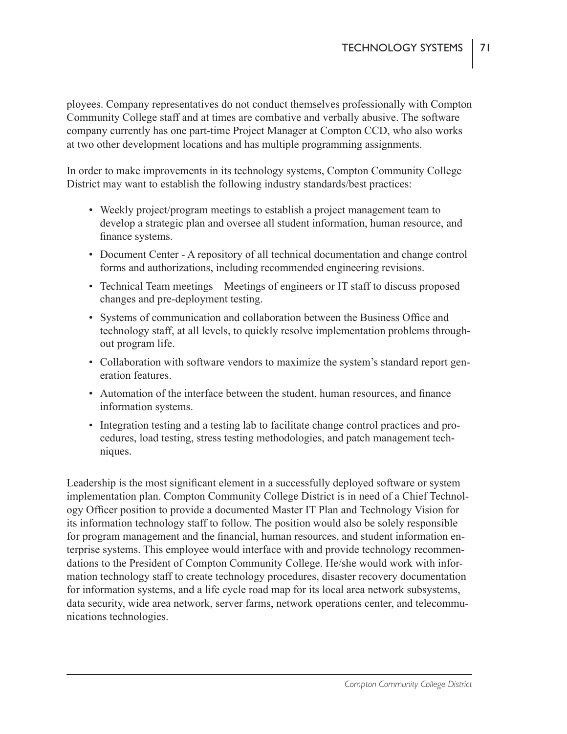ployees. Company representatives do not conduct themselves professionally with Compton Community College staff and at times are combative and verbally abusive. The software company currently has one part-time Project Manager at Compton CCD, who also works at two other development locations and has multiple programming assignments.

In order to make improvements in its technology systems, Compton Community College District may want to establish the following industry standards/best practices:

- Weekly project/program meetings to establish a project management team to develop a strategic plan and oversee all student information, human resource, and finance systems.
- Document Center - A repository of all technical documentation and change control forms and authorizations, including recommended engineering revisions.
- Technical Team meetings – Meetings of engineers or IT staff to discuss proposed changes and pre-deployment testing.
- Systems of communication and collaboration between the Business Office and technology staff, at all levels, to quickly resolve implementation problems throughout program life.
- Collaboration with software vendors to maximize the system's standard report generation features.
- Automation of the interface between the student, human resources, and finance information systems.
- Integration testing and a testing lab to facilitate change control practices and procedures, load testing, stress testing methodologies, and patch management techniques.

Leadership is the most significant element in a successfully deployed software or system implementation plan. Compton Community College District is in need of a Chief Technology Officer position to provide a documented Master IT Plan and Technology Vision for its information technology staff to follow. The position would also be solely responsible for program management and the financial, human resources, and student information enterprise systems. This employee would interface with and provide technology recommendations to the President of Compton Community College. He/she would work with information technology staff to create technology procedures, disaster recovery documentation for information systems, and a life cycle road map for its local area network subsystems, data security, wide area network, server farms, network operations center, and telecommunications technologies.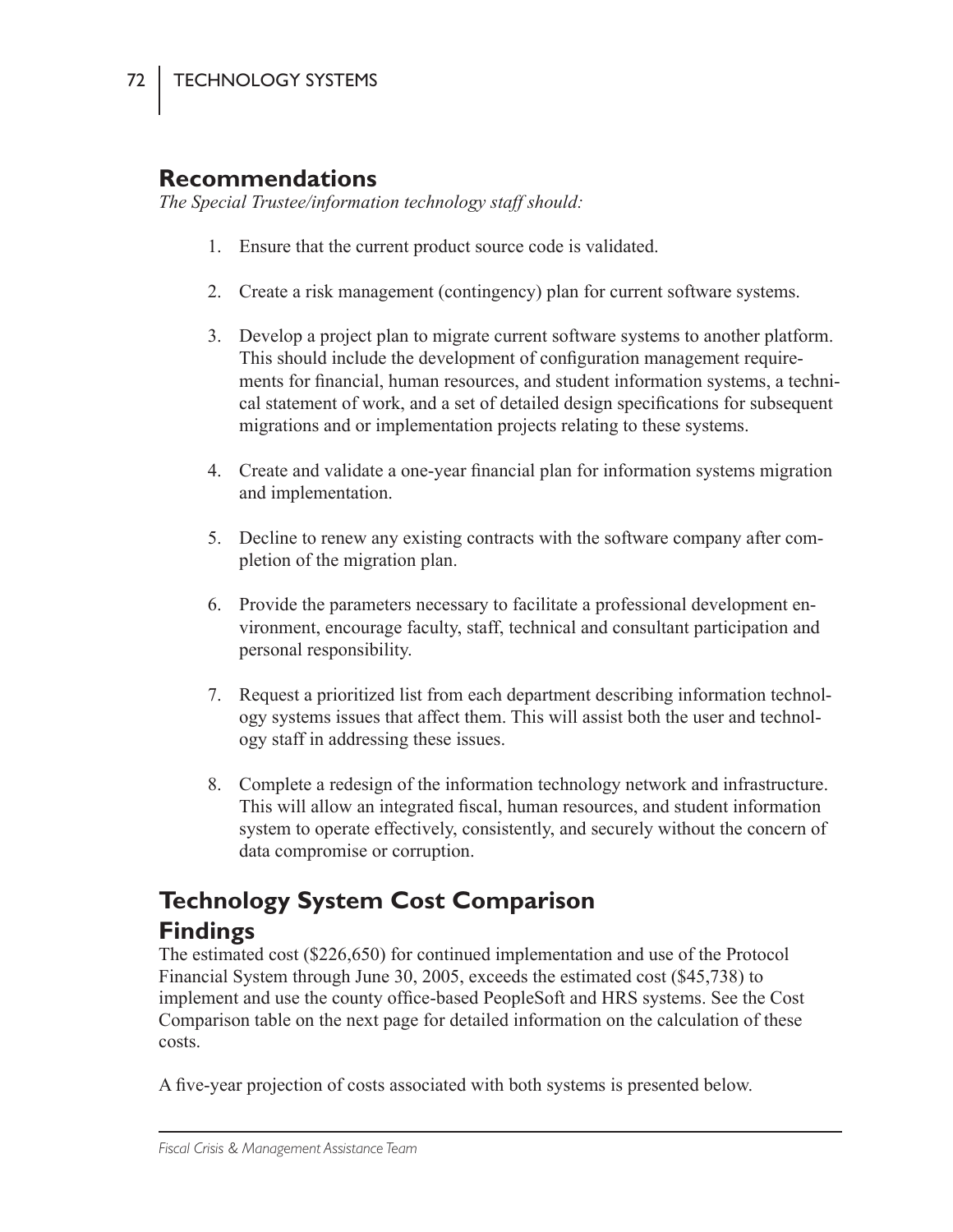## Recommendations

*The Special Trustee/information technology staff should:*

1. Ensure that the current product source code is validated.

2. Create a risk management (contingency) plan for current software systems.

3. Develop a project plan to migrate current software systems to another platform. This should include the development of configuration management requirements for financial, human resources, and student information systems, a technical statement of work, and a set of detailed design specifications for subsequent migrations and or implementation projects relating to these systems.

4. Create and validate a one-year financial plan for information systems migration and implementation.

5. Decline to renew any existing contracts with the software company after completion of the migration plan.

6. Provide the parameters necessary to facilitate a professional development environment, encourage faculty, staff, technical and consultant participation and personal responsibility.

7. Request a prioritized list from each department describing information technology systems issues that affect them. This will assist both the user and technology staff in addressing these issues.

8. Complete a redesign of the information technology network and infrastructure. This will allow an integrated fiscal, human resources, and student information system to operate effectively, consistently, and securely without the concern of data compromise or corruption.

## Technology System Cost Comparison

## Findings

The estimated cost ($226,650) for continued implementation and use of the Protocol Financial System through June 30, 2005, exceeds the estimated cost ($45,738) to implement and use the county office-based PeopleSoft and HRS systems. See the Cost Comparison table on the next page for detailed information on the calculation of these costs.

A five-year projection of costs associated with both systems is presented below.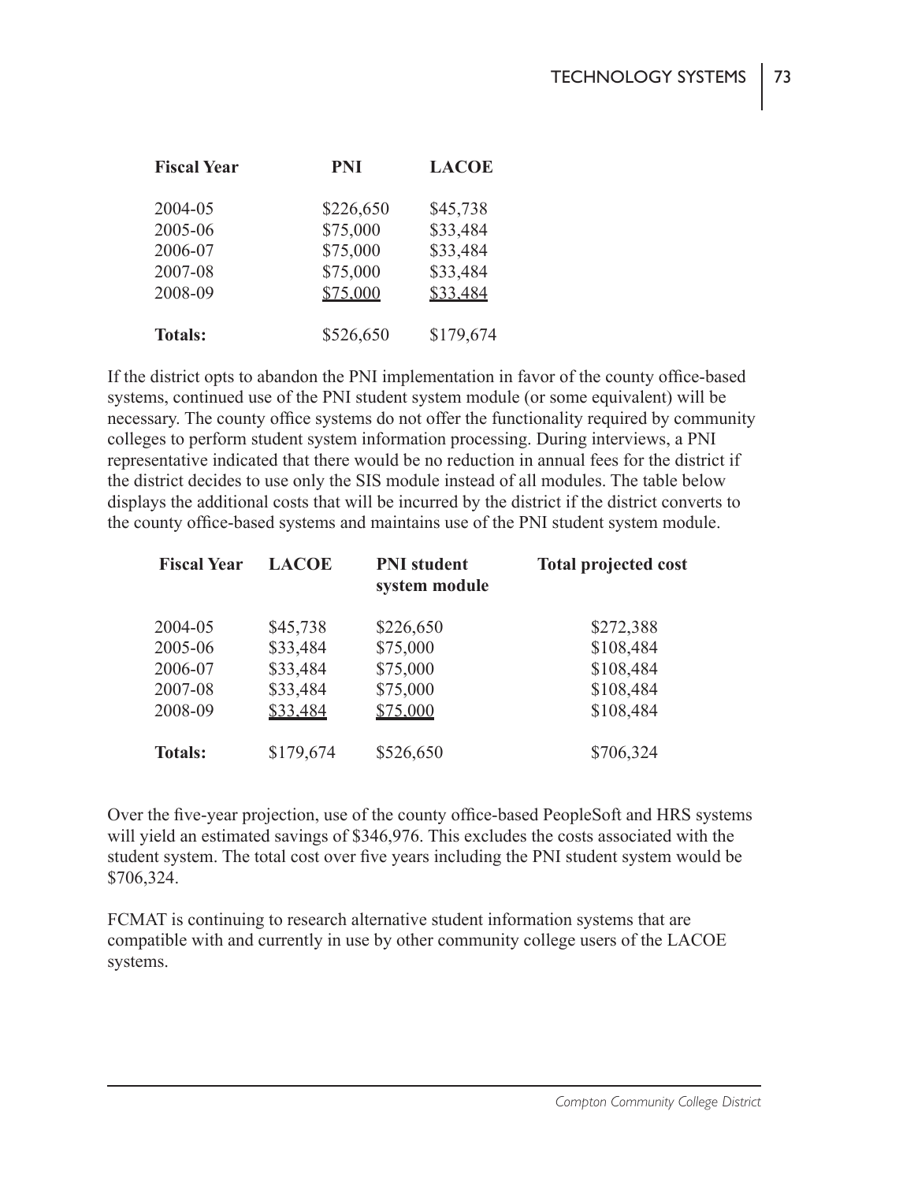| Fiscal Year | PNI | LACOE |
|---|---|---|
| 2004-05 | $226,650 | $45,738 |
| 2005-06 | $75,000 | $33,484 |
| 2006-07 | $75,000 | $33,484 |
| 2007-08 | $75,000 | $33,484 |
| 2008-09 | $75,000 | $33,484 |
| **Totals:** | $526,650 | $179,674 |

If the district opts to abandon the PNI implementation in favor of the county office-based systems, continued use of the PNI student system module (or some equivalent) will be necessary. The county office systems do not offer the functionality required by community colleges to perform student system information processing. During interviews, a PNI representative indicated that there would be no reduction in annual fees for the district if the district decides to use only the SIS module instead of all modules. The table below displays the additional costs that will be incurred by the district if the district converts to the county office-based systems and maintains use of the PNI student system module.

| Fiscal Year | LACOE | PNI student system module | Total projected cost |
|---|---|---|---|
| 2004-05 | $45,738 | $226,650 | $272,388 |
| 2005-06 | $33,484 | $75,000 | $108,484 |
| 2006-07 | $33,484 | $75,000 | $108,484 |
| 2007-08 | $33,484 | $75,000 | $108,484 |
| 2008-09 | $33,484 | $75,000 | $108,484 |
| **Totals:** | $179,674 | $526,650 | $706,324 |

Over the five-year projection, use of the county office-based PeopleSoft and HRS systems will yield an estimated savings of $346,976. This excludes the costs associated with the student system. The total cost over five years including the PNI student system would be $706,324.

FCMAT is continuing to research alternative student information systems that are compatible with and currently in use by other community college users of the LACOE systems.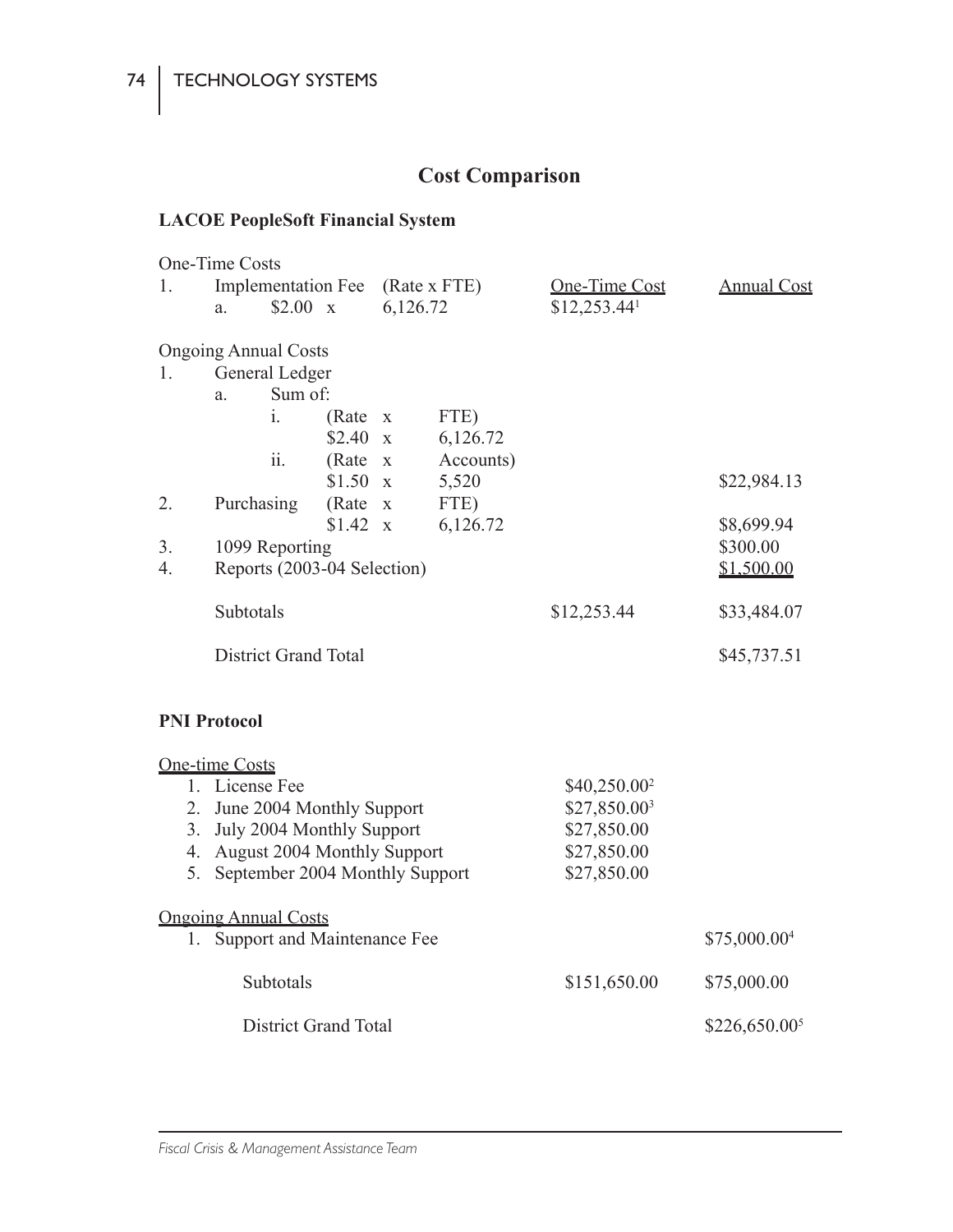## Cost Comparison

### LACOE PeopleSoft Financial System

| One-Time Costs | | | | One-Time Cost | Annual Cost |
|---|---|---|---|---|---|
| 1. | Implementation Fee | (Rate x FTE) | | | |
| | a. $2.00 x | 6,126.72 | | $12,253.44[1] | |
| Ongoing Annual Costs | | | | | |
| 1. | General Ledger | | | | |
| | a. Sum of: | | | | |
| | i. | (Rate x | FTE) | | |
| | | $2.40 x | 6,126.72 | | |
| | ii. | (Rate x | Accounts) | | |
| | | $1.50 x | 5,520 | | $22,984.13 |
| 2. | Purchasing | (Rate x | FTE) | | |
| | | $1.42 x | 6,126.72 | | $8,699.94 |
| 3. | 1099 Reporting | | | | $300.00 |
| 4. | Reports (2003-04 Selection) | | | | $1,500.00 |
| | Subtotals | | | $12,253.44 | $33,484.07 |
| | District Grand Total | | | | $45,737.51 |

### PNI Protocol

| One-time Costs | | |
|---|---|---|
| 1. License Fee | $40,250.00[2] | |
| 2. June 2004 Monthly Support | $27,850.00[3] | |
| 3. July 2004 Monthly Support | $27,850.00 | |
| 4. August 2004 Monthly Support | $27,850.00 | |
| 5. September 2004 Monthly Support | $27,850.00 | |
| **Ongoing Annual Costs** | | |
| 1. Support and Maintenance Fee | | $75,000.00[4] |
| Subtotals | $151,650.00 | $75,000.00 |
| District Grand Total | | $226,650.00[5] |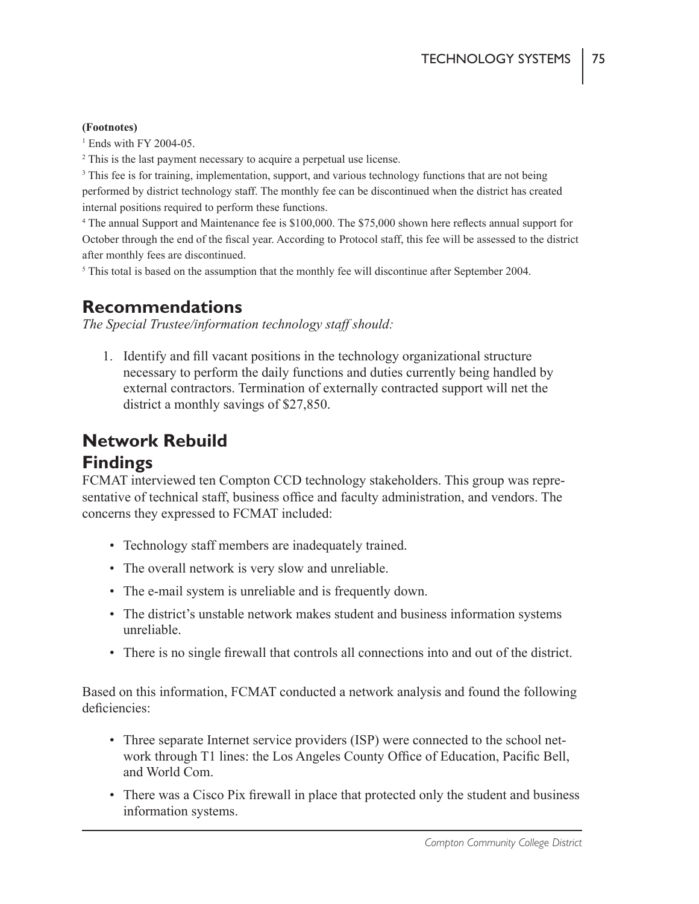**(Footnotes)**

[1] Ends with FY 2004-05.

[2] This is the last payment necessary to acquire a perpetual use license.

[3] This fee is for training, implementation, support, and various technology functions that are not being performed by district technology staff. The monthly fee can be discontinued when the district has created internal positions required to perform these functions.

[4] The annual Support and Maintenance fee is $100,000. The $75,000 shown here reflects annual support for October through the end of the fiscal year. According to Protocol staff, this fee will be assessed to the district after monthly fees are discontinued.

[5] This total is based on the assumption that the monthly fee will discontinue after September 2004.

## Recommendations

*The Special Trustee/information technology staff should:*

1. Identify and fill vacant positions in the technology organizational structure necessary to perform the daily functions and duties currently being handled by external contractors. Termination of externally contracted support will net the district a monthly savings of $27,850.

## Network Rebuild

## Findings

FCMAT interviewed ten Compton CCD technology stakeholders. This group was representative of technical staff, business office and faculty administration, and vendors. The concerns they expressed to FCMAT included:

- Technology staff members are inadequately trained.
- The overall network is very slow and unreliable.
- The e-mail system is unreliable and is frequently down.
- The district's unstable network makes student and business information systems unreliable.
- There is no single firewall that controls all connections into and out of the district.

Based on this information, FCMAT conducted a network analysis and found the following deficiencies:

- Three separate Internet service providers (ISP) were connected to the school network through T1 lines: the Los Angeles County Office of Education, Pacific Bell, and World Com.
- There was a Cisco Pix firewall in place that protected only the student and business information systems.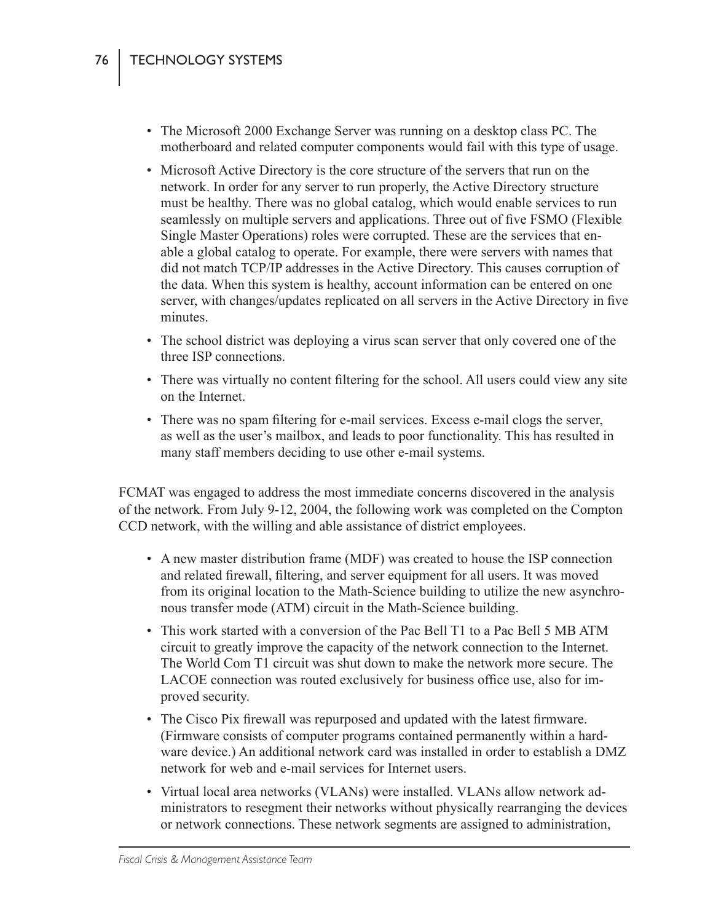- The Microsoft 2000 Exchange Server was running on a desktop class PC. The motherboard and related computer components would fail with this type of usage.
- Microsoft Active Directory is the core structure of the servers that run on the network. In order for any server to run properly, the Active Directory structure must be healthy. There was no global catalog, which would enable services to run seamlessly on multiple servers and applications. Three out of five FSMO (Flexible Single Master Operations) roles were corrupted. These are the services that enable a global catalog to operate. For example, there were servers with names that did not match TCP/IP addresses in the Active Directory. This causes corruption of the data. When this system is healthy, account information can be entered on one server, with changes/updates replicated on all servers in the Active Directory in five minutes.
- The school district was deploying a virus scan server that only covered one of the three ISP connections.
- There was virtually no content filtering for the school. All users could view any site on the Internet.
- There was no spam filtering for e-mail services. Excess e-mail clogs the server, as well as the user's mailbox, and leads to poor functionality. This has resulted in many staff members deciding to use other e-mail systems.

FCMAT was engaged to address the most immediate concerns discovered in the analysis of the network. From July 9-12, 2004, the following work was completed on the Compton CCD network, with the willing and able assistance of district employees.

- A new master distribution frame (MDF) was created to house the ISP connection and related firewall, filtering, and server equipment for all users. It was moved from its original location to the Math-Science building to utilize the new asynchronous transfer mode (ATM) circuit in the Math-Science building.
- This work started with a conversion of the Pac Bell T1 to a Pac Bell 5 MB ATM circuit to greatly improve the capacity of the network connection to the Internet. The World Com T1 circuit was shut down to make the network more secure. The LACOE connection was routed exclusively for business office use, also for improved security.
- The Cisco Pix firewall was repurposed and updated with the latest firmware. (Firmware consists of computer programs contained permanently within a hardware device.) An additional network card was installed in order to establish a DMZ network for web and e-mail services for Internet users.
- Virtual local area networks (VLANs) were installed. VLANs allow network administrators to resegment their networks without physically rearranging the devices or network connections. These network segments are assigned to administration,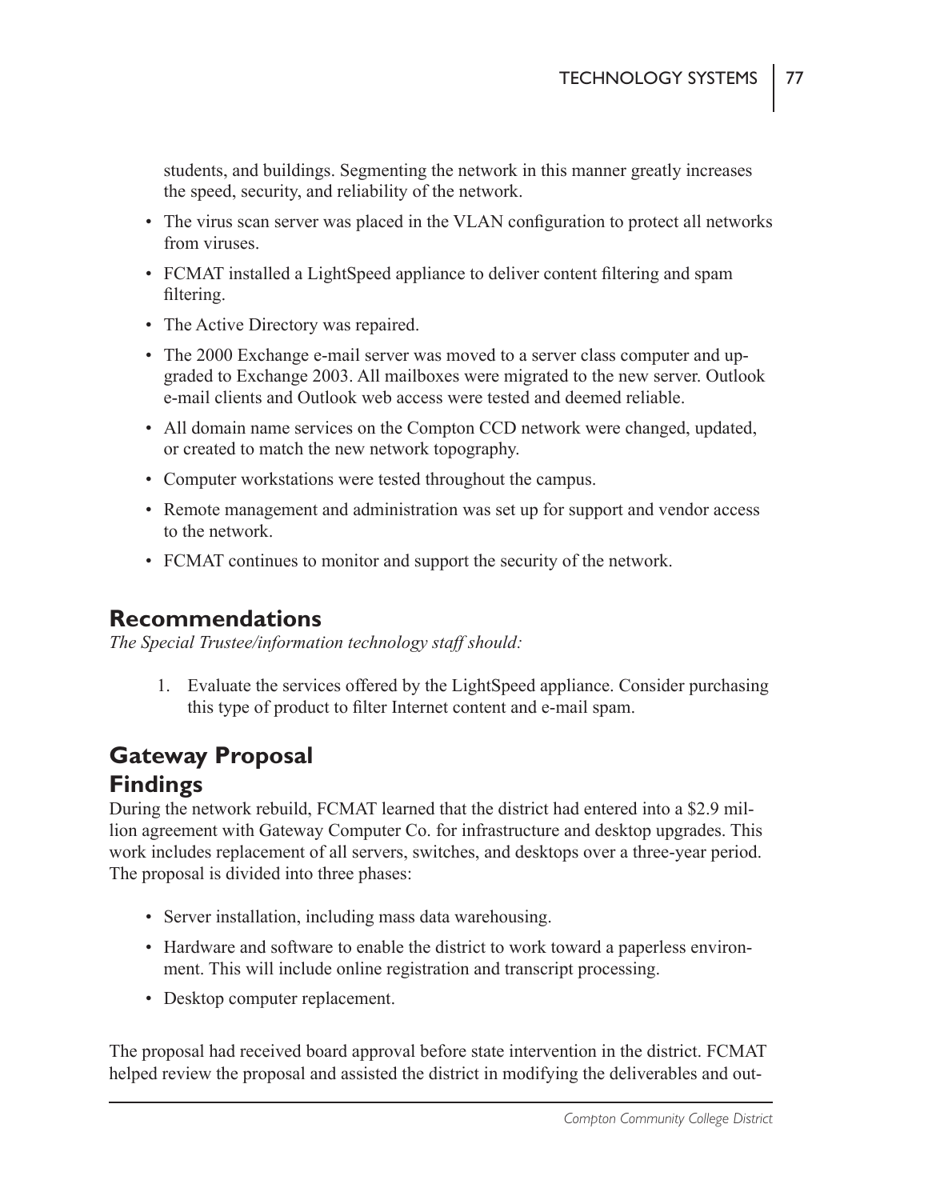students, and buildings. Segmenting the network in this manner greatly increases the speed, security, and reliability of the network.

- The virus scan server was placed in the VLAN configuration to protect all networks from viruses.
- FCMAT installed a LightSpeed appliance to deliver content filtering and spam filtering.
- The Active Directory was repaired.
- The 2000 Exchange e-mail server was moved to a server class computer and upgraded to Exchange 2003. All mailboxes were migrated to the new server. Outlook e-mail clients and Outlook web access were tested and deemed reliable.
- All domain name services on the Compton CCD network were changed, updated, or created to match the new network topography.
- Computer workstations were tested throughout the campus.
- Remote management and administration was set up for support and vendor access to the network.
- FCMAT continues to monitor and support the security of the network.

## Recommendations

*The Special Trustee/information technology staff should:*

1. Evaluate the services offered by the LightSpeed appliance. Consider purchasing this type of product to filter Internet content and e-mail spam.

## Gateway Proposal

## Findings

During the network rebuild, FCMAT learned that the district had entered into a $2.9 million agreement with Gateway Computer Co. for infrastructure and desktop upgrades. This work includes replacement of all servers, switches, and desktops over a three-year period. The proposal is divided into three phases:

- Server installation, including mass data warehousing.
- Hardware and software to enable the district to work toward a paperless environment. This will include online registration and transcript processing.
- Desktop computer replacement.

The proposal had received board approval before state intervention in the district. FCMAT helped review the proposal and assisted the district in modifying the deliverables and out-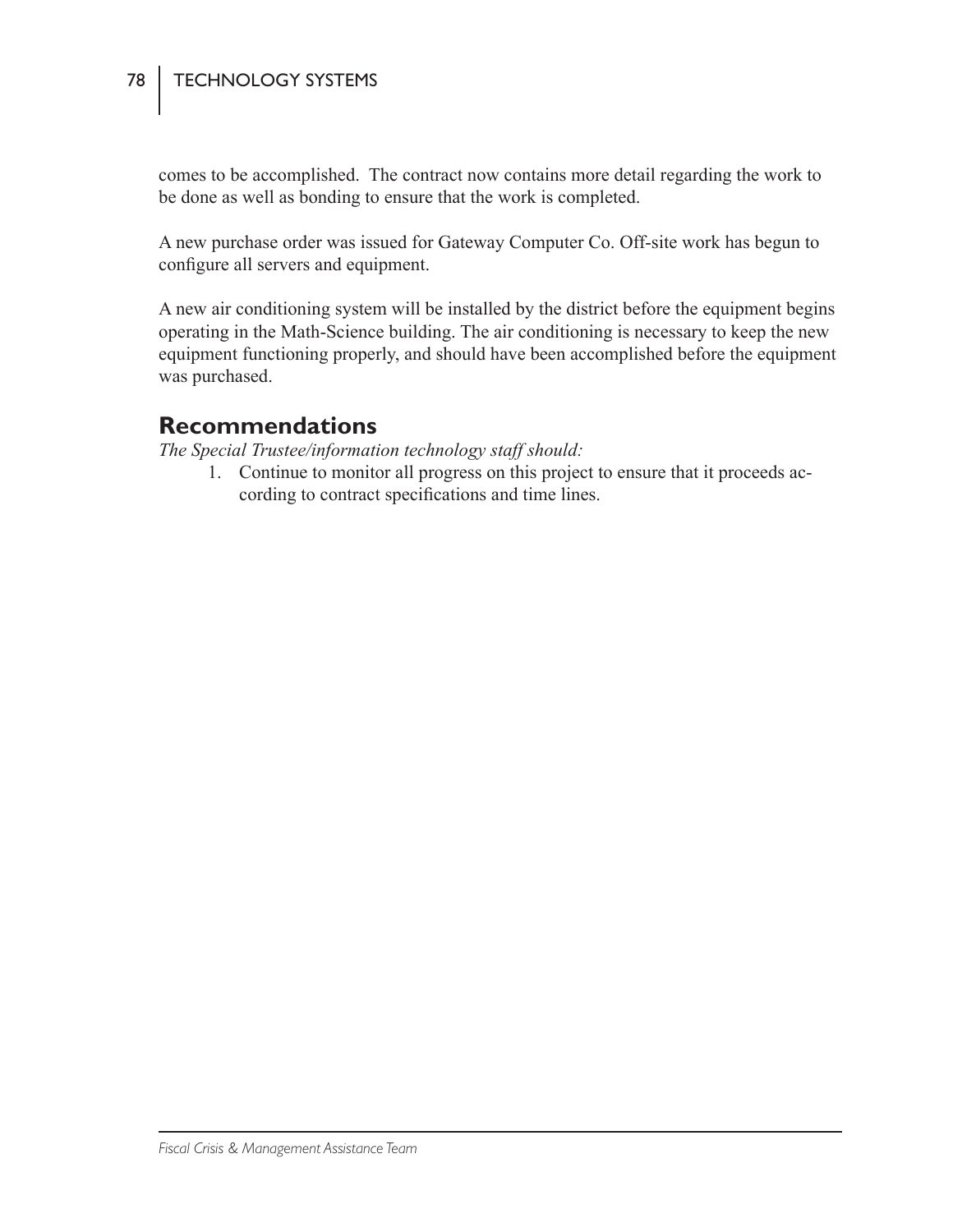comes to be accomplished. The contract now contains more detail regarding the work to be done as well as bonding to ensure that the work is completed.

A new purchase order was issued for Gateway Computer Co. Off-site work has begun to configure all servers and equipment.

A new air conditioning system will be installed by the district before the equipment begins operating in the Math-Science building. The air conditioning is necessary to keep the new equipment functioning properly, and should have been accomplished before the equipment was purchased.

## Recommendations

*The Special Trustee/information technology staff should:*

1. Continue to monitor all progress on this project to ensure that it proceeds according to contract specifications and time lines.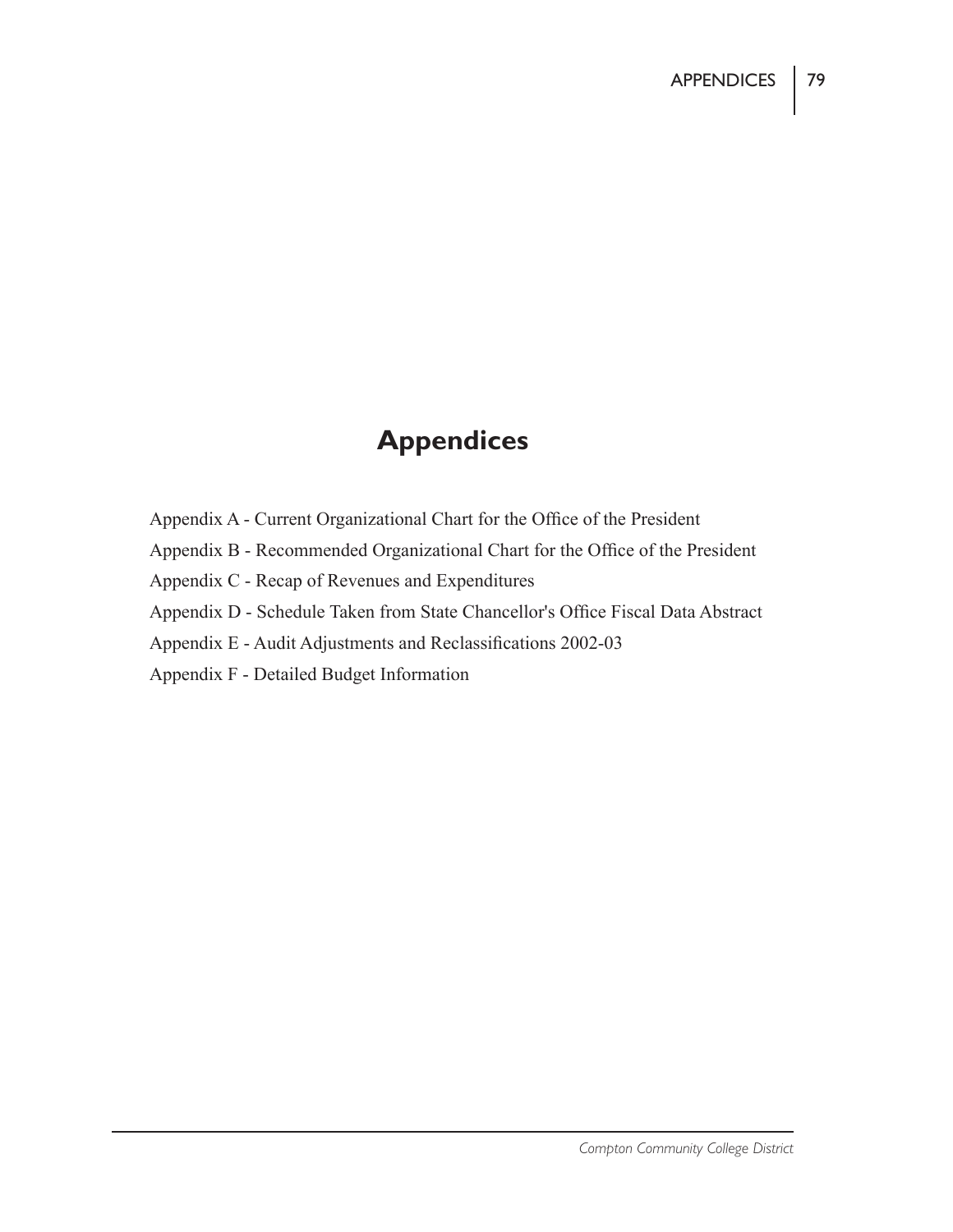# Appendices

Appendix A - Current Organizational Chart for the Office of the President

Appendix B - Recommended Organizational Chart for the Office of the President

Appendix C - Recap of Revenues and Expenditures

Appendix D - Schedule Taken from State Chancellor's Office Fiscal Data Abstract

Appendix E - Audit Adjustments and Reclassifications 2002-03

Appendix F - Detailed Budget Information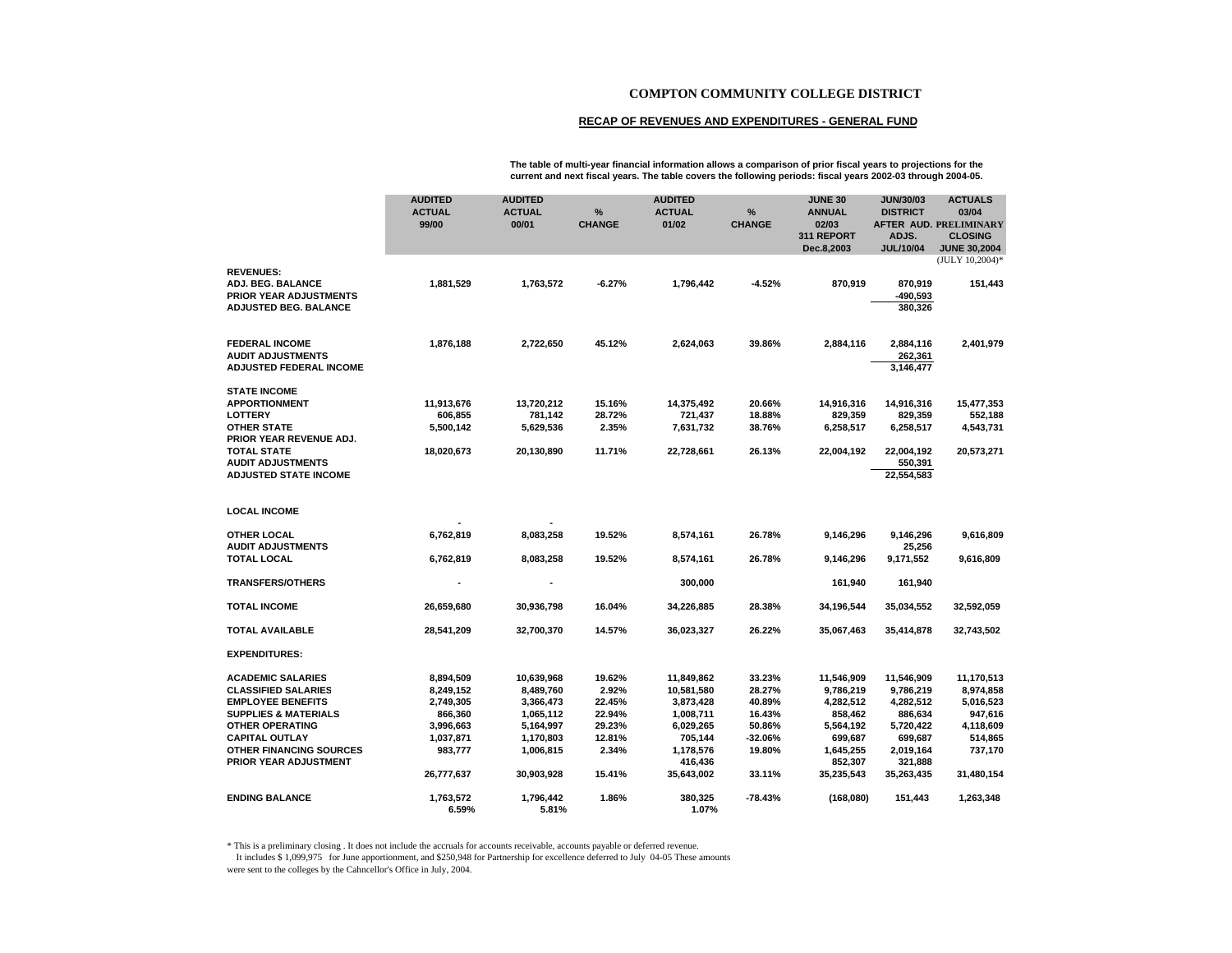# COMPTON COMMUNITY COLLEGE DISTRICT

## RECAP OF REVENUES AND EXPENDITURES - GENERAL FUND

**The table of multi-year financial information allows a comparison of prior fiscal years to projections for the current and next fiscal years. The table covers the following periods: fiscal years 2002-03 through 2004-05.**

| | AUDITED ACTUAL 99/00 | AUDITED ACTUAL 00/01 | % CHANGE | AUDITED ACTUAL 01/02 | % CHANGE | JUNE 30 ANNUAL 02/03 311 REPORT Dec.8,2003 | JUN/30/03 DISTRICT AFTER AUD. ADJS. JUL/10/04 | ACTUALS 03/04 PRELIMINARY CLOSING JUNE 30,2004 (JULY 10,2004)* |
|---|---|---|---|---|---|---|---|---|
| **REVENUES:** | | | | | | | | |
| **ADJ. BEG. BALANCE** | 1,881,529 | 1,763,572 | -6.27% | 1,796,442 | -4.52% | 870,919 | 870,919 | 151,443 |
| **PRIOR YEAR ADJUSTMENTS** | | | | | | | -490,593 | |
| **ADJUSTED BEG. BALANCE** | | | | | | | 380,326 | |
| **FEDERAL INCOME** | 1,876,188 | 2,722,650 | 45.12% | 2,624,063 | 39.86% | 2,884,116 | 2,884,116 | 2,401,979 |
| **AUDIT ADJUSTMENTS** | | | | | | | 262,361 | |
| **ADJUSTED FEDERAL INCOME** | | | | | | | 3,146,477 | |
| **STATE INCOME** | | | | | | | | |
| **APPORTIONMENT** | 11,913,676 | 13,720,212 | 15.16% | 14,375,492 | 20.66% | 14,916,316 | 14,916,316 | 15,477,353 |
| **LOTTERY** | 606,855 | 781,142 | 28.72% | 721,437 | 18.88% | 829,359 | 829,359 | 552,188 |
| **OTHER STATE** | 5,500,142 | 5,629,536 | 2.35% | 7,631,732 | 38.76% | 6,258,517 | 6,258,517 | 4,543,731 |
| **PRIOR YEAR REVENUE ADJ.** | | | | | | | | |
| **TOTAL STATE** | 18,020,673 | 20,130,890 | 11.71% | 22,728,661 | 26.13% | 22,004,192 | 22,004,192 | 20,573,271 |
| **AUDIT ADJUSTMENTS** | | | | | | | 550,391 | |
| **ADJUSTED STATE INCOME** | | | | | | | 22,554,583 | |
| **LOCAL INCOME** | - | - | | | | | | |
| **OTHER LOCAL** | 6,762,819 | 8,083,258 | 19.52% | 8,574,161 | 26.78% | 9,146,296 | 9,146,296 | 9,616,809 |
| **AUDIT ADJUSTMENTS** | | | | | | | 25,256 | |
| **TOTAL LOCAL** | 6,762,819 | 8,083,258 | 19.52% | 8,574,161 | 26.78% | 9,146,296 | 9,171,552 | 9,616,809 |
| **TRANSFERS/OTHERS** | - | - | | 300,000 | | 161,940 | 161,940 | |
| **TOTAL INCOME** | 26,659,680 | 30,936,798 | 16.04% | 34,226,885 | 28.38% | 34,196,544 | 35,034,552 | 32,592,059 |
| **TOTAL AVAILABLE** | 28,541,209 | 32,700,370 | 14.57% | 36,023,327 | 26.22% | 35,067,463 | 35,414,878 | 32,743,502 |
| **EXPENDITURES:** | | | | | | | | |
| **ACADEMIC SALARIES** | 8,894,509 | 10,639,968 | 19.62% | 11,849,862 | 33.23% | 11,546,909 | 11,546,909 | 11,170,513 |
| **CLASSIFIED SALARIES** | 8,249,152 | 8,489,760 | 2.92% | 10,581,580 | 28.27% | 9,786,219 | 9,786,219 | 8,974,858 |
| **EMPLOYEE BENEFITS** | 2,749,305 | 3,366,473 | 22.45% | 3,873,428 | 40.89% | 4,282,512 | 4,282,512 | 5,016,523 |
| **SUPPLIES & MATERIALS** | 866,360 | 1,065,112 | 22.94% | 1,008,711 | 16.43% | 858,462 | 886,634 | 947,616 |
| **OTHER OPERATING** | 3,996,663 | 5,164,997 | 29.23% | 6,029,265 | 50.86% | 5,564,192 | 5,720,422 | 4,118,609 |
| **CAPITAL OUTLAY** | 1,037,871 | 1,170,803 | 12.81% | 705,144 | -32.06% | 699,687 | 699,687 | 514,865 |
| **OTHER FINANCING SOURCES** | 983,777 | 1,006,815 | 2.34% | 1,178,576 | 19.80% | 1,645,255 | 2,019,164 | 737,170 |
| **PRIOR YEAR ADJUSTMENT** | | | | 416,436 | | 852,307 | 321,888 | |
| | 26,777,637 | 30,903,928 | 15.41% | 35,643,002 | 33.11% | 35,235,543 | 35,263,435 | 31,480,154 |
| **ENDING BALANCE** | 1,763,572 | 1,796,442 | 1.86% | 380,325 | -78.43% | (168,080) | 151,443 | 1,263,348 |
| | 6.59% | 5.81% | | 1.07% | | | | |

\* This is a preliminary closing . It does not include the accruals for accounts receivable, accounts payable or deferred revenue.
It includes $ 1,099,975 for June apportionment, and $250,948 for Partnership for excellence deferred to July 04-05 These amounts were sent to the colleges by the Cahncellor's Office in July, 2004.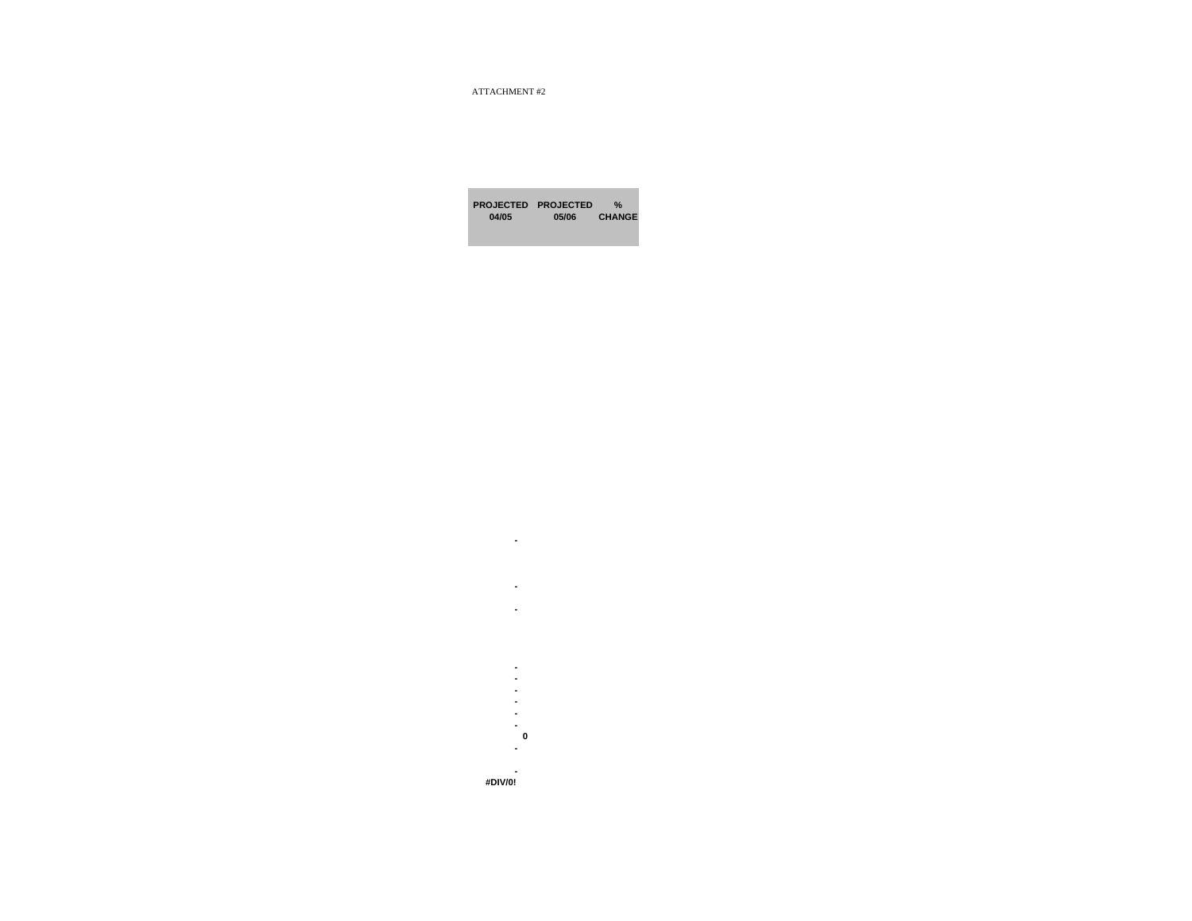ATTACHMENT #2

| PROJECTED 04/05 | PROJECTED 05/06 | % CHANGE |
|---|---|---|
| - | | |
| - | | |
| - | | |
| - | | |
| - | | |
| - | | |
| - | | |
| - | | |
| - | | |
| 0 | | |
| - | | |
| - | | |
| #DIV/0! | | |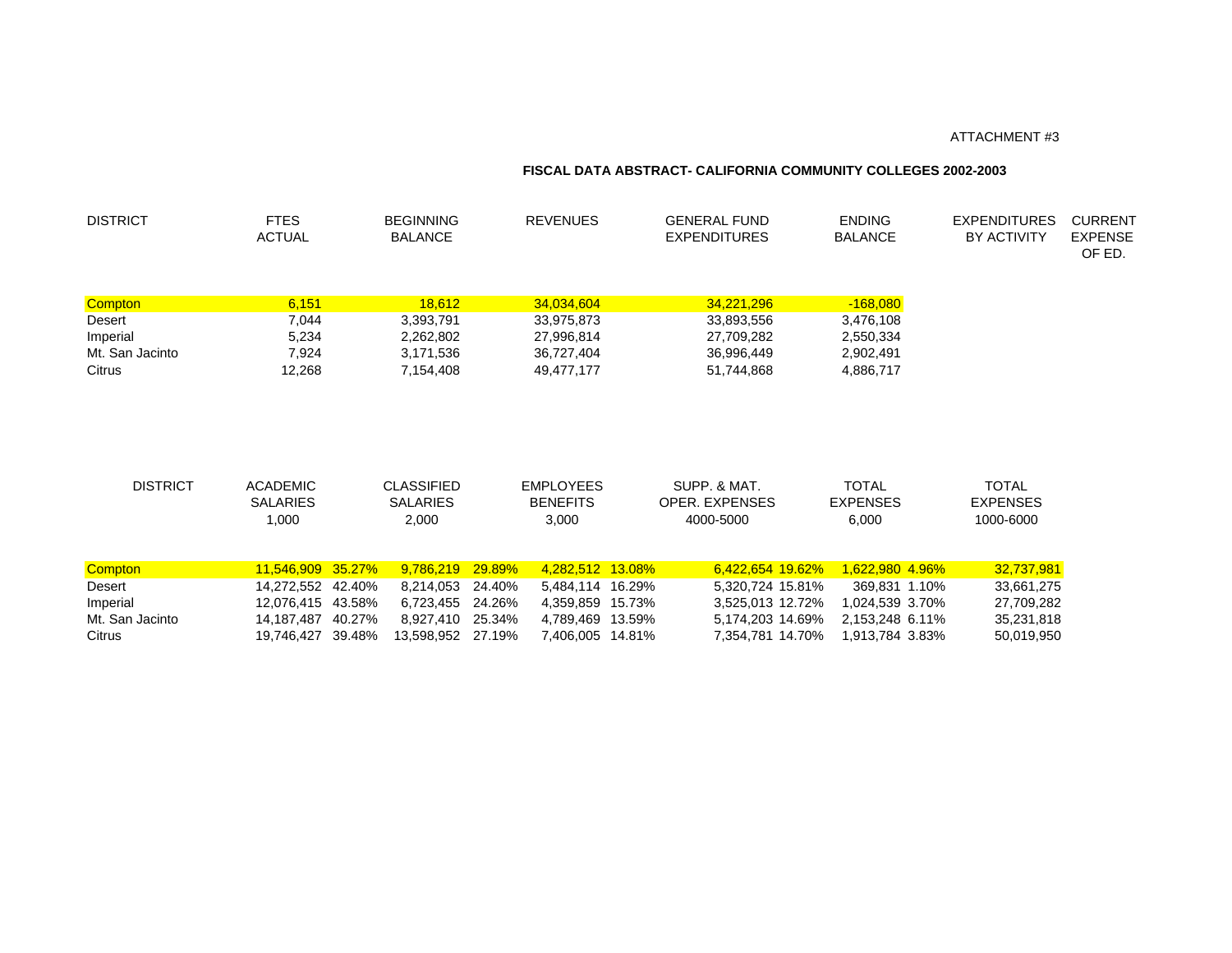ATTACHMENT #3

**FISCAL DATA ABSTRACT- CALIFORNIA COMMUNITY COLLEGES 2002-2003**

| DISTRICT | FTES ACTUAL | BEGINNING BALANCE | REVENUES | GENERAL FUND EXPENDITURES | ENDING BALANCE | EXPENDITURES BY ACTIVITY | CURRENT EXPENSE OF ED. |
|---|---|---|---|---|---|---|---|
| Compton | 6,151 | 18,612 | 34,034,604 | 34,221,296 | -168,080 | | |
| Desert | 7,044 | 3,393,791 | 33,975,873 | 33,893,556 | 3,476,108 | | |
| Imperial | 5,234 | 2,262,802 | 27,996,814 | 27,709,282 | 2,550,334 | | |
| Mt. San Jacinto | 7,924 | 3,171,536 | 36,727,404 | 36,996,449 | 2,902,491 | | |
| Citrus | 12,268 | 7,154,408 | 49,477,177 | 51,744,868 | 4,886,717 | | |

| DISTRICT | ACADEMIC SALARIES 1,000 | | CLASSIFIED SALARIES 2,000 | | EMPLOYEES BENEFITS 3,000 | | SUPP. & MAT. OPER. EXPENSES 4000-5000 | | TOTAL EXPENSES 6,000 | | TOTAL EXPENSES 1000-6000 |
|---|---|---|---|---|---|---|---|---|---|---|---|
| Compton | 11,546,909 | 35.27% | 9,786,219 | 29.89% | 4,282,512 | 13.08% | 6,422,654 | 19.62% | 1,622,980 | 4.96% | 32,737,981 |
| Desert | 14,272,552 | 42.40% | 8,214,053 | 24.40% | 5,484,114 | 16.29% | 5,320,724 | 15.81% | 369,831 | 1.10% | 33,661,275 |
| Imperial | 12,076,415 | 43.58% | 6,723,455 | 24.26% | 4,359,859 | 15.73% | 3,525,013 | 12.72% | 1,024,539 | 3.70% | 27,709,282 |
| Mt. San Jacinto | 14,187,487 | 40.27% | 8,927,410 | 25.34% | 4,789,469 | 13.59% | 5,174,203 | 14.69% | 2,153,248 | 6.11% | 35,231,818 |
| Citrus | 19,746,427 | 39.48% | 13,598,952 | 27.19% | 7,406,005 | 14.81% | 7,354,781 | 14.70% | 1,913,784 | 3.83% | 50,019,950 |